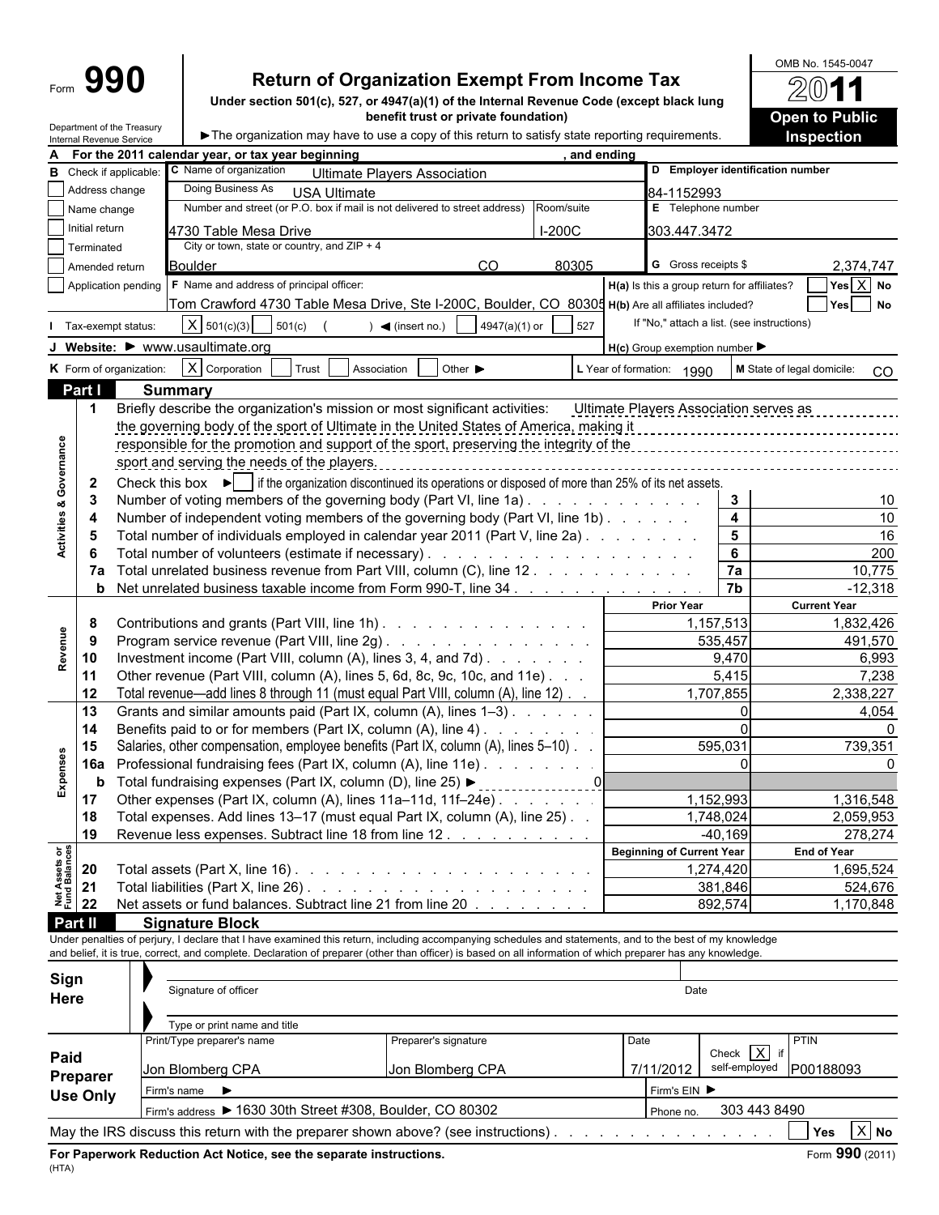Form **990**

# Return of Organization Exempt From Income Tax

**Under section 501(c), 527, or 4947(a)(1) of the Internal Revenue Code (except black lung benefit trust or private foundation)**

Department of the Treasury
Internal Revenue Service

► The organization may have to use a copy of this return to satisfy state reporting requirements.

OMB No. 1545-0047

**2011**

**Open to Public Inspection**

**A** For the 2011 calendar year, or tax year beginning , and ending

**B** Check if applicable:
- [ ] Address change
- [ ] Name change
- [ ] Initial return
- [ ] Terminated
- [ ] Amended return
- [ ] Application pending

**C** Name of organization: Ultimate Players Association
Doing Business As: USA Ultimate
Number and street (or P.O. box if mail is not delivered to street address): 4730 Table Mesa Drive — Room/suite: I-200C
City or town, state or country, and ZIP + 4: Boulder CO 80305

**D** Employer identification number: 84-1152993

**E** Telephone number: 303.447.3472

**G** Gross receipts $ 2,374,747

**F** Name and address of principal officer: Tom Crawford 4730 Table Mesa Drive, Ste I-200C, Boulder, CO 80305

**H(a)** Is this a group return for affiliates? Yes [X] No

**H(b)** Are all affiliates included? Yes No
If "No," attach a list. (see instructions)

**H(c)** Group exemption number ►

**I** Tax-exempt status: [X] 501(c)(3) [ ] 501(c) ( ) ◄ (insert no.) [ ] 4947(a)(1) or [ ] 527

**J** Website: ► www.usaultimate.org

**K** Form of organization: [X] Corporation [ ] Trust [ ] Association [ ] Other ►

**L** Year of formation: 1990

**M** State of legal domicile: CO

## Part I Summary

**Activities & Governance**

1 Briefly describe the organization's mission or most significant activities: Ultimate Players Association serves as the governing body of the sport of Ultimate in the United States of America, making it responsible for the promotion and support of the sport, preserving the integrity of the sport and serving the needs of the players.

2 Check this box ► [ ] if the organization discontinued its operations or disposed of more than 25% of its net assets.

| | | | |
|---|---|---|---|
| 3 | Number of voting members of the governing body (Part VI, line 1a) | 3 | 10 |
| 4 | Number of independent voting members of the governing body (Part VI, line 1b) | 4 | 10 |
| 5 | Total number of individuals employed in calendar year 2011 (Part V, line 2a) | 5 | 16 |
| 6 | Total number of volunteers (estimate if necessary) | 6 | 200 |
| 7a | Total unrelated business revenue from Part VIII, column (C), line 12 | 7a | 10,775 |
| b | Net unrelated business taxable income from Form 990-T, line 34 | 7b | -12,318 |

| | | | Prior Year | Current Year |
|---|---|---|---|---|
| **Revenue** | 8 | Contributions and grants (Part VIII, line 1h) | 1,157,513 | 1,832,426 |
| | 9 | Program service revenue (Part VIII, line 2g) | 535,457 | 491,570 |
| | 10 | Investment income (Part VIII, column (A), lines 3, 4, and 7d) | 9,470 | 6,993 |
| | 11 | Other revenue (Part VIII, column (A), lines 5, 6d, 8c, 9c, 10c, and 11e) | 5,415 | 7,238 |
| | 12 | Total revenue—add lines 8 through 11 (must equal Part VIII, column (A), line 12) | 1,707,855 | 2,338,227 |
| **Expenses** | 13 | Grants and similar amounts paid (Part IX, column (A), lines 1–3) | 0 | 4,054 |
| | 14 | Benefits paid to or for members (Part IX, column (A), line 4) | 0 | 0 |
| | 15 | Salaries, other compensation, employee benefits (Part IX, column (A), lines 5–10) | 595,031 | 739,351 |
| | 16a | Professional fundraising fees (Part IX, column (A), line 11e) | 0 | 0 |
| | b | Total fundraising expenses (Part IX, column (D), line 25) ► 0 | | |
| | 17 | Other expenses (Part IX, column (A), lines 11a–11d, 11f–24e) | 1,152,993 | 1,316,548 |
| | 18 | Total expenses. Add lines 13–17 (must equal Part IX, column (A), line 25) | 1,748,024 | 2,059,953 |
| | 19 | Revenue less expenses. Subtract line 18 from line 12 | -40,169 | 278,274 |

| | | | Beginning of Current Year | End of Year |
|---|---|---|---|---|
| **Net Assets or Fund Balances** | 20 | Total assets (Part X, line 16) | 1,274,420 | 1,695,524 |
| | 21 | Total liabilities (Part X, line 26) | 381,846 | 524,676 |
| | 22 | Net assets or fund balances. Subtract line 21 from line 20 | 892,574 | 1,170,848 |

## Part II Signature Block

Under penalties of perjury, I declare that I have examined this return, including accompanying schedules and statements, and to the best of my knowledge and belief, it is true, correct, and complete. Declaration of preparer (other than officer) is based on all information of which preparer has any knowledge.

**Sign Here**

Signature of officer — Date

Type or print name and title

**Paid Preparer Use Only**

| Print/Type preparer's name | Preparer's signature | Date | Check [X] if self-employed | PTIN |
|---|---|---|---|---|
| Jon Blomberg CPA | Jon Blomberg CPA | 7/11/2012 | | P00188093 |

Firm's name ► — Firm's EIN ►

Firm's address ► 1630 30th Street #308, Boulder, CO 80302 — Phone no. 303 443 8490

May the IRS discuss this return with the preparer shown above? (see instructions) [ ] Yes [X] No

**For Paperwork Reduction Act Notice, see the separate instructions.**

(HTA) Form **990** (2011)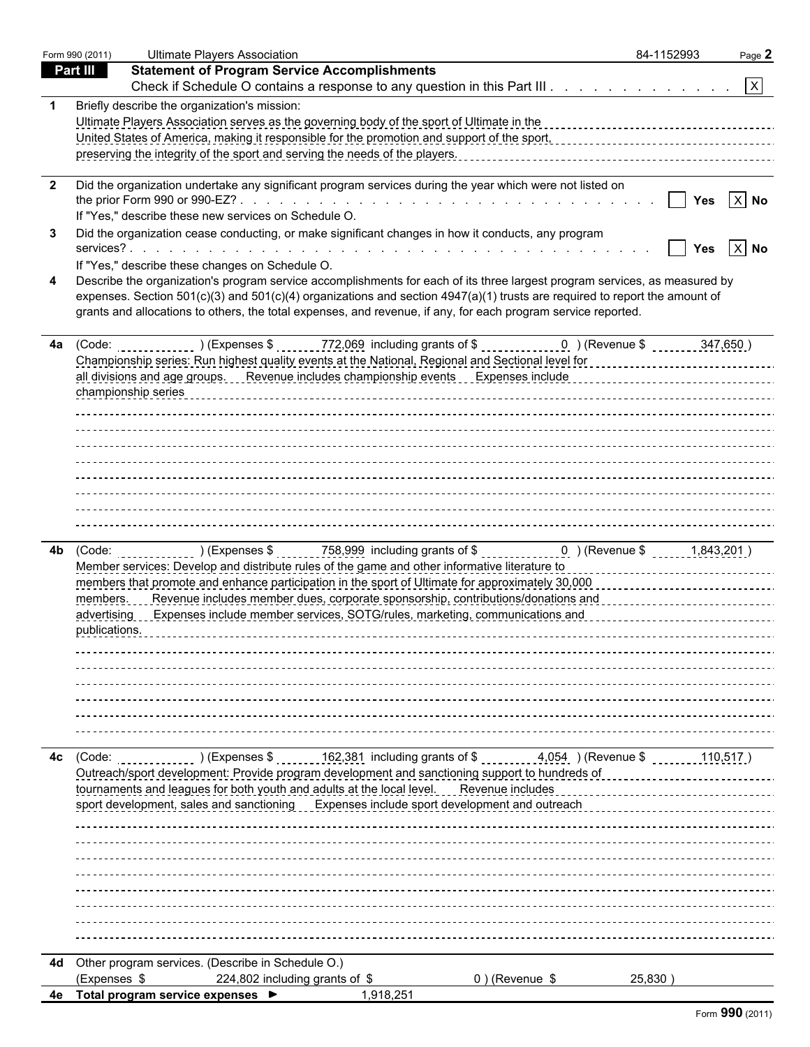Form 990 (2011) Ultimate Players Association 84-1152993

## Part III Statement of Program Service Accomplishments

Check if Schedule O contains a response to any question in this Part III . . . . . . . . . . . . . [X]

**1** Briefly describe the organization's mission:

Ultimate Players Association serves as the governing body of the sport of Ultimate in the United States of America, making it responsible for the promotion and support of the sport, preserving the integrity of the sport and serving the needs of the players.

**2** Did the organization undertake any significant program services during the year which were not listed on the prior Form 990 or 990-EZ? . . . . . . . . . . . . . . . . . . . . . . . . . . . . . . [ ] Yes [X] No

If "Yes," describe these new services on Schedule O.

**3** Did the organization cease conducting, or make significant changes in how it conducts, any program services? . . . . . . . . . . . . . . . . . . . . . . . . . . . . . . . . . . . . . . . [ ] Yes [X] No

If "Yes," describe these changes on Schedule O.

**4** Describe the organization's program service accomplishments for each of its three largest program services, as measured by expenses. Section 501(c)(3) and 501(c)(4) organizations and section 4947(a)(1) trusts are required to report the amount of grants and allocations to others, the total expenses, and revenue, if any, for each program service reported.

**4a** (Code: ) (Expenses $ 772,069 including grants of $ 0 ) (Revenue $ 347,650 )

Championship series: Run highest quality events at the National, Regional and Sectional level for all divisions and age groups. Revenue includes championship events Expenses include championship series

**4b** (Code: ) (Expenses $ 758,999 including grants of $ 0 ) (Revenue $ 1,843,201 )

Member services: Develop and distribute rules of the game and other informative literature to members that promote and enhance participation in the sport of Ultimate for approximately 30,000 members. Revenue includes member dues, corporate sponsorship, contributions/donations and advertising Expenses include member services, SOTG/rules, marketing, communications and publications.

**4c** (Code: ) (Expenses $ 162,381 including grants of $ 4,054 ) (Revenue $ 110,517 )

Outreach/sport development: Provide program development and sanctioning support to hundreds of tournaments and leagues for both youth and adults at the local level. Revenue includes sport development, sales and sanctioning Expenses include sport development and outreach

**4d** Other program services. (Describe in Schedule O.)

(Expenses $ 224,802 including grants of $ 0 ) (Revenue $ 25,830 )

**4e Total program service expenses ►** 1,918,251

Form **990** (2011)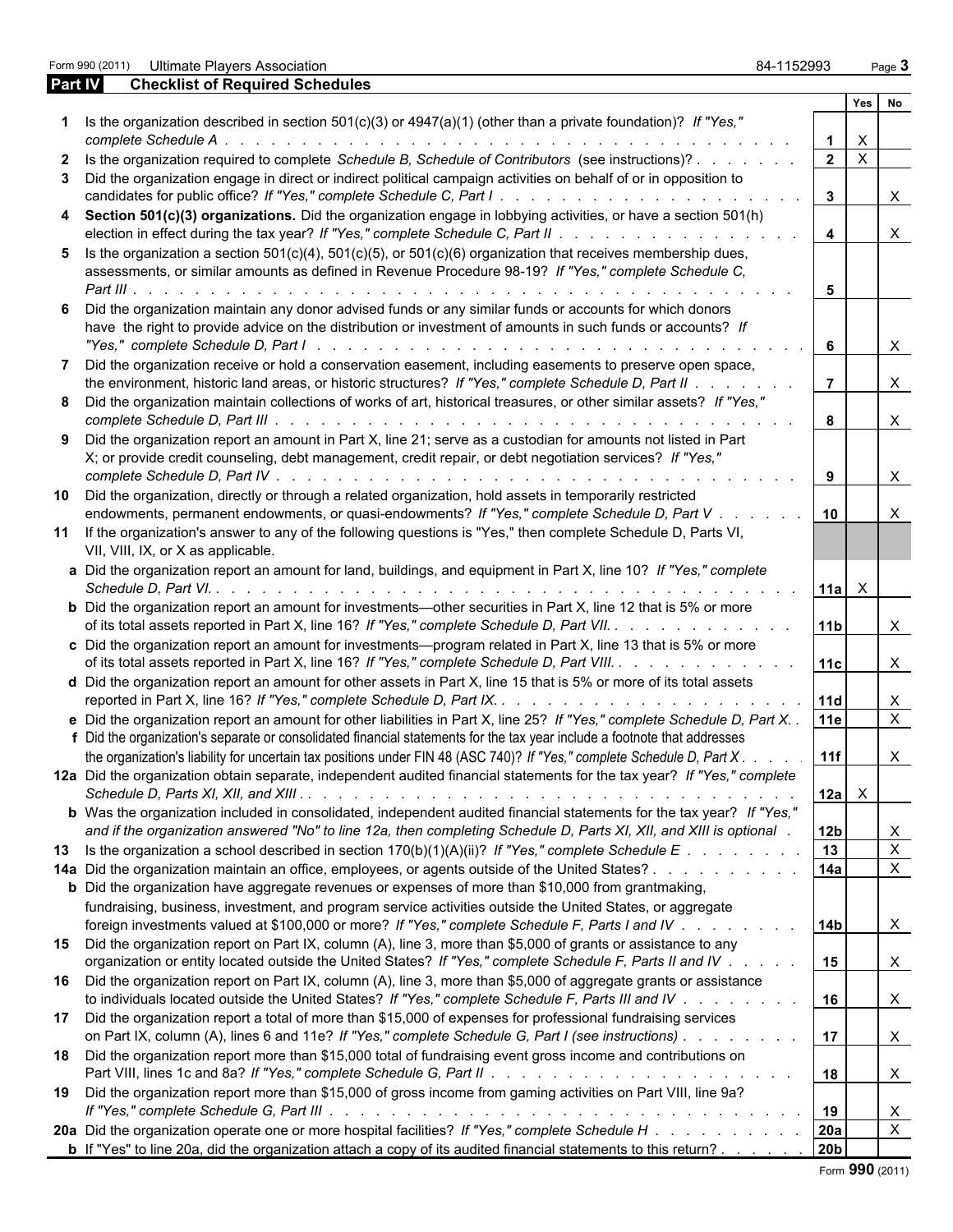Form 990 (2011) Ultimate Players Association 84-1152993

**Part IV Checklist of Required Schedules**

| | | | Yes | No |
|---|---|---|---|---|
| **1** | Is the organization described in section 501(c)(3) or 4947(a)(1) (other than a private foundation)? *If "Yes," complete Schedule A* | **1** | X | |
| **2** | Is the organization required to complete *Schedule B, Schedule of Contributors* (see instructions)? | **2** | X | |
| **3** | Did the organization engage in direct or indirect political campaign activities on behalf of or in opposition to candidates for public office? *If "Yes," complete Schedule C, Part I* | **3** | | X |
| **4** | **Section 501(c)(3) organizations.** Did the organization engage in lobbying activities, or have a section 501(h) election in effect during the tax year? *If "Yes," complete Schedule C, Part II* | **4** | | X |
| **5** | Is the organization a section 501(c)(4), 501(c)(5), or 501(c)(6) organization that receives membership dues, assessments, or similar amounts as defined in Revenue Procedure 98-19? *If "Yes," complete Schedule C, Part III* | **5** | | |
| **6** | Did the organization maintain any donor advised funds or any similar funds or accounts for which donors have the right to provide advice on the distribution or investment of amounts in such funds or accounts? *If "Yes," complete Schedule D, Part I* | **6** | | X |
| **7** | Did the organization receive or hold a conservation easement, including easements to preserve open space, the environment, historic land areas, or historic structures? *If "Yes," complete Schedule D, Part II* | **7** | | X |
| **8** | Did the organization maintain collections of works of art, historical treasures, or other similar assets? *If "Yes," complete Schedule D, Part III* | **8** | | X |
| **9** | Did the organization report an amount in Part X, line 21; serve as a custodian for amounts not listed in Part X; or provide credit counseling, debt management, credit repair, or debt negotiation services? *If "Yes," complete Schedule D, Part IV* | **9** | | X |
| **10** | Did the organization, directly or through a related organization, hold assets in temporarily restricted endowments, permanent endowments, or quasi-endowments? *If "Yes," complete Schedule D, Part V* | **10** | | X |
| **11** | If the organization's answer to any of the following questions is "Yes," then complete Schedule D, Parts VI, VII, VIII, IX, or X as applicable. | | | |
| **a** | Did the organization report an amount for land, buildings, and equipment in Part X, line 10? *If "Yes," complete Schedule D, Part VI.* | **11a** | X | |
| **b** | Did the organization report an amount for investments—other securities in Part X, line 12 that is 5% or more of its total assets reported in Part X, line 16? *If "Yes," complete Schedule D, Part VII.* | **11b** | | X |
| **c** | Did the organization report an amount for investments—program related in Part X, line 13 that is 5% or more of its total assets reported in Part X, line 16? *If "Yes," complete Schedule D, Part VIII.* | **11c** | | X |
| **d** | Did the organization report an amount for other assets in Part X, line 15 that is 5% or more of its total assets reported in Part X, line 16? *If "Yes," complete Schedule D, Part IX.* | **11d** | | X |
| **e** | Did the organization report an amount for other liabilities in Part X, line 25? *If "Yes," complete Schedule D, Part X.* | **11e** | | X |
| **f** | Did the organization's separate or consolidated financial statements for the tax year include a footnote that addresses the organization's liability for uncertain tax positions under FIN 48 (ASC 740)? *If "Yes," complete Schedule D, Part X* | **11f** | | X |
| **12a** | Did the organization obtain separate, independent audited financial statements for the tax year? *If "Yes," complete Schedule D, Parts XI, XII, and XIII* | **12a** | X | |
| **b** | Was the organization included in consolidated, independent audited financial statements for the tax year? *If "Yes," and if the organization answered "No" to line 12a, then completing Schedule D, Parts XI, XII, and XIII is optional* | **12b** | | X |
| **13** | Is the organization a school described in section 170(b)(1)(A)(ii)? *If "Yes," complete Schedule E* | **13** | | X |
| **14a** | Did the organization maintain an office, employees, or agents outside of the United States? | **14a** | | X |
| **b** | Did the organization have aggregate revenues or expenses of more than $10,000 from grantmaking, fundraising, business, investment, and program service activities outside the United States, or aggregate foreign investments valued at $100,000 or more? *If "Yes," complete Schedule F, Parts I and IV* | **14b** | | X |
| **15** | Did the organization report on Part IX, column (A), line 3, more than $5,000 of grants or assistance to any organization or entity located outside the United States? *If "Yes," complete Schedule F, Parts II and IV* | **15** | | X |
| **16** | Did the organization report on Part IX, column (A), line 3, more than $5,000 of aggregate grants or assistance to individuals located outside the United States? *If "Yes," complete Schedule F, Parts III and IV* | **16** | | X |
| **17** | Did the organization report a total of more than $15,000 of expenses for professional fundraising services on Part IX, column (A), lines 6 and 11e? *If "Yes," complete Schedule G, Part I (see instructions)* | **17** | | X |
| **18** | Did the organization report more than $15,000 total of fundraising event gross income and contributions on Part VIII, lines 1c and 8a? *If "Yes," complete Schedule G, Part II* | **18** | | X |
| **19** | Did the organization report more than $15,000 of gross income from gaming activities on Part VIII, line 9a? *If "Yes," complete Schedule G, Part III* | **19** | | X |
| **20a** | Did the organization operate one or more hospital facilities? *If "Yes," complete Schedule H* | **20a** | | X |
| **b** | If "Yes" to line 20a, did the organization attach a copy of its audited financial statements to this return? | **20b** | | |

Form **990** (2011)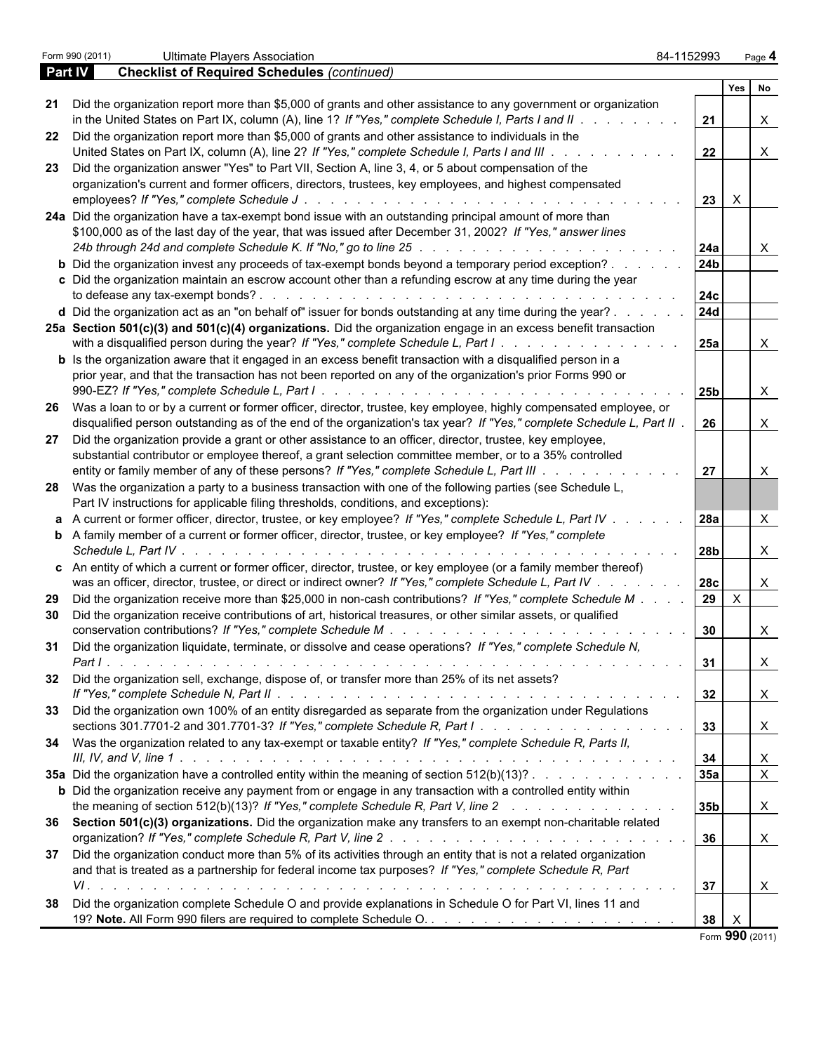Form 990 (2011) Ultimate Players Association 84-1152993 Page **4**

**Part IV** **Checklist of Required Schedules** *(continued)*

| | | | Yes | No |
|---|---|---|---|---|
| **21** | Did the organization report more than $5,000 of grants and other assistance to any government or organization in the United States on Part IX, column (A), line 1? *If "Yes," complete Schedule I, Parts I and II* | **21** | | X |
| **22** | Did the organization report more than $5,000 of grants and other assistance to individuals in the United States on Part IX, column (A), line 2? *If "Yes," complete Schedule I, Parts I and III* | **22** | | X |
| **23** | Did the organization answer "Yes" to Part VII, Section A, line 3, 4, or 5 about compensation of the organization's current and former officers, directors, trustees, key employees, and highest compensated employees? *If "Yes," complete Schedule J* | **23** | X | |
| **24a** | Did the organization have a tax-exempt bond issue with an outstanding principal amount of more than $100,000 as of the last day of the year, that was issued after December 31, 2002? *If "Yes," answer lines 24b through 24d and complete Schedule K. If "No," go to line 25* | **24a** | | X |
| **b** | Did the organization invest any proceeds of tax-exempt bonds beyond a temporary period exception? | **24b** | | |
| **c** | Did the organization maintain an escrow account other than a refunding escrow at any time during the year to defease any tax-exempt bonds? | **24c** | | |
| **d** | Did the organization act as an "on behalf of" issuer for bonds outstanding at any time during the year? | **24d** | | |
| **25a** | **Section 501(c)(3) and 501(c)(4) organizations.** Did the organization engage in an excess benefit transaction with a disqualified person during the year? *If "Yes," complete Schedule L, Part I* | **25a** | | X |
| **b** | Is the organization aware that it engaged in an excess benefit transaction with a disqualified person in a prior year, and that the transaction has not been reported on any of the organization's prior Forms 990 or 990-EZ? *If "Yes," complete Schedule L, Part I* | **25b** | | X |
| **26** | Was a loan to or by a current or former officer, director, trustee, key employee, highly compensated employee, or disqualified person outstanding as of the end of the organization's tax year? *If "Yes," complete Schedule L, Part II* | **26** | | X |
| **27** | Did the organization provide a grant or other assistance to an officer, director, trustee, key employee, substantial contributor or employee thereof, a grant selection committee member, or to a 35% controlled entity or family member of any of these persons? *If "Yes," complete Schedule L, Part III* | **27** | | X |
| **28** | Was the organization a party to a business transaction with one of the following parties (see Schedule L, Part IV instructions for applicable filing thresholds, conditions, and exceptions): | | | |
| **a** | A current or former officer, director, trustee, or key employee? *If "Yes," complete Schedule L, Part IV* | **28a** | | X |
| **b** | A family member of a current or former officer, director, trustee, or key employee? *If "Yes," complete Schedule L, Part IV* | **28b** | | X |
| **c** | An entity of which a current or former officer, director, trustee, or key employee (or a family member thereof) was an officer, director, trustee, or direct or indirect owner? *If "Yes," complete Schedule L, Part IV* | **28c** | | X |
| **29** | Did the organization receive more than $25,000 in non-cash contributions? *If "Yes," complete Schedule M* | **29** | X | |
| **30** | Did the organization receive contributions of art, historical treasures, or other similar assets, or qualified conservation contributions? *If "Yes," complete Schedule M* | **30** | | X |
| **31** | Did the organization liquidate, terminate, or dissolve and cease operations? *If "Yes," complete Schedule N, Part I* | **31** | | X |
| **32** | Did the organization sell, exchange, dispose of, or transfer more than 25% of its net assets? *If "Yes," complete Schedule N, Part II* | **32** | | X |
| **33** | Did the organization own 100% of an entity disregarded as separate from the organization under Regulations sections 301.7701-2 and 301.7701-3? *If "Yes," complete Schedule R, Part I* | **33** | | X |
| **34** | Was the organization related to any tax-exempt or taxable entity? *If "Yes," complete Schedule R, Parts II, III, IV, and V, line 1* | **34** | | X |
| **35a** | Did the organization have a controlled entity within the meaning of section 512(b)(13)? | **35a** | | X |
| **b** | Did the organization receive any payment from or engage in any transaction with a controlled entity within the meaning of section 512(b)(13)? *If "Yes," complete Schedule R, Part V, line 2* | **35b** | | X |
| **36** | **Section 501(c)(3) organizations.** Did the organization make any transfers to an exempt non-charitable related organization? *If "Yes," complete Schedule R, Part V, line 2* | **36** | | X |
| **37** | Did the organization conduct more than 5% of its activities through an entity that is not a related organization and that is treated as a partnership for federal income tax purposes? *If "Yes," complete Schedule R, Part VI* | **37** | | X |
| **38** | Did the organization complete Schedule O and provide explanations in Schedule O for Part VI, lines 11 and 19? **Note.** All Form 990 filers are required to complete Schedule O. | **38** | X | |

Form **990** (2011)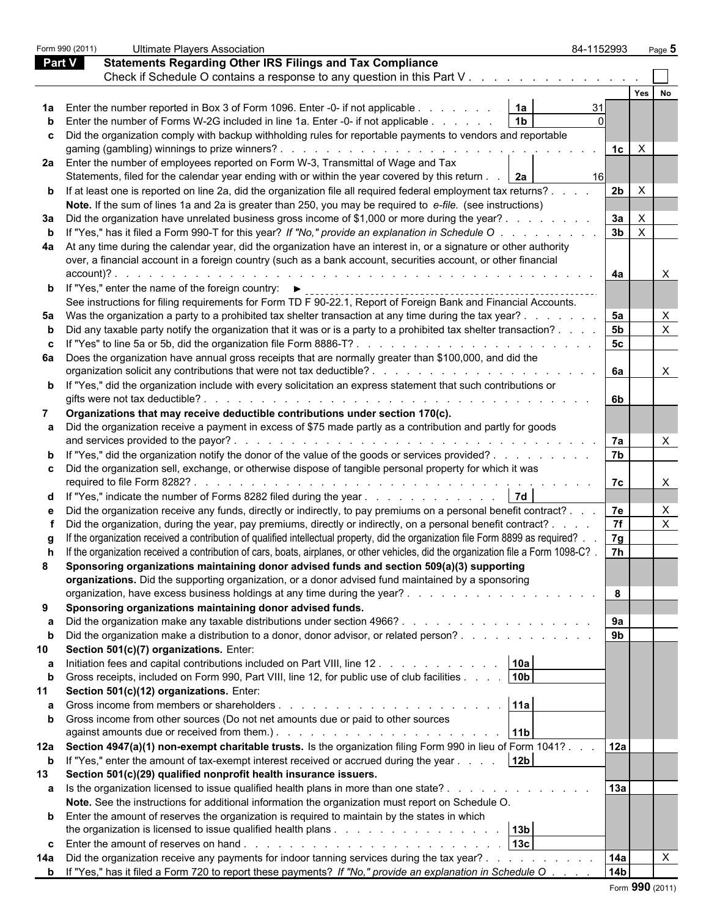Form 990 (2011) Ultimate Players Association 84-1152993 Page **5**

## Part V Statements Regarding Other IRS Filings and Tax Compliance

Check if Schedule O contains a response to any question in this Part V . . . . . . . . . . . . . . ☐

| | | | | | Yes | No |
|---|---|---|---|---|---|---|
| **1a** | Enter the number reported in Box 3 of Form 1096. Enter -0- if not applicable . . . . . . . . | **1a** | 31 | | | |
| **b** | Enter the number of Forms W-2G included in line 1a. Enter -0- if not applicable . . . . . . | **1b** | 0 | | | |
| **c** | Did the organization comply with backup withholding rules for reportable payments to vendors and reportable gaming (gambling) winnings to prize winners? . . . . . . . . . . . . . . . . . . . . . . . . . . | | | **1c** | X | |
| **2a** | Enter the number of employees reported on Form W-3, Transmittal of Wage and Tax Statements, filed for the calendar year ending with or within the year covered by this return . . | **2a** | 16 | | | |
| **b** | If at least one is reported on line 2a, did the organization file all required federal employment tax returns? . . . . **Note.** If the sum of lines 1a and 2a is greater than 250, you may be required to *e-file.* (see instructions) | | | **2b** | X | |
| **3a** | Did the organization have unrelated business gross income of $1,000 or more during the year? . . . . . . . . | | | **3a** | X | |
| **b** | If "Yes," has it filed a Form 990-T for this year? *If "No," provide an explanation in Schedule O* . . . . . . . . . | | | **3b** | X | |
| **4a** | At any time during the calendar year, did the organization have an interest in, or a signature or other authority over, a financial account in a foreign country (such as a bank account, securities account, or other financial account)? . . . . . . . . . . . . . . . . . . . . . . . . . . . . . . . . . . | | | **4a** | | X |
| **b** | If "Yes," enter the name of the foreign country: ► See instructions for filing requirements for Form TD F 90-22.1, Report of Foreign Bank and Financial Accounts. | | | | | |
| **5a** | Was the organization a party to a prohibited tax shelter transaction at any time during the tax year? . . . . . . . | | | **5a** | | X |
| **b** | Did any taxable party notify the organization that it was or is a party to a prohibited tax shelter transaction? . . . . | | | **5b** | | X |
| **c** | If "Yes" to line 5a or 5b, did the organization file Form 8886-T? . . . . . . . . . . . . . . . . . . . . . | | | **5c** | | |
| **6a** | Does the organization have annual gross receipts that are normally greater than $100,000, and did the organization solicit any contributions that were not tax deductible? . . . . . . . . . . . . . . . . . . . . | | | **6a** | | X |
| **b** | If "Yes," did the organization include with every solicitation an express statement that such contributions or gifts were not tax deductible? . . . . . . . . . . . . . . . . . . . . . . . . . . . . . . . . | | | **6b** | | |
| **7** | **Organizations that may receive deductible contributions under section 170(c).** | | | | | |
| **a** | Did the organization receive a payment in excess of $75 made partly as a contribution and partly for goods and services provided to the payor? . . . . . . . . . . . . . . . . . . . . . . . . . . . . . | | | **7a** | | X |
| **b** | If "Yes," did the organization notify the donor of the value of the goods or services provided? . . . . . . . . . | | | **7b** | | |
| **c** | Did the organization sell, exchange, or otherwise dispose of tangible personal property for which it was required to file Form 8282? . . . . . . . . . . . . . . . . . . . . . . . . . . . . . . . . . . | | | **7c** | | X |
| **d** | If "Yes," indicate the number of Forms 8282 filed during the year . . . . . . . . . . . . . | **7d** | | | | |
| **e** | Did the organization receive any funds, directly or indirectly, to pay premiums on a personal benefit contract? . . . | | | **7e** | | X |
| **f** | Did the organization, during the year, pay premiums, directly or indirectly, on a personal benefit contract? . . . . | | | **7f** | | X |
| **g** | If the organization received a contribution of qualified intellectual property, did the organization file Form 8899 as required? . . | | | **7g** | | |
| **h** | If the organization received a contribution of cars, boats, airplanes, or other vehicles, did the organization file a Form 1098-C? . | | | **7h** | | |
| **8** | **Sponsoring organizations maintaining donor advised funds and section 509(a)(3) supporting organizations.** Did the supporting organization, or a donor advised fund maintained by a sponsoring organization, have excess business holdings at any time during the year? . . . . . . . . . . . . . . . . . . | | | **8** | | |
| **9** | **Sponsoring organizations maintaining donor advised funds.** | | | | | |
| **a** | Did the organization make any taxable distributions under section 4966? . . . . . . . . . . . . . . . . . | | | **9a** | | |
| **b** | Did the organization make a distribution to a donor, donor advisor, or related person? . . . . . . . . . . . . | | | **9b** | | |
| **10** | **Section 501(c)(7) organizations.** Enter: | | | | | |
| **a** | Initiation fees and capital contributions included on Part VIII, line 12 . . . . . . . . . . . . | **10a** | | | | |
| **b** | Gross receipts, included on Form 990, Part VIII, line 12, for public use of club facilities . . . . | **10b** | | | | |
| **11** | **Section 501(c)(12) organizations.** Enter: | | | | | |
| **a** | Gross income from members or shareholders . . . . . . . . . . . . . . . . . . . . . | **11a** | | | | |
| **b** | Gross income from other sources (Do not net amounts due or paid to other sources against amounts due or received from them.) . . . . . . . . . . . . . . . . . . . . . . | **11b** | | | | |
| **12a** | **Section 4947(a)(1) non-exempt charitable trusts.** Is the organization filing Form 990 in lieu of Form 1041? . . . | | | **12a** | | |
| **b** | If "Yes," enter the amount of tax-exempt interest received or accrued during the year . . . . | **12b** | | | | |
| **13** | **Section 501(c)(29) qualified nonprofit health insurance issuers.** | | | | | |
| **a** | Is the organization licensed to issue qualified health plans in more than one state? . . . . . . . . . . . . . . **Note.** See the instructions for additional information the organization must report on Schedule O. | | | **13a** | | |
| **b** | Enter the amount of reserves the organization is required to maintain by the states in which the organization is licensed to issue qualified health plans . . . . . . . . . . . . . . . . | **13b** | | | | |
| **c** | Enter the amount of reserves on hand . . . . . . . . . . . . . . . . . . . . . . . . | **13c** | | | | |
| **14a** | Did the organization receive any payments for indoor tanning services during the tax year? . . . . . . . . . . | | | **14a** | | X |
| **b** | If "Yes," has it filed a Form 720 to report these payments? *If "No," provide an explanation in Schedule O* . . . . | | | **14b** | | |

Form **990** (2011)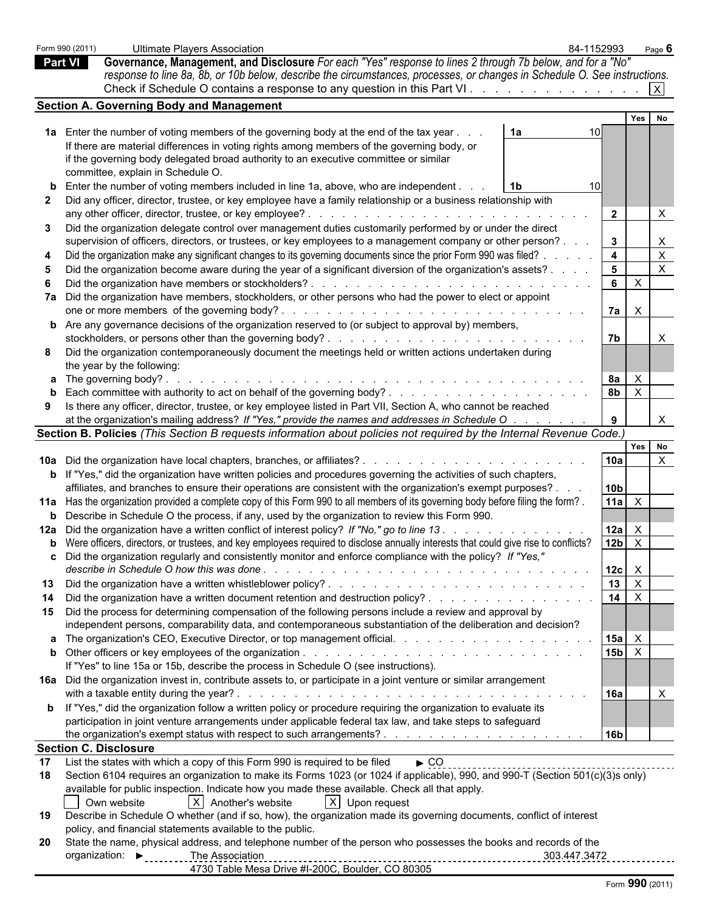Form 990 (2011) Ultimate Players Association 84-1152993 Page 6

## Part VI Governance, Management, and Disclosure

*For each "Yes" response to lines 2 through 7b below, and for a "No" response to line 8a, 8b, or 10b below, describe the circumstances, processes, or changes in Schedule O. See instructions.*

Check if Schedule O contains a response to any question in this Part VI . . . . . . . . . . . . . . [X]

### Section A. Governing Body and Management

| | | | | Yes | No |
|---|---|---|---|---|---|
| **1a** | Enter the number of voting members of the governing body at the end of the tax year . . . | 1a | 10 | | |
| | If there are material differences in voting rights among members of the governing body, or if the governing body delegated broad authority to an executive committee or similar committee, explain in Schedule O. | | | | |
| **b** | Enter the number of voting members included in line 1a, above, who are independent . . . | 1b | 10 | | |
| **2** | Did any officer, director, trustee, or key employee have a family relationship or a business relationship with any other officer, director, trustee, or key employee? | 2 | | | X |
| **3** | Did the organization delegate control over management duties customarily performed by or under the direct supervision of officers, directors, or trustees, or key employees to a management company or other person? | 3 | | | X |
| **4** | Did the organization make any significant changes to its governing documents since the prior Form 990 was filed? | 4 | | | X |
| **5** | Did the organization become aware during the year of a significant diversion of the organization's assets? | 5 | | | X |
| **6** | Did the organization have members or stockholders? | 6 | | X | |
| **7a** | Did the organization have members, stockholders, or other persons who had the power to elect or appoint one or more members of the governing body? | 7a | | X | |
| **b** | Are any governance decisions of the organization reserved to (or subject to approval by) members, stockholders, or persons other than the governing body? | 7b | | | X |
| **8** | Did the organization contemporaneously document the meetings held or written actions undertaken during the year by the following: | | | | |
| **a** | The governing body? | 8a | | X | |
| **b** | Each committee with authority to act on behalf of the governing body? | 8b | | X | |
| **9** | Is there any officer, director, trustee, or key employee listed in Part VII, Section A, who cannot be reached at the organization's mailing address? *If "Yes," provide the names and addresses in Schedule O* | 9 | | | X |

### Section B. Policies *(This Section B requests information about policies not required by the Internal Revenue Code.)*

| | | | Yes | No |
|---|---|---|---|---|
| **10a** | Did the organization have local chapters, branches, or affiliates? | 10a | | X |
| **b** | If "Yes," did the organization have written policies and procedures governing the activities of such chapters, affiliates, and branches to ensure their operations are consistent with the organization's exempt purposes? | 10b | | |
| **11a** | Has the organization provided a complete copy of this Form 990 to all members of its governing body before filing the form? | 11a | X | |
| **b** | Describe in Schedule O the process, if any, used by the organization to review this Form 990. | | | |
| **12a** | Did the organization have a written conflict of interest policy? *If "No," go to line 13* | 12a | X | |
| **b** | Were officers, directors, or trustees, and key employees required to disclose annually interests that could give rise to conflicts? | 12b | X | |
| **c** | Did the organization regularly and consistently monitor and enforce compliance with the policy? *If "Yes," describe in Schedule O how this was done* | 12c | X | |
| **13** | Did the organization have a written whistleblower policy? | 13 | X | |
| **14** | Did the organization have a written document retention and destruction policy? | 14 | X | |
| **15** | Did the process for determining compensation of the following persons include a review and approval by independent persons, comparability data, and contemporaneous substantiation of the deliberation and decision? | | | |
| **a** | The organization's CEO, Executive Director, or top management official. | 15a | X | |
| **b** | Other officers or key employees of the organization | 15b | X | |
| | If "Yes" to line 15a or 15b, describe the process in Schedule O (see instructions). | | | |
| **16a** | Did the organization invest in, contribute assets to, or participate in a joint venture or similar arrangement with a taxable entity during the year? | 16a | | X |
| **b** | If "Yes," did the organization follow a written policy or procedure requiring the organization to evaluate its participation in joint venture arrangements under applicable federal tax law, and take steps to safeguard the organization's exempt status with respect to such arrangements? | 16b | | |

### Section C. Disclosure

**17** List the states with which a copy of this Form 990 is required to be filed ► CO

**18** Section 6104 requires an organization to make its Forms 1023 (or 1024 if applicable), 990, and 990-T (Section 501(c)(3)s only) available for public inspection. Indicate how you made these available. Check all that apply.

[ ] Own website [X] Another's website [X] Upon request

**19** Describe in Schedule O whether (and if so, how), the organization made its governing documents, conflict of interest policy, and financial statements available to the public.

**20** State the name, physical address, and telephone number of the person who possesses the books and records of the organization: ► The Association 303.447.3472
4730 Table Mesa Drive #I-200C, Boulder, CO 80305

Form **990** (2011)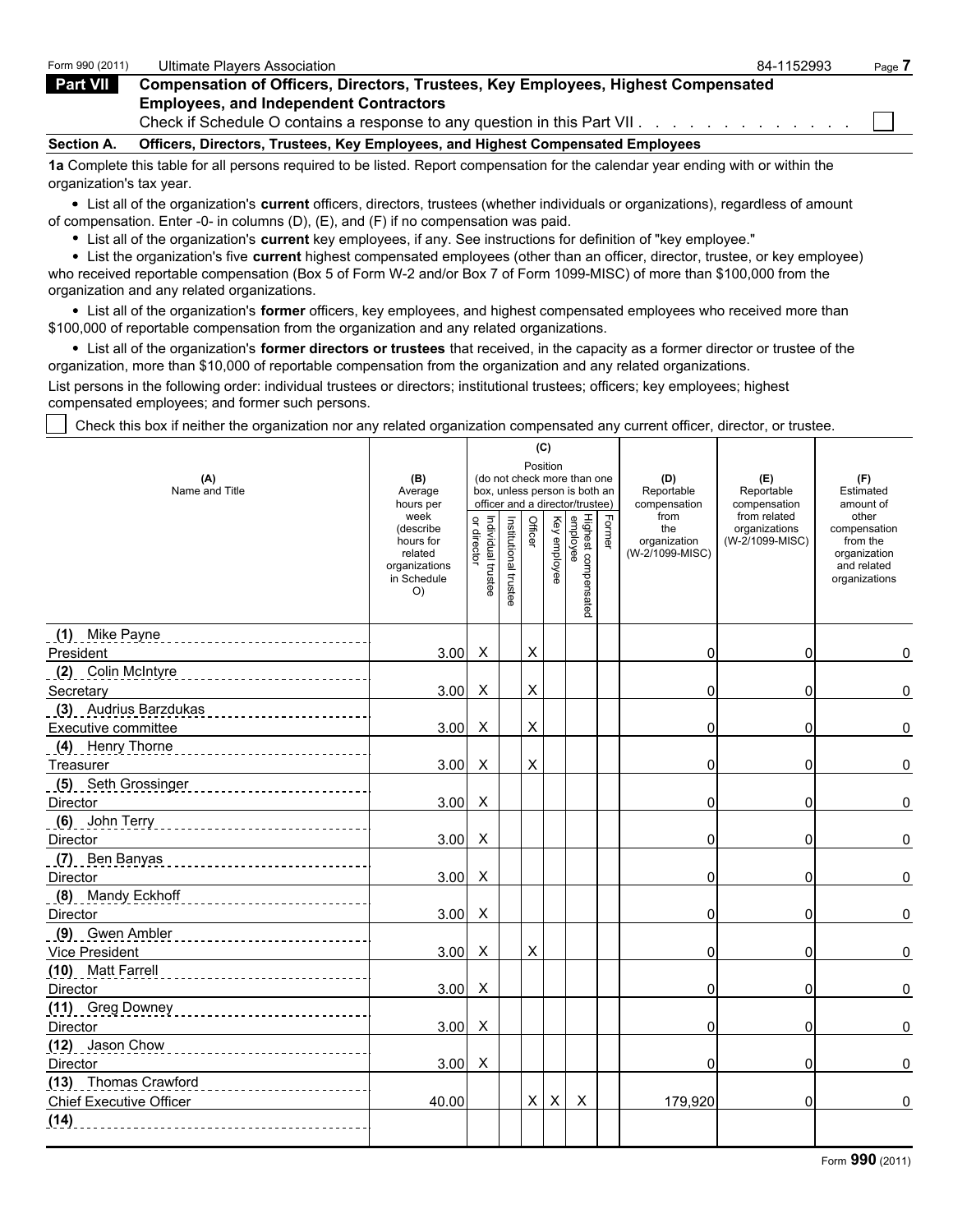Form 990 (2011) Ultimate Players Association 84-1152993

## Part VII Compensation of Officers, Directors, Trustees, Key Employees, Highest Compensated Employees, and Independent Contractors

Check if Schedule O contains a response to any question in this Part VII . . . . . . . . . . . . . . ☐

### Section A. Officers, Directors, Trustees, Key Employees, and Highest Compensated Employees

**1a** Complete this table for all persons required to be listed. Report compensation for the calendar year ending with or within the organization's tax year.

- List all of the organization's **current** officers, directors, trustees (whether individuals or organizations), regardless of amount of compensation. Enter -0- in columns (D), (E), and (F) if no compensation was paid.
- List all of the organization's **current** key employees, if any. See instructions for definition of "key employee."
- List the organization's five **current** highest compensated employees (other than an officer, director, trustee, or key employee) who received reportable compensation (Box 5 of Form W-2 and/or Box 7 of Form 1099-MISC) of more than $100,000 from the organization and any related organizations.
- List all of the organization's **former** officers, key employees, and highest compensated employees who received more than $100,000 of reportable compensation from the organization and any related organizations.
- List all of the organization's **former directors or trustees** that received, in the capacity as a former director or trustee of the organization, more than $10,000 of reportable compensation from the organization and any related organizations.

List persons in the following order: individual trustees or directors; institutional trustees; officers; key employees; highest compensated employees; and former such persons.

☐ Check this box if neither the organization nor any related organization compensated any current officer, director, or trustee.

| (A) Name and Title | (B) Average hours per week (describe hours for related organizations in Schedule O) | (C) Position (do not check more than one box, unless person is both an officer and a director/trustee) | | | | | | (D) Reportable compensation from the organization (W-2/1099-MISC) | (E) Reportable compensation from related organizations (W-2/1099-MISC) | (F) Estimated amount of other compensation from the organization and related organizations |
|---|---|---|---|---|---|---|---|---|---|---|
| | | Individual trustee or director | Institutional trustee | Officer | Key employee | Highest compensated employee | Former | | | |
| (1) Mike Payne<br>President | 3.00 | X | | X | | | | 0 | 0 | 0 |
| (2) Colin McIntyre<br>Secretary | 3.00 | X | | X | | | | 0 | 0 | 0 |
| (3) Audrius Barzdukas<br>Executive committee | 3.00 | X | | X | | | | 0 | 0 | 0 |
| (4) Henry Thorne<br>Treasurer | 3.00 | X | | X | | | | 0 | 0 | 0 |
| (5) Seth Grossinger<br>Director | 3.00 | X | | | | | | 0 | 0 | 0 |
| (6) John Terry<br>Director | 3.00 | X | | | | | | 0 | 0 | 0 |
| (7) Ben Banyas<br>Director | 3.00 | X | | | | | | 0 | 0 | 0 |
| (8) Mandy Eckhoff<br>Director | 3.00 | X | | | | | | 0 | 0 | 0 |
| (9) Gwen Ambler<br>Vice President | 3.00 | X | | X | | | | 0 | 0 | 0 |
| (10) Matt Farrell<br>Director | 3.00 | X | | | | | | 0 | 0 | 0 |
| (11) Greg Downey<br>Director | 3.00 | X | | | | | | 0 | 0 | 0 |
| (12) Jason Chow<br>Director | 3.00 | X | | | | | | 0 | 0 | 0 |
| (13) Thomas Crawford<br>Chief Executive Officer | 40.00 | | | X | X | X | | 179,920 | 0 | 0 |
| (14) | | | | | | | | | | |

Form **990** (2011)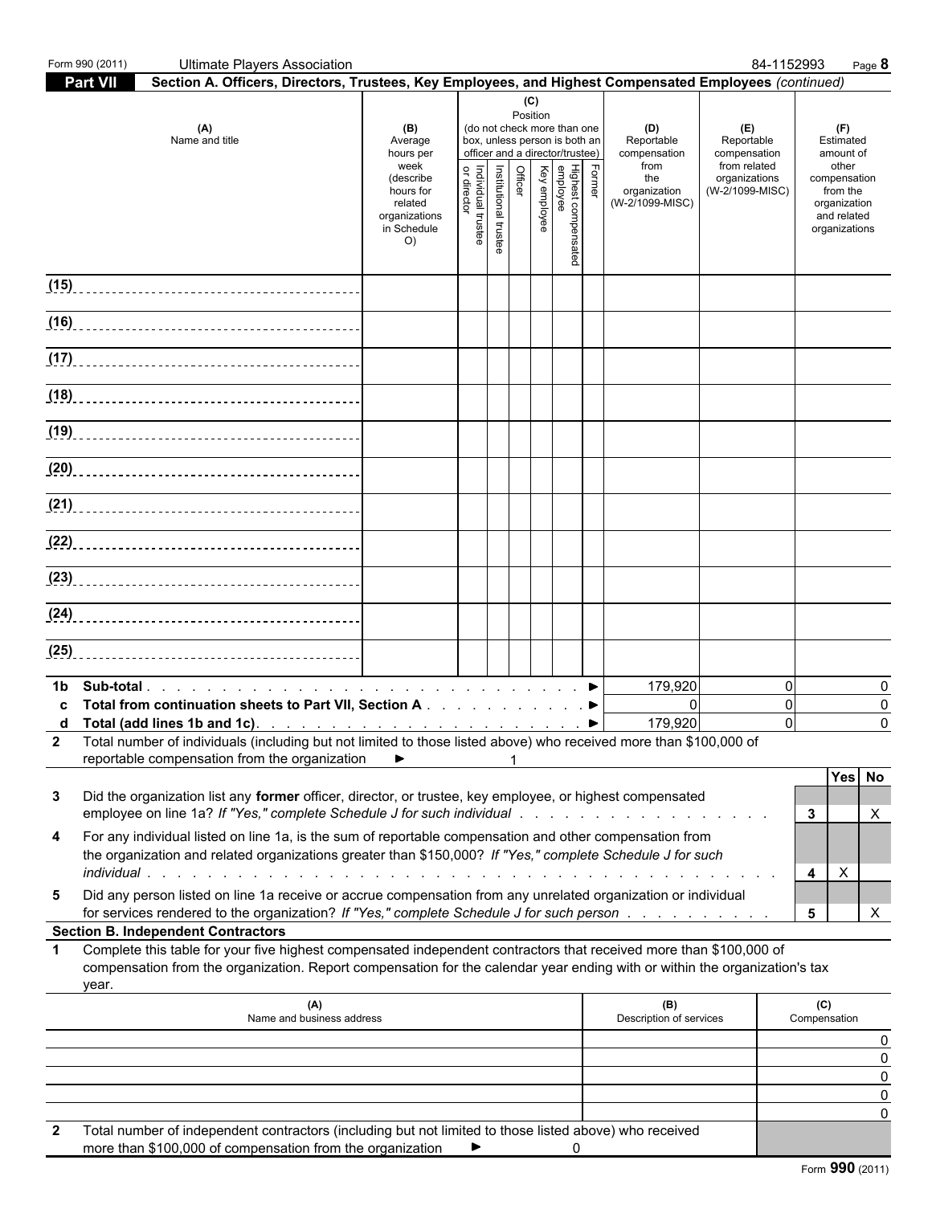Form 990 (2011) Ultimate Players Association 84-1152993 Page 8

## Part VII Section A. Officers, Directors, Trustees, Key Employees, and Highest Compensated Employees *(continued)*

| (A) Name and title | (B) Average hours per week (describe hours for related organizations in Schedule O) | (C) Position (do not check more than one box, unless person is both an officer and a director/trustee) | | | | | | (D) Reportable compensation from the organization (W-2/1099-MISC) | (E) Reportable compensation from related organizations (W-2/1099-MISC) | (F) Estimated amount of other compensation from the organization and related organizations |
|---|---|---|---|---|---|---|---|---|---|---|
| | | Individual trustee or director | Institutional trustee | Officer | Key employee | Highest compensated employee | Former | | | |
| (15) | | | | | | | | | | |
| (16) | | | | | | | | | | |
| (17) | | | | | | | | | | |
| (18) | | | | | | | | | | |
| (19) | | | | | | | | | | |
| (20) | | | | | | | | | | |
| (21) | | | | | | | | | | |
| (22) | | | | | | | | | | |
| (23) | | | | | | | | | | |
| (24) | | | | | | | | | | |
| (25) | | | | | | | | | | |

| | | (D) | (E) | (F) |
|---|---|---|---|---|
| **1b** | **Sub-total** ▶ | 179,920 | 0 | 0 |
| **c** | **Total from continuation sheets to Part VII, Section A** ▶ | 0 | 0 | 0 |
| **d** | **Total (add lines 1b and 1c)** ▶ | 179,920 | 0 | 0 |

**2** Total number of individuals (including but not limited to those listed above) who received more than $100,000 of reportable compensation from the organization ▶ 1

| | | | Yes | No |
|---|---|---|---|---|
| **3** | Did the organization list any **former** officer, director, or trustee, key employee, or highest compensated employee on line 1a? *If "Yes," complete Schedule J for such individual* | **3** | | X |
| **4** | For any individual listed on line 1a, is the sum of reportable compensation and other compensation from the organization and related organizations greater than $150,000? *If "Yes," complete Schedule J for such individual* | **4** | X | |
| **5** | Did any person listed on line 1a receive or accrue compensation from any unrelated organization or individual for services rendered to the organization? *If "Yes," complete Schedule J for such person* | **5** | | X |

### Section B. Independent Contractors

**1** Complete this table for your five highest compensated independent contractors that received more than $100,000 of compensation from the organization. Report compensation for the calendar year ending with or within the organization's tax year.

| (A) Name and business address | (B) Description of services | (C) Compensation |
|---|---|---|
| | | 0 |
| | | 0 |
| | | 0 |
| | | 0 |
| | | 0 |

**2** Total number of independent contractors (including but not limited to those listed above) who received more than $100,000 of compensation from the organization ▶ 0

Form **990** (2011)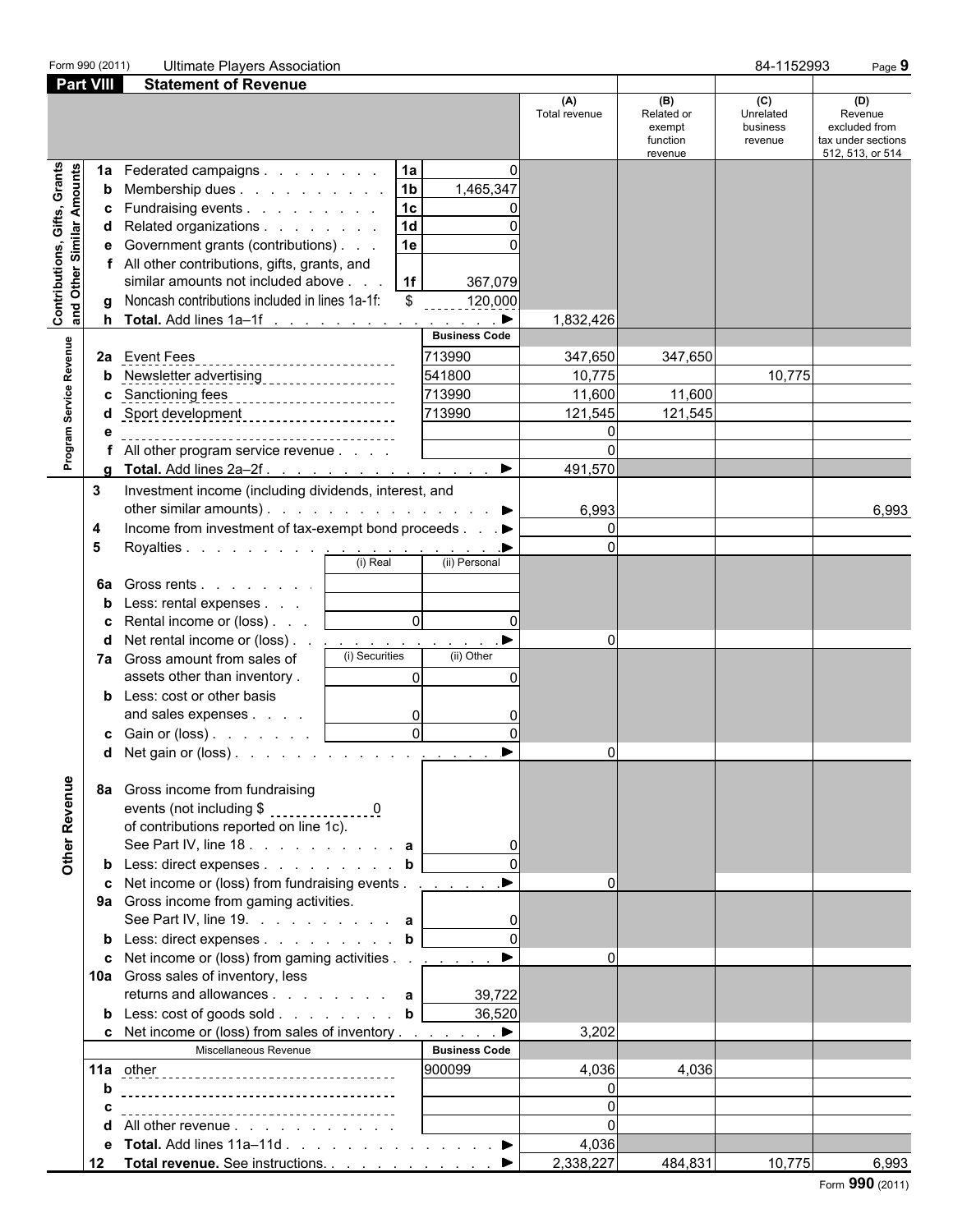Form 990 (2011) Ultimate Players Association 84-1152993

## Part VIII Statement of Revenue

| | | | (A) Total revenue | (B) Related or exempt function revenue | (C) Unrelated business revenue | (D) Revenue excluded from tax under sections 512, 513, or 514 |
|---|---|---|---|---|---|---|
| **Contributions, Gifts, Grants and Other Similar Amounts** | | | | | | |
| 1a Federated campaigns | 1a | 0 | | | | |
| b Membership dues | 1b | 1,465,347 | | | | |
| c Fundraising events | 1c | 0 | | | | |
| d Related organizations | 1d | 0 | | | | |
| e Government grants (contributions) | 1e | 0 | | | | |
| f All other contributions, gifts, grants, and similar amounts not included above | 1f | 367,079 | | | | |
| g Noncash contributions included in lines 1a-1f: | $ | 120,000 | | | | |
| h **Total.** Add lines 1a–1f | | | 1,832,426 | | | |
| **Program Service Revenue** | | Business Code | | | | |
| 2a Event Fees | | 713990 | 347,650 | 347,650 | | |
| b Newsletter advertising | | 541800 | 10,775 | | 10,775 | |
| c Sanctioning fees | | 713990 | 11,600 | 11,600 | | |
| d Sport development | | 713990 | 121,545 | 121,545 | | |
| e | | | 0 | | | |
| f All other program service revenue | | | 0 | | | |
| g **Total.** Add lines 2a–2f | | | 491,570 | | | |
| **Other Revenue** | | | | | | |
| 3 Investment income (including dividends, interest, and other similar amounts) | | | 6,993 | | | 6,993 |
| 4 Income from investment of tax-exempt bond proceeds | | | 0 | | | |
| 5 Royalties | | | 0 | | | |
| | (i) Real | (ii) Personal | | | | |
| 6a Gross rents | | | | | | |
| b Less: rental expenses | | | | | | |
| c Rental income or (loss) | 0 | 0 | | | | |
| d Net rental income or (loss) | | | 0 | | | |
| 7a Gross amount from sales of assets other than inventory | (i) Securities 0 | (ii) Other 0 | | | | |
| b Less: cost or other basis and sales expenses | 0 | 0 | | | | |
| c Gain or (loss) | 0 | 0 | | | | |
| d Net gain or (loss) | | | 0 | | | |
| 8a Gross income from fundraising events (not including $ 0 of contributions reported on line 1c). See Part IV, line 18 | a | 0 | | | | |
| b Less: direct expenses | b | 0 | | | | |
| c Net income or (loss) from fundraising events | | | 0 | | | |
| 9a Gross income from gaming activities. See Part IV, line 19. | a | 0 | | | | |
| b Less: direct expenses | b | 0 | | | | |
| c Net income or (loss) from gaming activities | | | 0 | | | |
| 10a Gross sales of inventory, less returns and allowances | a | 39,722 | | | | |
| b Less: cost of goods sold | b | 36,520 | | | | |
| c Net income or (loss) from sales of inventory | | | 3,202 | | | |
| Miscellaneous Revenue | | Business Code | | | | |
| 11a other | | 900099 | 4,036 | 4,036 | | |
| b | | | 0 | | | |
| c | | | 0 | | | |
| d All other revenue | | | 0 | | | |
| e **Total.** Add lines 11a–11d | | | 4,036 | | | |
| 12 **Total revenue.** See instructions. | | | 2,338,227 | 484,831 | 10,775 | 6,993 |

Form **990** (2011)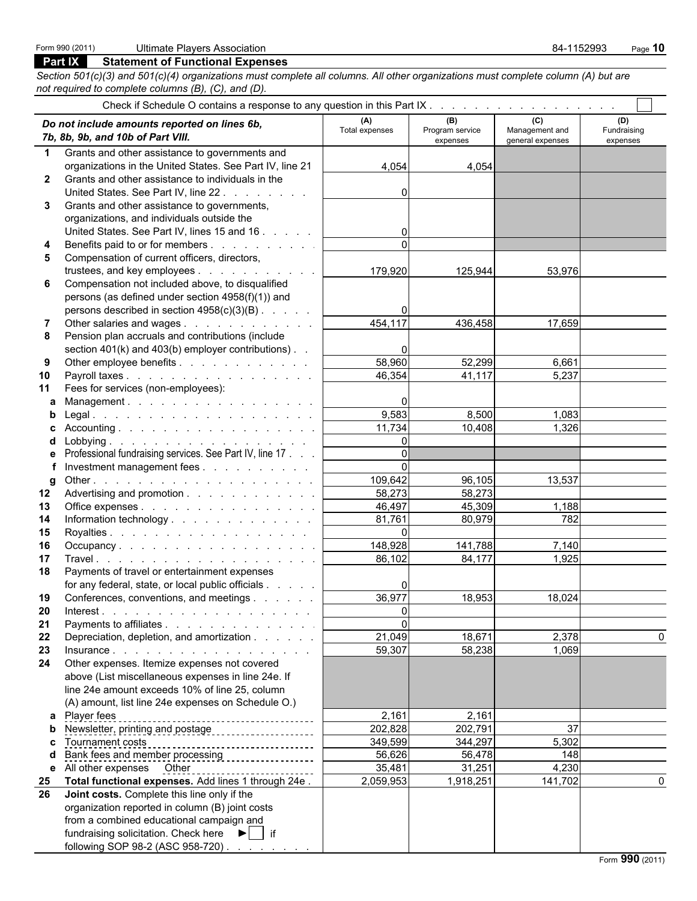Form 990 (2011) Ultimate Players Association 84-1152993

## Part IX Statement of Functional Expenses

*Section 501(c)(3) and 501(c)(4) organizations must complete all columns. All other organizations must complete column (A) but are not required to complete columns (B), (C), and (D).*

Check if Schedule O contains a response to any question in this Part IX . . . . . . . . . . . . . . . . . . . ☐

| | *Do not include amounts reported on lines 6b, 7b, 8b, 9b, and 10b of Part VIII.* | (A) Total expenses | (B) Program service expenses | (C) Management and general expenses | (D) Fundraising expenses |
|---|---|---|---|---|---|
| 1 | Grants and other assistance to governments and organizations in the United States. See Part IV, line 21 | 4,054 | 4,054 | | |
| 2 | Grants and other assistance to individuals in the United States. See Part IV, line 22 | 0 | | | |
| 3 | Grants and other assistance to governments, organizations, and individuals outside the United States. See Part IV, lines 15 and 16 | 0 | | | |
| 4 | Benefits paid to or for members | 0 | | | |
| 5 | Compensation of current officers, directors, trustees, and key employees | 179,920 | 125,944 | 53,976 | |
| 6 | Compensation not included above, to disqualified persons (as defined under section 4958(f)(1)) and persons described in section 4958(c)(3)(B) | 0 | | | |
| 7 | Other salaries and wages | 454,117 | 436,458 | 17,659 | |
| 8 | Pension plan accruals and contributions (include section 401(k) and 403(b) employer contributions) | 0 | | | |
| 9 | Other employee benefits | 58,960 | 52,299 | 6,661 | |
| 10 | Payroll taxes | 46,354 | 41,117 | 5,237 | |
| 11 | Fees for services (non-employees): | | | | |
| a | Management | 0 | | | |
| b | Legal | 9,583 | 8,500 | 1,083 | |
| c | Accounting | 11,734 | 10,408 | 1,326 | |
| d | Lobbying | 0 | | | |
| e | Professional fundraising services. See Part IV, line 17 | 0 | | | |
| f | Investment management fees | 0 | | | |
| g | Other | 109,642 | 96,105 | 13,537 | |
| 12 | Advertising and promotion | 58,273 | 58,273 | | |
| 13 | Office expenses | 46,497 | 45,309 | 1,188 | |
| 14 | Information technology | 81,761 | 80,979 | 782 | |
| 15 | Royalties | 0 | | | |
| 16 | Occupancy | 148,928 | 141,788 | 7,140 | |
| 17 | Travel | 86,102 | 84,177 | 1,925 | |
| 18 | Payments of travel or entertainment expenses for any federal, state, or local public officials | 0 | | | |
| 19 | Conferences, conventions, and meetings | 36,977 | 18,953 | 18,024 | |
| 20 | Interest | 0 | | | |
| 21 | Payments to affiliates | 0 | | | |
| 22 | Depreciation, depletion, and amortization | 21,049 | 18,671 | 2,378 | 0 |
| 23 | Insurance | 59,307 | 58,238 | 1,069 | |
| 24 | Other expenses. Itemize expenses not covered above (List miscellaneous expenses in line 24e. If line 24e amount exceeds 10% of line 25, column (A) amount, list line 24e expenses on Schedule O.) | | | | |
| a | Player fees | 2,161 | 2,161 | | |
| b | Newsletter, printing and postage | 202,828 | 202,791 | 37 | |
| c | Tournament costs | 349,599 | 344,297 | 5,302 | |
| d | Bank fees and member processing | 56,626 | 56,478 | 148 | |
| e | All other expenses Other | 35,481 | 31,251 | 4,230 | |
| 25 | **Total functional expenses.** Add lines 1 through 24e | 2,059,953 | 1,918,251 | 141,702 | 0 |
| 26 | **Joint costs.** Complete this line only if the organization reported in column (B) joint costs from a combined educational campaign and fundraising solicitation. Check here ► ☐ if following SOP 98-2 (ASC 958-720) | | | | |

Form **990** (2011)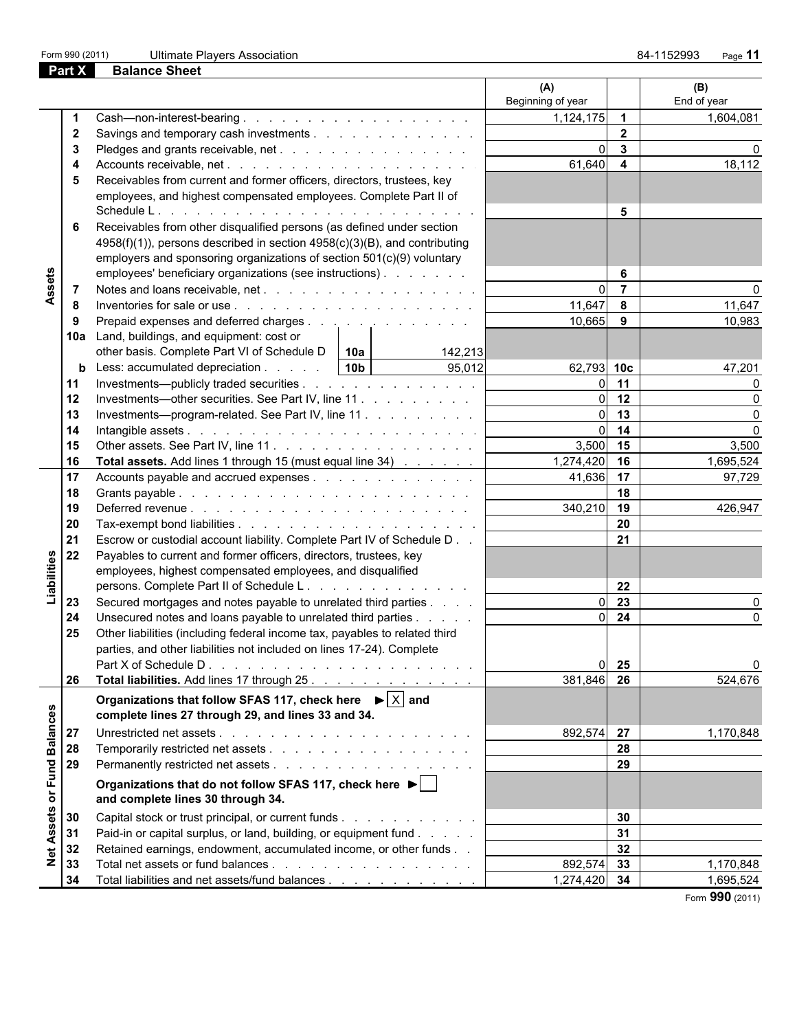Form 990 (2011) Ultimate Players Association 84-1152993

## Part X Balance Sheet

| | | | (A) Beginning of year | | (B) End of year |
|---|---|---|---|---|---|
| Assets | 1 | Cash—non-interest-bearing | 1,124,175 | 1 | 1,604,081 |
| | 2 | Savings and temporary cash investments | | 2 | |
| | 3 | Pledges and grants receivable, net | 0 | 3 | 0 |
| | 4 | Accounts receivable, net | 61,640 | 4 | 18,112 |
| | 5 | Receivables from current and former officers, directors, trustees, key employees, and highest compensated employees. Complete Part II of Schedule L | | 5 | |
| | 6 | Receivables from other disqualified persons (as defined under section 4958(f)(1)), persons described in section 4958(c)(3)(B), and contributing employers and sponsoring organizations of section 501(c)(9) voluntary employees' beneficiary organizations (see instructions) | | 6 | |
| | 7 | Notes and loans receivable, net | 0 | 7 | 0 |
| | 8 | Inventories for sale or use | 11,647 | 8 | 11,647 |
| | 9 | Prepaid expenses and deferred charges | 10,665 | 9 | 10,983 |
| | 10a | Land, buildings, and equipment: cost or other basis. Complete Part VI of Schedule D — 10a: 142,213 | | | |
| | b | Less: accumulated depreciation — 10b: 95,012 | 62,793 | 10c | 47,201 |
| | 11 | Investments—publicly traded securities | 0 | 11 | 0 |
| | 12 | Investments—other securities. See Part IV, line 11 | 0 | 12 | 0 |
| | 13 | Investments—program-related. See Part IV, line 11 | 0 | 13 | 0 |
| | 14 | Intangible assets | 0 | 14 | 0 |
| | 15 | Other assets. See Part IV, line 11 | 3,500 | 15 | 3,500 |
| | 16 | **Total assets.** Add lines 1 through 15 (must equal line 34) | 1,274,420 | 16 | 1,695,524 |
| Liabilities | 17 | Accounts payable and accrued expenses | 41,636 | 17 | 97,729 |
| | 18 | Grants payable | | 18 | |
| | 19 | Deferred revenue | 340,210 | 19 | 426,947 |
| | 20 | Tax-exempt bond liabilities | | 20 | |
| | 21 | Escrow or custodial account liability. Complete Part IV of Schedule D | | 21 | |
| | 22 | Payables to current and former officers, directors, trustees, key employees, highest compensated employees, and disqualified persons. Complete Part II of Schedule L | | 22 | |
| | 23 | Secured mortgages and notes payable to unrelated third parties | 0 | 23 | 0 |
| | 24 | Unsecured notes and loans payable to unrelated third parties | 0 | 24 | 0 |
| | 25 | Other liabilities (including federal income tax, payables to related third parties, and other liabilities not included on lines 17-24). Complete Part X of Schedule D | 0 | 25 | 0 |
| | 26 | **Total liabilities.** Add lines 17 through 25 | 381,846 | 26 | 524,676 |
| Net Assets or Fund Balances | | **Organizations that follow SFAS 117, check here ▶ [X] and complete lines 27 through 29, and lines 33 and 34.** | | | |
| | 27 | Unrestricted net assets | 892,574 | 27 | 1,170,848 |
| | 28 | Temporarily restricted net assets | | 28 | |
| | 29 | Permanently restricted net assets | | 29 | |
| | | **Organizations that do not follow SFAS 117, check here ▶ [ ] and complete lines 30 through 34.** | | | |
| | 30 | Capital stock or trust principal, or current funds | | 30 | |
| | 31 | Paid-in or capital surplus, or land, building, or equipment fund | | 31 | |
| | 32 | Retained earnings, endowment, accumulated income, or other funds | | 32 | |
| | 33 | Total net assets or fund balances | 892,574 | 33 | 1,170,848 |
| | 34 | Total liabilities and net assets/fund balances | 1,274,420 | 34 | 1,695,524 |

Form **990** (2011)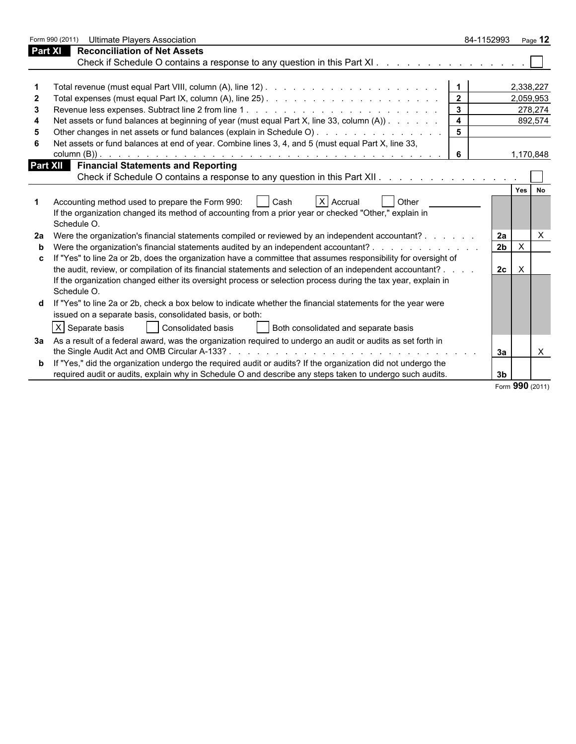Form 990 (2011) Ultimate Players Association 84-1152993

## Part XI Reconciliation of Net Assets

Check if Schedule O contains a response to any question in this Part XI . . . . . . . . . . . . . . . . ☐

| | | | |
|---|---|---|---|
| 1 | Total revenue (must equal Part VIII, column (A), line 12) | 1 | 2,338,227 |
| 2 | Total expenses (must equal Part IX, column (A), line 25) | 2 | 2,059,953 |
| 3 | Revenue less expenses. Subtract line 2 from line 1 | 3 | 278,274 |
| 4 | Net assets or fund balances at beginning of year (must equal Part X, line 33, column (A)) | 4 | 892,574 |
| 5 | Other changes in net assets or fund balances (explain in Schedule O) | 5 | |
| 6 | Net assets or fund balances at end of year. Combine lines 3, 4, and 5 (must equal Part X, line 33, column (B)) | 6 | 1,170,848 |

## Part XII Financial Statements and Reporting

Check if Schedule O contains a response to any question in this Part XII . . . . . . . . . . . . . . ☐

| | | | Yes | No |
|---|---|---|---|---|
| 1 | Accounting method used to prepare the Form 990: ☐ Cash ☒ Accrual ☐ Other<br>If the organization changed its method of accounting from a prior year or checked "Other," explain in Schedule O. | | | |
| 2a | Were the organization's financial statements compiled or reviewed by an independent accountant? | 2a | | X |
| b | Were the organization's financial statements audited by an independent accountant? | 2b | X | |
| c | If "Yes" to line 2a or 2b, does the organization have a committee that assumes responsibility for oversight of the audit, review, or compilation of its financial statements and selection of an independent accountant? | 2c | X | |
| | If the organization changed either its oversight process or selection process during the tax year, explain in Schedule O. | | | |
| d | If "Yes" to line 2a or 2b, check a box below to indicate whether the financial statements for the year were issued on a separate basis, consolidated basis, or both:<br>☒ Separate basis ☐ Consolidated basis ☐ Both consolidated and separate basis | | | |
| 3a | As a result of a federal award, was the organization required to undergo an audit or audits as set forth in the Single Audit Act and OMB Circular A-133? | 3a | | X |
| b | If "Yes," did the organization undergo the required audit or audits? If the organization did not undergo the required audit or audits, explain why in Schedule O and describe any steps taken to undergo such audits. | 3b | | |

Form **990** (2011)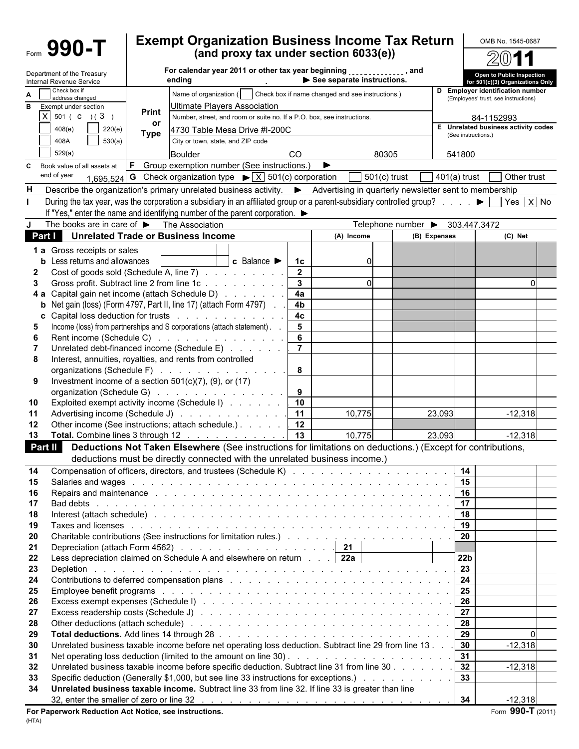Form **990-T**

# Exempt Organization Business Income Tax Return (and proxy tax under section 6033(e))

For calendar year 2011 or other tax year beginning ______________, and ending ______________ ▶ See separate instructions.

Department of the Treasury
Internal Revenue Service

OMB No. 1545-0687

**2011**

**Open to Public Inspection for 501(c)(3) Organizations Only**

A [ ] Check box if address changed

B Exempt under section
[X] 501 ( C ) ( 3 )
[ ] 408(e) [ ] 220(e)
[ ] 408A [ ] 530(a)
[ ] 529(a)

Print or Type

Name of organization ( [ ] Check box if name changed and see instructions.)
Ultimate Players Association

Number, street, and room or suite no. If a P.O. box, see instructions.
4730 Table Mesa Drive #I-200C

City or town, state, and ZIP code
Boulder CO 80305

D Employer identification number (Employees' trust, see instructions)
84-1152993

E Unrelated business activity codes (See instructions.)
541800

C Book value of all assets at end of year 1,695,524

F Group exemption number (See instructions.) ▶

G Check organization type ▶ [X] 501(c) corporation [ ] 501(c) trust [ ] 401(a) trust [ ] Other trust

H Describe the organization's primary unrelated business activity. ▶ Advertising in quarterly newsletter sent to membership

I During the tax year, was the corporation a subsidiary in an affiliated group or a parent-subsidiary controlled group? ▶ [ ] Yes [X] No
If "Yes," enter the name and identifying number of the parent corporation. ▶

J The books are in care of ▶ The Association Telephone number ▶ 303.447.3472

## Part I Unrelated Trade or Business Income

| | | | (A) Income | (B) Expenses | (C) Net |
|---|---|---|---|---|---|
| 1 a | Gross receipts or sales | | | | |
| b | Less returns and allowances c Balance ▶ | 1c | 0 | | |
| 2 | Cost of goods sold (Schedule A, line 7) | 2 | | | |
| 3 | Gross profit. Subtract line 2 from line 1c | 3 | 0 | | 0 |
| 4 a | Capital gain net income (attach Schedule D) | 4a | | | |
| b | Net gain (loss) (Form 4797, Part II, line 17) (attach Form 4797) | 4b | | | |
| c | Capital loss deduction for trusts | 4c | | | |
| 5 | Income (loss) from partnerships and S corporations (attach statement) | 5 | | | |
| 6 | Rent income (Schedule C) | 6 | | | |
| 7 | Unrelated debt-financed income (Schedule E) | 7 | | | |
| 8 | Interest, annuities, royalties, and rents from controlled organizations (Schedule F) | 8 | | | |
| 9 | Investment income of a section 501(c)(7), (9), or (17) organization (Schedule G) | 9 | | | |
| 10 | Exploited exempt activity income (Schedule I) | 10 | | | |
| 11 | Advertising income (Schedule J) | 11 | 10,775 | 23,093 | -12,318 |
| 12 | Other income (See instructions; attach schedule.) | 12 | | | |
| 13 | **Total.** Combine lines 3 through 12 | 13 | 10,775 | 23,093 | -12,318 |

## Part II Deductions Not Taken Elsewhere (See instructions for limitations on deductions.) (Except for contributions, deductions must be directly connected with the unrelated business income.)

| | | | |
|---|---|---|---|
| 14 | Compensation of officers, directors, and trustees (Schedule K) | 14 | |
| 15 | Salaries and wages | 15 | |
| 16 | Repairs and maintenance | 16 | |
| 17 | Bad debts | 17 | |
| 18 | Interest (attach schedule) | 18 | |
| 19 | Taxes and licenses | 19 | |
| 20 | Charitable contributions (See instructions for limitation rules.) | 20 | |
| 21 | Depreciation (attach Form 4562) 21 | | |
| 22 | Less depreciation claimed on Schedule A and elsewhere on return 22a | 22b | |
| 23 | Depletion | 23 | |
| 24 | Contributions to deferred compensation plans | 24 | |
| 25 | Employee benefit programs | 25 | |
| 26 | Excess exempt expenses (Schedule I) | 26 | |
| 27 | Excess readership costs (Schedule J) | 27 | |
| 28 | Other deductions (attach schedule) | 28 | |
| 29 | **Total deductions.** Add lines 14 through 28 | 29 | 0 |
| 30 | Unrelated business taxable income before net operating loss deduction. Subtract line 29 from line 13 | 30 | -12,318 |
| 31 | Net operating loss deduction (limited to the amount on line 30) | 31 | |
| 32 | Unrelated business taxable income before specific deduction. Subtract line 31 from line 30 | 32 | -12,318 |
| 33 | Specific deduction (Generally $1,000, but see line 33 instructions for exceptions.) | 33 | |
| 34 | **Unrelated business taxable income.** Subtract line 33 from line 32. If line 33 is greater than line 32, enter the smaller of zero or line 32 | 34 | -12,318 |

**For Paperwork Reduction Act Notice, see instructions.**

(HTA)

Form **990-T** (2011)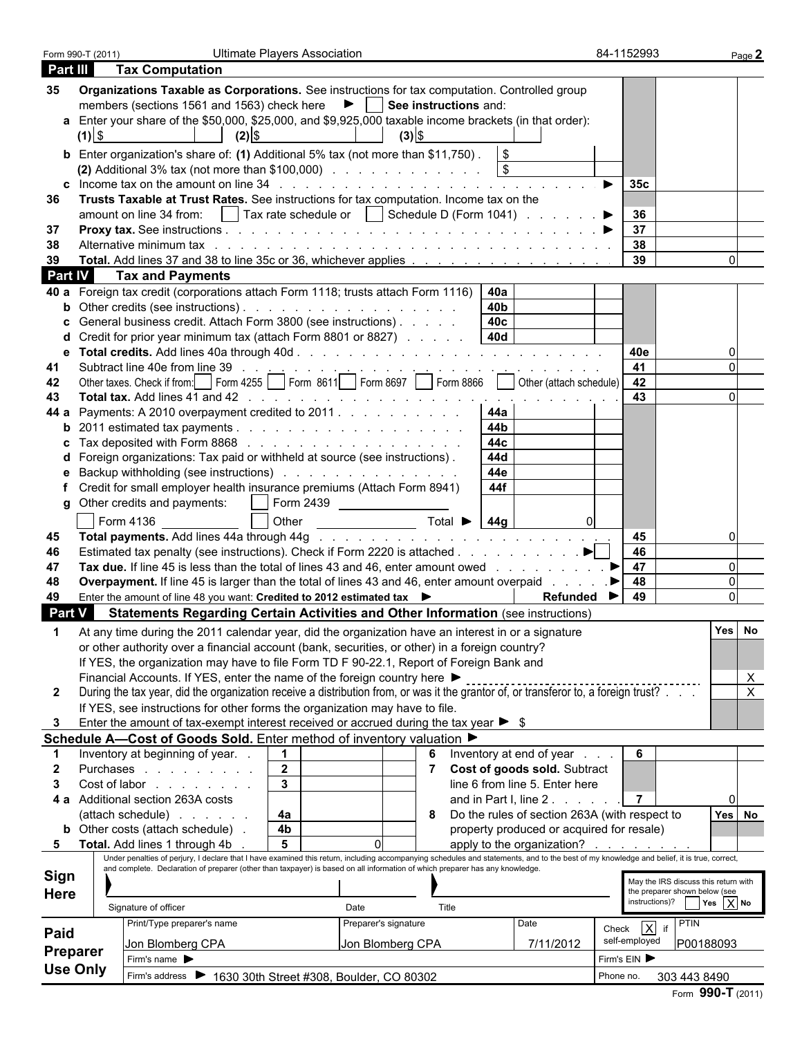Form 990-T (2011) Ultimate Players Association 84-1152993 Page **2**

## Part III Tax Computation

**35 Organizations Taxable as Corporations.** See instructions for tax computation. Controlled group members (sections 1561 and 1563) check here ▶ ☐ **See instructions** and:

**a** Enter your share of the $50,000, $25,000, and $9,925,000 taxable income brackets (in that order): **(1)** $ **(2)** $ **(3)** $

**b** Enter organization's share of: **(1)** Additional 5% tax (not more than $11,750) . $
**(2)** Additional 3% tax (not more than $100,000) . $

| Line | Description | Ref | Amount |
|---|---|---|---|
| 35c | Income tax on the amount on line 34 ▶ | 35c | |
| 36 | **Trusts Taxable at Trust Rates.** See instructions for tax computation. Income tax on the amount on line 34 from: ☐ Tax rate schedule or ☐ Schedule D (Form 1041) ▶ | 36 | |
| 37 | **Proxy tax.** See instructions ▶ | 37 | |
| 38 | Alternative minimum tax | 38 | |
| 39 | **Total.** Add lines 37 and 38 to line 35c or 36, whichever applies | 39 | 0 |

## Part IV Tax and Payments

| Line | Description | Ref | Amount | Ref | Amount |
|---|---|---|---|---|---|
| 40a | Foreign tax credit (corporations attach Form 1118; trusts attach Form 1116) | 40a | | | |
| b | Other credits (see instructions) | 40b | | | |
| c | General business credit. Attach Form 3800 (see instructions) | 40c | | | |
| d | Credit for prior year minimum tax (attach Form 8801 or 8827) | 40d | | | |
| e | **Total credits.** Add lines 40a through 40d | | | 40e | 0 |
| 41 | Subtract line 40e from line 39 | | | 41 | 0 |
| 42 | Other taxes. Check if from: ☐ Form 4255 ☐ Form 8611 ☐ Form 8697 ☐ Form 8866 ☐ Other (attach schedule) | | | 42 | |
| 43 | **Total tax.** Add lines 41 and 42 | | | 43 | 0 |
| 44a | Payments: A 2010 overpayment credited to 2011 | 44a | | | |
| b | 2011 estimated tax payments | 44b | | | |
| c | Tax deposited with Form 8868 | 44c | | | |
| d | Foreign organizations: Tax paid or withheld at source (see instructions) | 44d | | | |
| e | Backup withholding (see instructions) | 44e | | | |
| f | Credit for small employer health insurance premiums (Attach Form 8941) | 44f | | | |
| g | Other credits and payments: ☐ Form 2439 ☐ Form 4136 ☐ Other Total ▶ | 44g | 0 | | |
| 45 | **Total payments.** Add lines 44a through 44g | | | 45 | 0 |
| 46 | Estimated tax penalty (see instructions). Check if Form 2220 is attached ▶ ☐ | | | 46 | |
| 47 | **Tax due.** If line 45 is less than the total of lines 43 and 46, enter amount owed ▶ | | | 47 | 0 |
| 48 | **Overpayment.** If line 45 is larger than the total of lines 43 and 46, enter amount overpaid ▶ | | | 48 | 0 |
| 49 | Enter the amount of line 48 you want: **Credited to 2012 estimated tax** ▶ **Refunded** ▶ | | | 49 | 0 |

## Part V Statements Regarding Certain Activities and Other Information (see instructions)

| | | Yes | No |
|---|---|---|---|
| 1 | At any time during the 2011 calendar year, did the organization have an interest in or a signature or other authority over a financial account (bank, securities, or other) in a foreign country? If YES, the organization may have to file Form TD F 90-22.1, Report of Foreign Bank and Financial Accounts. If YES, enter the name of the foreign country here ▶ | | X |
| 2 | During the tax year, did the organization receive a distribution from, or was it the grantor of, or transferor to, a foreign trust? If YES, see instructions for other forms the organization may have to file. | | X |
| 3 | Enter the amount of tax-exempt interest received or accrued during the tax year ▶ $ | | |

## Schedule A—Cost of Goods Sold. Enter method of inventory valuation ▶

| Line | Description | Ref | Amount | Line | Description | Ref | Amount |
|---|---|---|---|---|---|---|---|
| 1 | Inventory at beginning of year | 1 | | 6 | Inventory at end of year | 6 | |
| 2 | Purchases | 2 | | 7 | **Cost of goods sold.** Subtract line 6 from line 5. Enter here and in Part I, line 2 | 7 | 0 |
| 3 | Cost of labor | 3 | | | | | |
| 4a | Additional section 263A costs (attach schedule) | 4a | | 8 | Do the rules of section 263A (with respect to property produced or acquired for resale) apply to the organization? | Yes | No |
| b | Other costs (attach schedule) | 4b | | | | | |
| 5 | **Total.** Add lines 1 through 4b | 5 | 0 | | | | |

**Sign Here**

Under penalties of perjury, I declare that I have examined this return, including accompanying schedules and statements, and to the best of my knowledge and belief, it is true, correct, and complete. Declaration of preparer (other than taxpayer) is based on all information of which preparer has any knowledge.

Signature of officer | Date | Title

May the IRS discuss this return with the preparer shown below (see instructions)? ☐ Yes ☒ No

**Paid Preparer Use Only**

| Print/Type preparer's name | Preparer's signature | Date | Check ☒ if self-employed | PTIN |
|---|---|---|---|---|
| Jon Blomberg CPA | Jon Blomberg CPA | 7/11/2012 | | P00188093 |

Firm's name ▶ | Firm's EIN ▶

Firm's address ▶ 1630 30th Street #308, Boulder, CO 80302 | Phone no. 303 443 8490

Form **990-T** (2011)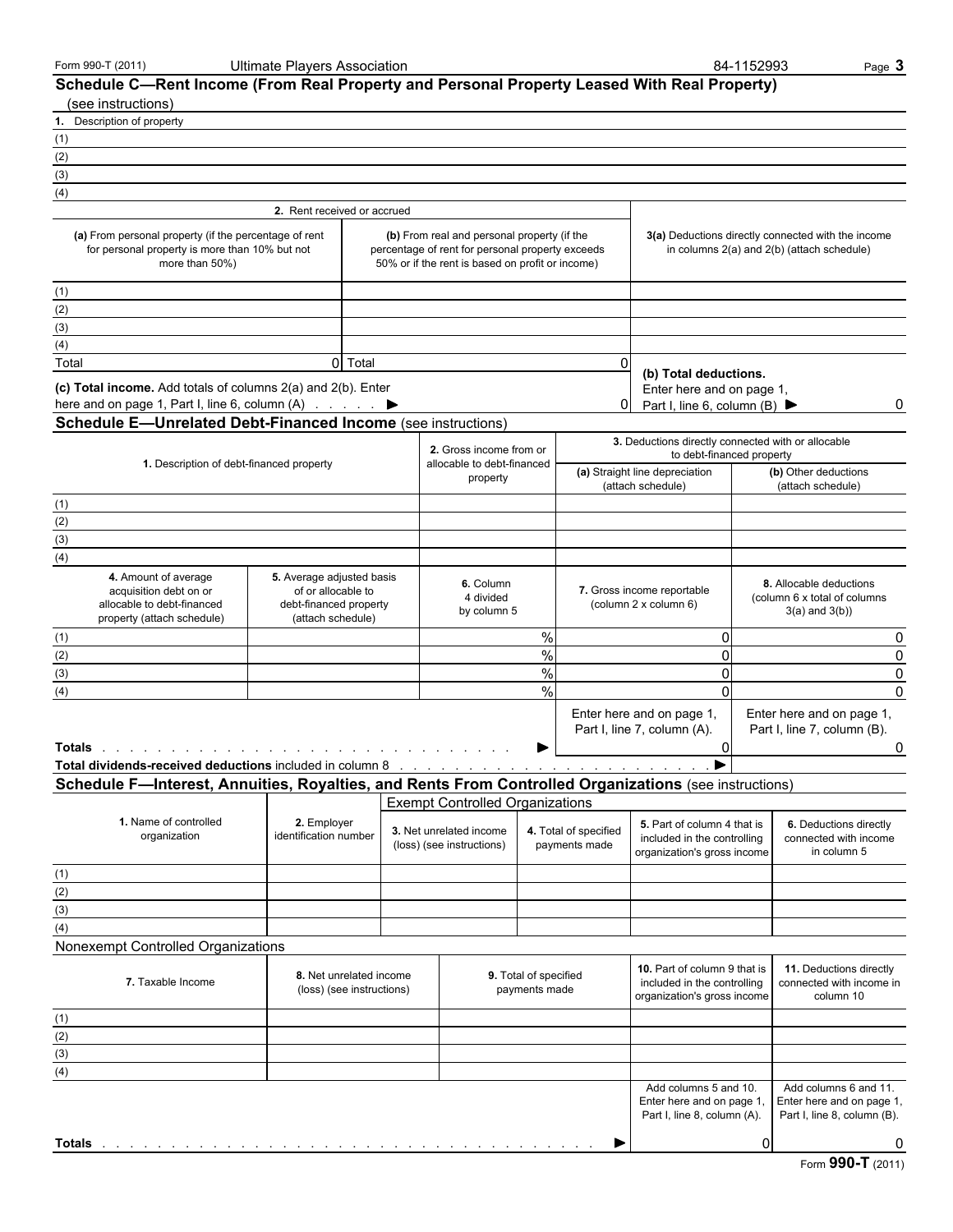Form 990-T (2011) Ultimate Players Association 84-1152993

## Schedule C—Rent Income (From Real Property and Personal Property Leased With Real Property)

(see instructions)

| 1. Description of property |
|---|
| (1) |
| (2) |
| (3) |
| (4) |

| 2. Rent received or accrued | | |
|---|---|---|
| **(a)** From personal property (if the percentage of rent for personal property is more than 10% but not more than 50%) | **(b)** From real and personal property (if the percentage of rent for personal property exceeds 50% or if the rent is based on profit or income) | **3(a)** Deductions directly connected with the income in columns 2(a) and 2(b) (attach schedule) |
| (1) | | |
| (2) | | |
| (3) | | |
| (4) | | |
| Total 0 | Total 0 | **(b) Total deductions.** Enter here and on page 1, Part I, line 6, column (B) ▶ 0 |
| **(c) Total income.** Add totals of columns 2(a) and 2(b). Enter here and on page 1, Part I, line 6, column (A) ▶ | 0 | |

## Schedule E—Unrelated Debt-Financed Income (see instructions)

| 1. Description of debt-financed property | 2. Gross income from or allocable to debt-financed property | 3. Deductions directly connected with or allocable to debt-financed property | |
|---|---|---|---|
| | | **(a)** Straight line depreciation (attach schedule) | **(b)** Other deductions (attach schedule) |
| (1) | | | |
| (2) | | | |
| (3) | | | |
| (4) | | | |

| 4. Amount of average acquisition debt on or allocable to debt-financed property (attach schedule) | 5. Average adjusted basis of or allocable to debt-financed property (attach schedule) | 6. Column 4 divided by column 5 | 7. Gross income reportable (column 2 x column 6) | 8. Allocable deductions (column 6 x total of columns 3(a) and 3(b)) |
|---|---|---|---|---|
| (1) | | % | 0 | 0 |
| (2) | | % | 0 | 0 |
| (3) | | % | 0 | 0 |
| (4) | | % | 0 | 0 |
| | | | Enter here and on page 1, Part I, line 7, column (A). | Enter here and on page 1, Part I, line 7, column (B). |
| **Totals** | | ▶ | 0 | 0 |
| **Total dividends-received deductions** included in column 8 ▶ | | | | |

## Schedule F—Interest, Annuities, Royalties, and Rents From Controlled Organizations (see instructions)

Exempt Controlled Organizations

| 1. Name of controlled organization | 2. Employer identification number | 3. Net unrelated income (loss) (see instructions) | 4. Total of specified payments made | 5. Part of column 4 that is included in the controlling organization's gross income | 6. Deductions directly connected with income in column 5 |
|---|---|---|---|---|---|
| (1) | | | | | |
| (2) | | | | | |
| (3) | | | | | |
| (4) | | | | | |

Nonexempt Controlled Organizations

| 7. Taxable Income | 8. Net unrelated income (loss) (see instructions) | 9. Total of specified payments made | 10. Part of column 9 that is included in the controlling organization's gross income | 11. Deductions directly connected with income in column 10 |
|---|---|---|---|---|
| (1) | | | | |
| (2) | | | | |
| (3) | | | | |
| (4) | | | | |
| | | | Add columns 5 and 10. Enter here and on page 1, Part I, line 8, column (A). | Add columns 6 and 11. Enter here and on page 1, Part I, line 8, column (B). |
| **Totals** | | ▶ | 0 | 0 |

Form **990-T** (2011)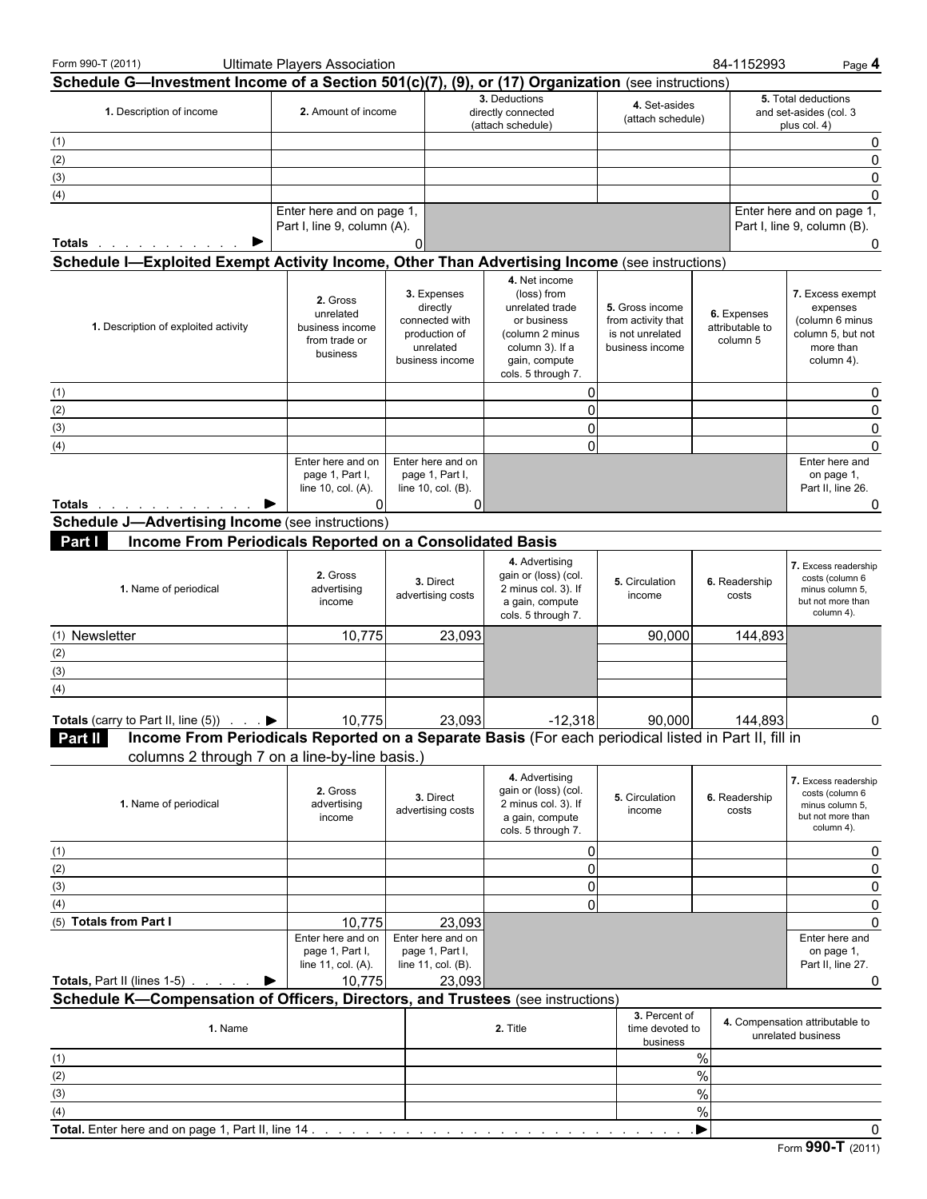Form 990-T (2011) Ultimate Players Association 84-1152993 Page **4**

## Schedule G—Investment Income of a Section 501(c)(7), (9), or (17) Organization (see instructions)

| 1. Description of income | 2. Amount of income | 3. Deductions directly connected (attach schedule) | 4. Set-asides (attach schedule) | 5. Total deductions and set-asides (col. 3 plus col. 4) |
|---|---|---|---|---|
| (1) | | | | 0 |
| (2) | | | | 0 |
| (3) | | | | 0 |
| (4) | | | | 0 |
| | Enter here and on page 1, Part I, line 9, column (A). | | | Enter here and on page 1, Part I, line 9, column (B). |
| **Totals** . . . . . . . . . . . ▶ | 0 | | | 0 |

## Schedule I—Exploited Exempt Activity Income, Other Than Advertising Income (see instructions)

| 1. Description of exploited activity | 2. Gross unrelated business income from trade or business | 3. Expenses directly connected with production of unrelated business income | 4. Net income (loss) from unrelated trade or business (column 2 minus column 3). If a gain, compute cols. 5 through 7. | 5. Gross income from activity that is not unrelated business income | 6. Expenses attributable to column 5 | 7. Excess exempt expenses (column 6 minus column 5, but not more than column 4). |
|---|---|---|---|---|---|---|
| (1) | | | 0 | | | 0 |
| (2) | | | 0 | | | 0 |
| (3) | | | 0 | | | 0 |
| (4) | | | 0 | | | 0 |
| | Enter here and on page 1, Part I, line 10, col. (A). | Enter here and on page 1, Part I, line 10, col. (B). | | | | Enter here and on page 1, Part II, line 26. |
| **Totals** . . . . . . . . . . . . ▶ | 0 | 0 | | | | 0 |

## Schedule J—Advertising Income (see instructions)

### Part I Income From Periodicals Reported on a Consolidated Basis

| 1. Name of periodical | 2. Gross advertising income | 3. Direct advertising costs | 4. Advertising gain or (loss) (col. 2 minus col. 3). If a gain, compute cols. 5 through 7. | 5. Circulation income | 6. Readership costs | 7. Excess readership costs (column 6 minus column 5, but not more than column 4). |
|---|---|---|---|---|---|---|
| (1) Newsletter | 10,775 | 23,093 | | 90,000 | 144,893 | |
| (2) | | | | | | |
| (3) | | | | | | |
| (4) | | | | | | |
| **Totals** (carry to Part II, line (5)) . . . ▶ | 10,775 | 23,093 | -12,318 | 90,000 | 144,893 | 0 |

### Part II Income From Periodicals Reported on a Separate Basis (For each periodical listed in Part II, fill in columns 2 through 7 on a line-by-line basis.)

| 1. Name of periodical | 2. Gross advertising income | 3. Direct advertising costs | 4. Advertising gain or (loss) (col. 2 minus col. 3). If a gain, compute cols. 5 through 7. | 5. Circulation income | 6. Readership costs | 7. Excess readership costs (column 6 minus column 5, but not more than column 4). |
|---|---|---|---|---|---|---|
| (1) | | | 0 | | | 0 |
| (2) | | | 0 | | | 0 |
| (3) | | | 0 | | | 0 |
| (4) | | | 0 | | | 0 |
| (5) **Totals from Part I** | 10,775 | 23,093 | | | | 0 |
| | Enter here and on page 1, Part I, line 11, col. (A). | Enter here and on page 1, Part I, line 11, col. (B). | | | | Enter here and on page 1, Part II, line 27. |
| **Totals,** Part II (lines 1-5) . . . . . ▶ | 10,775 | 23,093 | | | | 0 |

## Schedule K—Compensation of Officers, Directors, and Trustees (see instructions)

| 1. Name | 2. Title | 3. Percent of time devoted to business | 4. Compensation attributable to unrelated business |
|---|---|---|---|
| (1) | | % | |
| (2) | | % | |
| (3) | | % | |
| (4) | | % | |
| **Total.** Enter here and on page 1, Part II, line 14 . . . . . ▶ | | | 0 |

Form **990-T** (2011)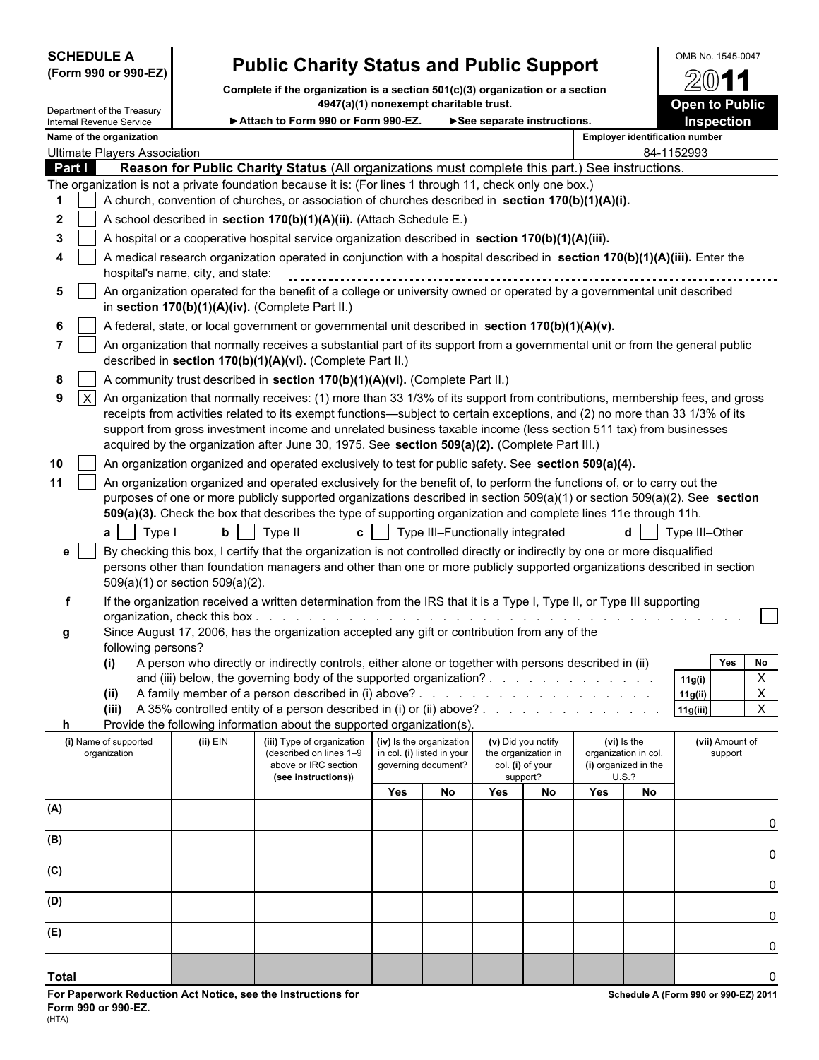**SCHEDULE A (Form 990 or 990-EZ)**

Department of the Treasury
Internal Revenue Service

# Public Charity Status and Public Support

**Complete if the organization is a section 501(c)(3) organization or a section 4947(a)(1) nonexempt charitable trust.**

► **Attach to Form 990 or Form 990-EZ.** ► **See separate instructions.**

OMB No. 1545-0047

**2011**

**Open to Public Inspection**

**Name of the organization:** Ultimate Players Association

**Employer identification number:** 84-1152993

## Part I Reason for Public Charity Status (All organizations must complete this part.) See instructions.

The organization is not a private foundation because it is: (For lines 1 through 11, check only one box.)

1. [ ] A church, convention of churches, or association of churches described in **section 170(b)(1)(A)(i).**
2. [ ] A school described in **section 170(b)(1)(A)(ii).** (Attach Schedule E.)
3. [ ] A hospital or a cooperative hospital service organization described in **section 170(b)(1)(A)(iii).**
4. [ ] A medical research organization operated in conjunction with a hospital described in **section 170(b)(1)(A)(iii).** Enter the hospital's name, city, and state:
5. [ ] An organization operated for the benefit of a college or university owned or operated by a governmental unit described in **section 170(b)(1)(A)(iv).** (Complete Part II.)
6. [ ] A federal, state, or local government or governmental unit described in **section 170(b)(1)(A)(v).**
7. [ ] An organization that normally receives a substantial part of its support from a governmental unit or from the general public described in **section 170(b)(1)(A)(vi).** (Complete Part II.)
8. [ ] A community trust described in **section 170(b)(1)(A)(vi).** (Complete Part II.)
9. [X] An organization that normally receives: (1) more than 33 1/3% of its support from contributions, membership fees, and gross receipts from activities related to its exempt functions—subject to certain exceptions, and (2) no more than 33 1/3% of its support from gross investment income and unrelated business taxable income (less section 511 tax) from businesses acquired by the organization after June 30, 1975. See **section 509(a)(2).** (Complete Part III.)
10. [ ] An organization organized and operated exclusively to test for public safety. See **section 509(a)(4).**
11. [ ] An organization organized and operated exclusively for the benefit of, to perform the functions of, or to carry out the purposes of one or more publicly supported organizations described in section 509(a)(1) or section 509(a)(2). See **section 509(a)(3).** Check the box that describes the type of supporting organization and complete lines 11e through 11h.

   **a** [ ] Type I **b** [ ] Type II **c** [ ] Type III–Functionally integrated **d** [ ] Type III–Other

   **e** [ ] By checking this box, I certify that the organization is not controlled directly or indirectly by one or more disqualified persons other than foundation managers and other than one or more publicly supported organizations described in section 509(a)(1) or section 509(a)(2).

   **f** If the organization received a written determination from the IRS that it is a Type I, Type II, or Type III supporting organization, check this box . . . [ ]

   **g** Since August 17, 2006, has the organization accepted any gift or contribution from any of the following persons?

| | | Line | Yes | No |
|---|---|---|---|---|
| **(i)** | A person who directly or indirectly controls, either alone or together with persons described in (ii) and (iii) below, the governing body of the supported organization? | 11g(i) | | X |
| **(ii)** | A family member of a person described in (i) above? | 11g(ii) | | X |
| **(iii)** | A 35% controlled entity of a person described in (i) or (ii) above? | 11g(iii) | | X |

   **h** Provide the following information about the supported organization(s).

| (i) Name of supported organization | (ii) EIN | (iii) Type of organization (described on lines 1–9 above or IRC section (see instructions)) | (iv) Is the organization in col. (i) listed in your governing document? | | (v) Did you notify the organization in col. (i) of your support? | | (vi) Is the organization in col. (i) organized in the U.S.? | | (vii) Amount of support |
|---|---|---|---|---|---|---|---|---|---|
| | | | Yes | No | Yes | No | Yes | No | |
| (A) | | | | | | | | | 0 |
| (B) | | | | | | | | | 0 |
| (C) | | | | | | | | | 0 |
| (D) | | | | | | | | | 0 |
| (E) | | | | | | | | | 0 |
| **Total** | | | | | | | | | 0 |

**For Paperwork Reduction Act Notice, see the Instructions for Form 990 or 990-EZ.**
(HTA)

**Schedule A (Form 990 or 990-EZ) 2011**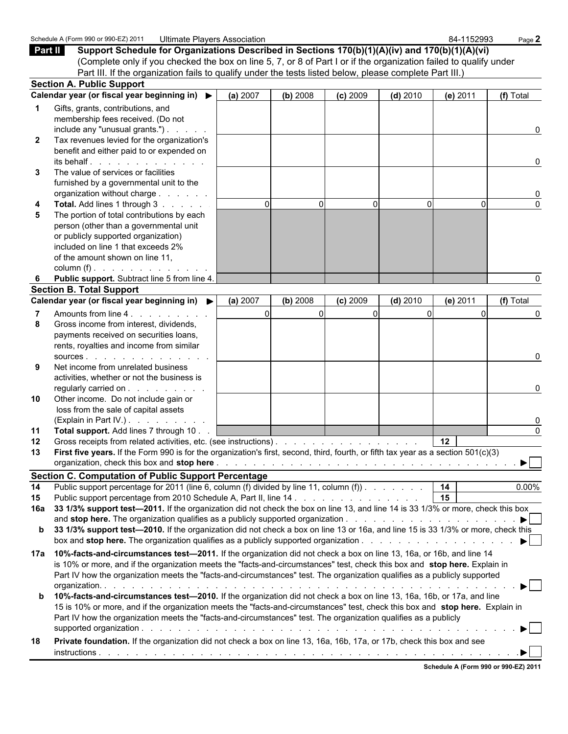Schedule A (Form 990 or 990-EZ) 2011 Ultimate Players Association 84-1152993 Page **2**

**Part II** **Support Schedule for Organizations Described in Sections 170(b)(1)(A)(iv) and 170(b)(1)(A)(vi)**
(Complete only if you checked the box on line 5, 7, or 8 of Part I or if the organization failed to qualify under Part III. If the organization fails to qualify under the tests listed below, please complete Part III.)

**Section A. Public Support**

| | Calendar year (or fiscal year beginning in) ▶ | (a) 2007 | (b) 2008 | (c) 2009 | (d) 2010 | (e) 2011 | (f) Total |
|---|---|---|---|---|---|---|---|
| 1 | Gifts, grants, contributions, and membership fees received. (Do not include any "unusual grants.") | | | | | | 0 |
| 2 | Tax revenues levied for the organization's benefit and either paid to or expended on its behalf | | | | | | 0 |
| 3 | The value of services or facilities furnished by a governmental unit to the organization without charge | | | | | | 0 |
| 4 | **Total.** Add lines 1 through 3 | 0 | 0 | 0 | 0 | 0 | 0 |
| 5 | The portion of total contributions by each person (other than a governmental unit or publicly supported organization) included on line 1 that exceeds 2% of the amount shown on line 11, column (f) | | | | | | |
| 6 | **Public support.** Subtract line 5 from line 4. | | | | | | 0 |

**Section B. Total Support**

| | Calendar year (or fiscal year beginning in) ▶ | (a) 2007 | (b) 2008 | (c) 2009 | (d) 2010 | (e) 2011 | (f) Total |
|---|---|---|---|---|---|---|---|
| 7 | Amounts from line 4 | 0 | 0 | 0 | 0 | 0 | 0 |
| 8 | Gross income from interest, dividends, payments received on securities loans, rents, royalties and income from similar sources | | | | | | 0 |
| 9 | Net income from unrelated business activities, whether or not the business is regularly carried on | | | | | | 0 |
| 10 | Other income. Do not include gain or loss from the sale of capital assets (Explain in Part IV.) | | | | | | 0 |
| 11 | **Total support.** Add lines 7 through 10 | | | | | | 0 |

**12** Gross receipts from related activities, etc. (see instructions) . . . . . **12**

**13** **First five years.** If the Form 990 is for the organization's first, second, third, fourth, or fifth tax year as a section 501(c)(3) organization, check this box and **stop here** ▶ ☐

**Section C. Computation of Public Support Percentage**

**14** Public support percentage for 2011 (line 6, column (f) divided by line 11, column (f)) . . . **14** 0.00%

**15** Public support percentage from 2010 Schedule A, Part II, line 14 . . . **15**

**16a** **33 1/3% support test—2011.** If the organization did not check the box on line 13, and line 14 is 33 1/3% or more, check this box and **stop here.** The organization qualifies as a publicly supported organization ▶ ☐

**b** **33 1/3% support test—2010.** If the organization did not check a box on line 13 or 16a, and line 15 is 33 1/3% or more, check this box and **stop here.** The organization qualifies as a publicly supported organization ▶ ☐

**17a** **10%-facts-and-circumstances test—2011.** If the organization did not check a box on line 13, 16a, or 16b, and line 14 is 10% or more, and if the organization meets the "facts-and-circumstances" test, check this box and **stop here.** Explain in Part IV how the organization meets the "facts-and-circumstances" test. The organization qualifies as a publicly supported organization. ▶ ☐

**b** **10%-facts-and-circumstances test—2010.** If the organization did not check a box on line 13, 16a, 16b, or 17a, and line 15 is 10% or more, and if the organization meets the "facts-and-circumstances" test, check this box and **stop here.** Explain in Part IV how the organization meets the "facts-and-circumstances" test. The organization qualifies as a publicly supported organization ▶ ☐

**18** **Private foundation.** If the organization did not check a box on line 13, 16a, 16b, 17a, or 17b, check this box and see instructions ▶ ☐

**Schedule A (Form 990 or 990-EZ) 2011**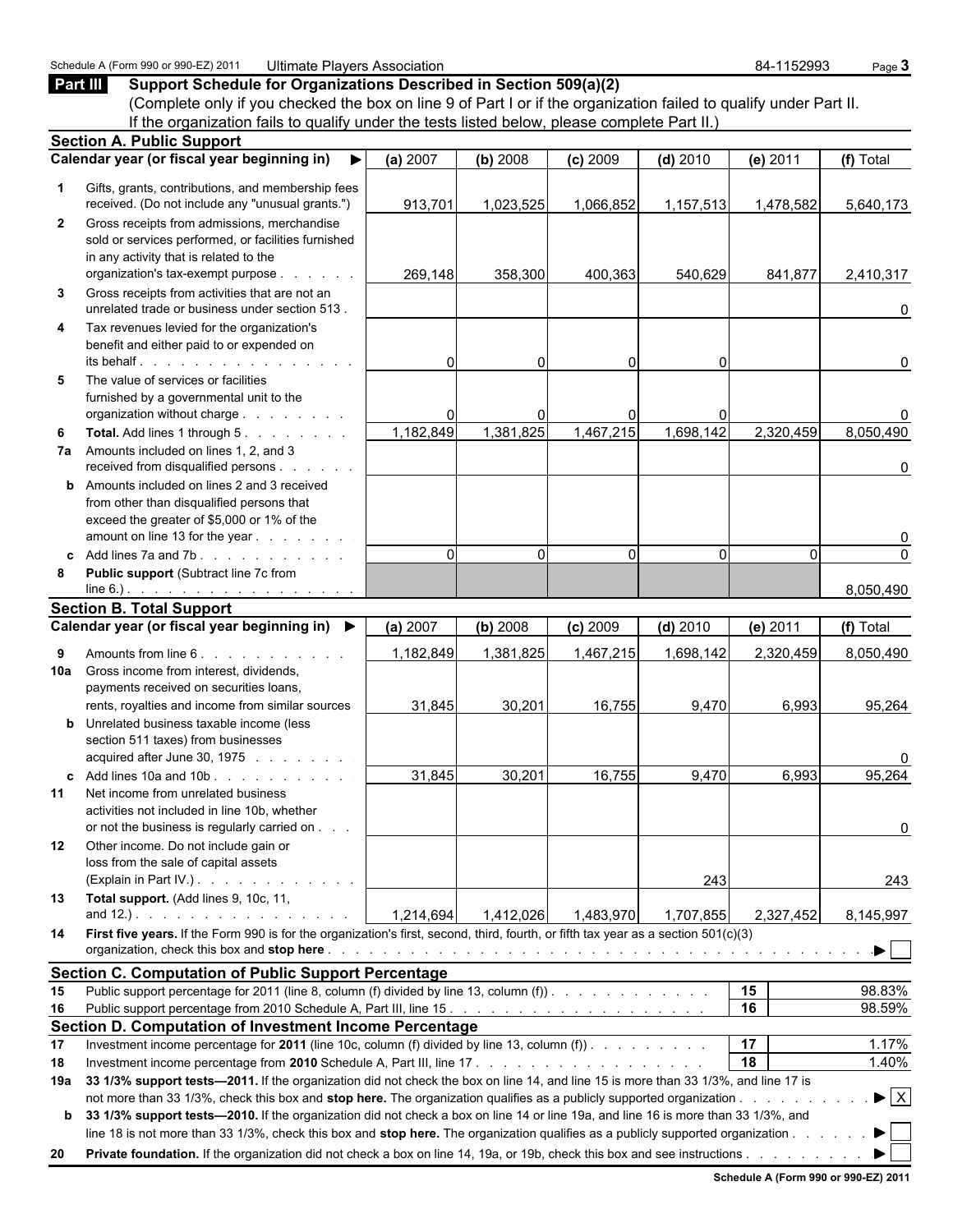Schedule A (Form 990 or 990-EZ) 2011 Ultimate Players Association 84-1152993 Page 3

## Part III Support Schedule for Organizations Described in Section 509(a)(2)

(Complete only if you checked the box on line 9 of Part I or if the organization failed to qualify under Part II. If the organization fails to qualify under the tests listed below, please complete Part II.)

### Section A. Public Support

| | Calendar year (or fiscal year beginning in) ▶ | (a) 2007 | (b) 2008 | (c) 2009 | (d) 2010 | (e) 2011 | (f) Total |
|---|---|---|---|---|---|---|---|
| 1 | Gifts, grants, contributions, and membership fees received. (Do not include any "unusual grants.") | 913,701 | 1,023,525 | 1,066,852 | 1,157,513 | 1,478,582 | 5,640,173 |
| 2 | Gross receipts from admissions, merchandise sold or services performed, or facilities furnished in any activity that is related to the organization's tax-exempt purpose | 269,148 | 358,300 | 400,363 | 540,629 | 841,877 | 2,410,317 |
| 3 | Gross receipts from activities that are not an unrelated trade or business under section 513 | | | | | | 0 |
| 4 | Tax revenues levied for the organization's benefit and either paid to or expended on its behalf | 0 | 0 | 0 | 0 | | 0 |
| 5 | The value of services or facilities furnished by a governmental unit to the organization without charge | 0 | 0 | 0 | 0 | | 0 |
| 6 | **Total.** Add lines 1 through 5 | 1,182,849 | 1,381,825 | 1,467,215 | 1,698,142 | 2,320,459 | 8,050,490 |
| 7a | Amounts included on lines 1, 2, and 3 received from disqualified persons | | | | | | 0 |
| b | Amounts included on lines 2 and 3 received from other than disqualified persons that exceed the greater of $5,000 or 1% of the amount on line 13 for the year | | | | | | 0 |
| c | Add lines 7a and 7b | 0 | 0 | 0 | 0 | 0 | 0 |
| 8 | **Public support** (Subtract line 7c from line 6.) | | | | | | 8,050,490 |

### Section B. Total Support

| | Calendar year (or fiscal year beginning in) ▶ | (a) 2007 | (b) 2008 | (c) 2009 | (d) 2010 | (e) 2011 | (f) Total |
|---|---|---|---|---|---|---|---|
| 9 | Amounts from line 6 | 1,182,849 | 1,381,825 | 1,467,215 | 1,698,142 | 2,320,459 | 8,050,490 |
| 10a | Gross income from interest, dividends, payments received on securities loans, rents, royalties and income from similar sources | 31,845 | 30,201 | 16,755 | 9,470 | 6,993 | 95,264 |
| b | Unrelated business taxable income (less section 511 taxes) from businesses acquired after June 30, 1975 | | | | | | 0 |
| c | Add lines 10a and 10b | 31,845 | 30,201 | 16,755 | 9,470 | 6,993 | 95,264 |
| 11 | Net income from unrelated business activities not included in line 10b, whether or not the business is regularly carried on | | | | | | 0 |
| 12 | Other income. Do not include gain or loss from the sale of capital assets (Explain in Part IV.) | | | | 243 | | 243 |
| 13 | **Total support.** (Add lines 9, 10c, 11, and 12.) | 1,214,694 | 1,412,026 | 1,483,970 | 1,707,855 | 2,327,452 | 8,145,997 |

14 **First five years.** If the Form 990 is for the organization's first, second, third, fourth, or fifth tax year as a section 501(c)(3) organization, check this box and **stop here** ▶ ☐

### Section C. Computation of Public Support Percentage

| | | | |
|---|---|---|---|
| 15 | Public support percentage for 2011 (line 8, column (f) divided by line 13, column (f)) | 15 | 98.83% |
| 16 | Public support percentage from 2010 Schedule A, Part III, line 15 | 16 | 98.59% |

### Section D. Computation of Investment Income Percentage

| | | | |
|---|---|---|---|
| 17 | Investment income percentage for **2011** (line 10c, column (f) divided by line 13, column (f)) | 17 | 1.17% |
| 18 | Investment income percentage from **2010** Schedule A, Part III, line 17 | 18 | 1.40% |

19a **33 1/3% support tests—2011.** If the organization did not check the box on line 14, and line 15 is more than 33 1/3%, and line 17 is not more than 33 1/3%, check this box and **stop here.** The organization qualifies as a publicly supported organization ▶ ☒

b **33 1/3% support tests—2010.** If the organization did not check a box on line 14 or line 19a, and line 16 is more than 33 1/3%, and line 18 is not more than 33 1/3%, check this box and **stop here.** The organization qualifies as a publicly supported organization ▶ ☐

20 **Private foundation.** If the organization did not check a box on line 14, 19a, or 19b, check this box and see instructions ▶ ☐

**Schedule A (Form 990 or 990-EZ) 2011**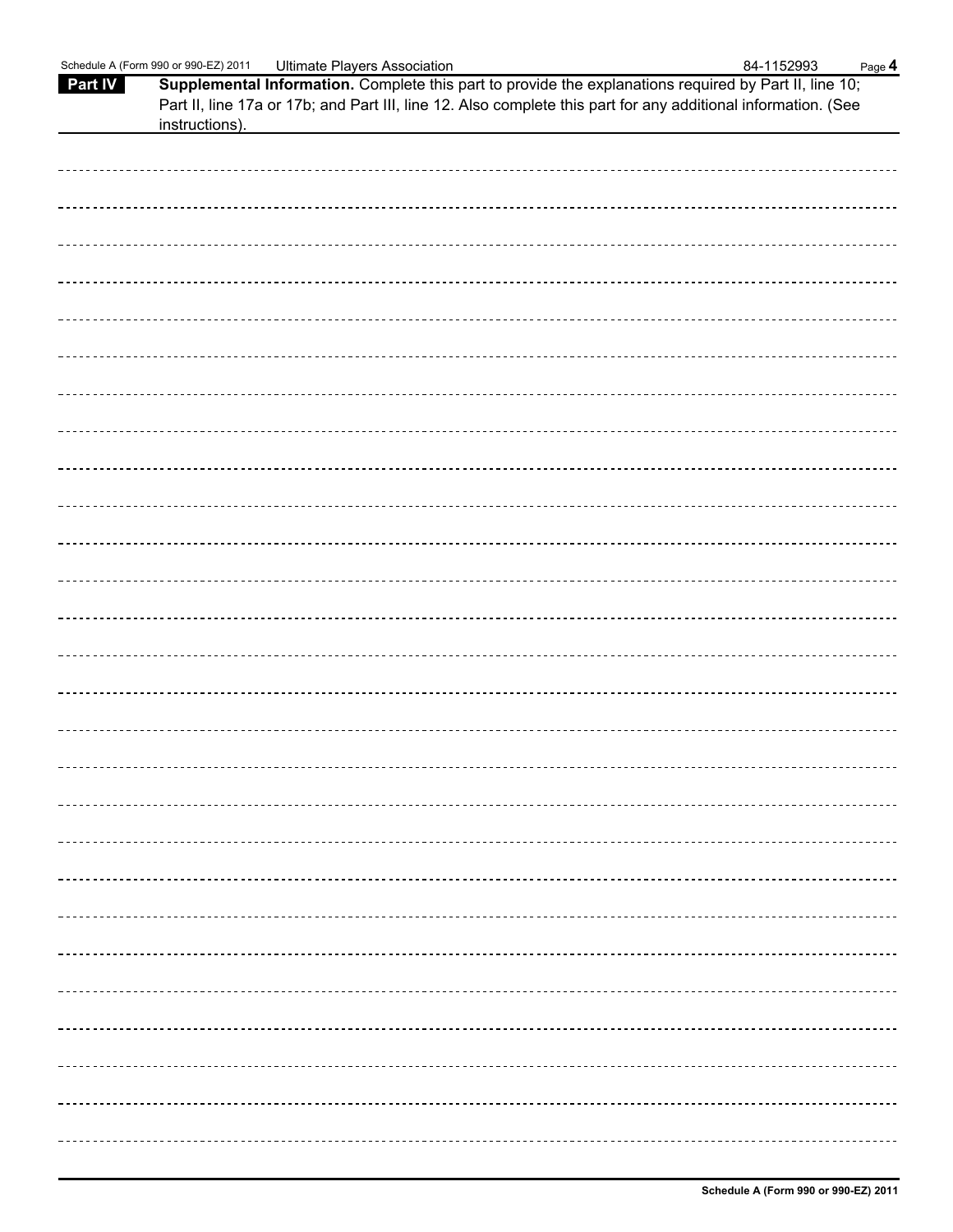## Part IV Supplemental Information.

Complete this part to provide the explanations required by Part II, line 10; Part II, line 17a or 17b; and Part III, line 12. Also complete this part for any additional information. (See instructions).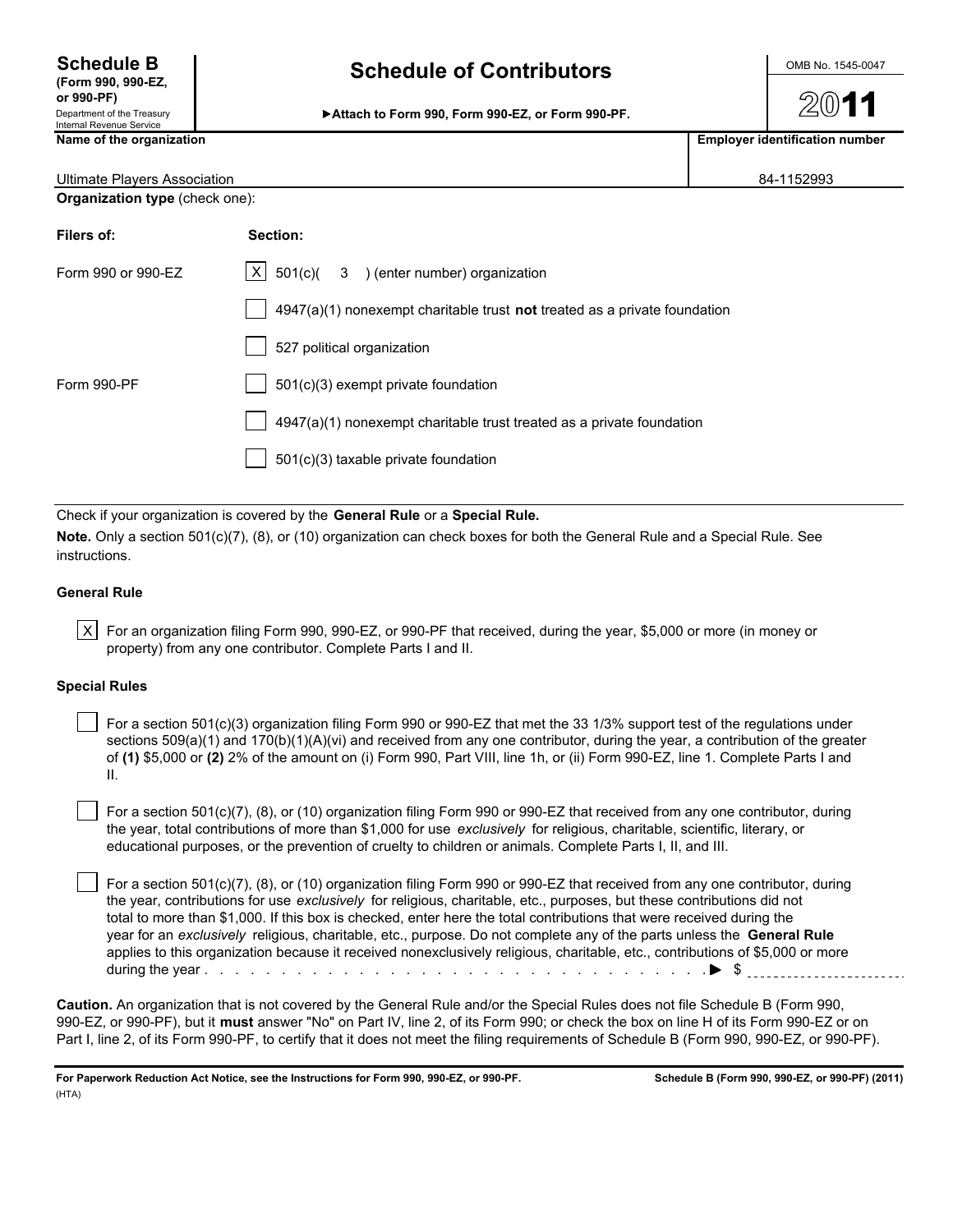**Schedule B**
**(Form 990, 990-EZ, or 990-PF)**
Department of the Treasury
Internal Revenue Service

# Schedule of Contributors

▶**Attach to Form 990, Form 990-EZ, or Form 990-PF.**

OMB No. 1545-0047

**2011**

| **Name of the organization** | **Employer identification number** |
|---|---|
| Ultimate Players Association | 84-1152993 |

**Organization type** (check one):

| **Filers of:** | **Section:** |
|---|---|
| Form 990 or 990-EZ | [X] 501(c)( 3 ) (enter number) organization |
| | [ ] 4947(a)(1) nonexempt charitable trust **not** treated as a private foundation |
| | [ ] 527 political organization |
| Form 990-PF | [ ] 501(c)(3) exempt private foundation |
| | [ ] 4947(a)(1) nonexempt charitable trust treated as a private foundation |
| | [ ] 501(c)(3) taxable private foundation |

Check if your organization is covered by the **General Rule** or a **Special Rule.**

**Note.** Only a section 501(c)(7), (8), or (10) organization can check boxes for both the General Rule and a Special Rule. See instructions.

### General Rule

[X] For an organization filing Form 990, 990-EZ, or 990-PF that received, during the year, $5,000 or more (in money or property) from any one contributor. Complete Parts I and II.

### Special Rules

[ ] For a section 501(c)(3) organization filing Form 990 or 990-EZ that met the 33 1/3% support test of the regulations under sections 509(a)(1) and 170(b)(1)(A)(vi) and received from any one contributor, during the year, a contribution of the greater of **(1)** $5,000 or **(2)** 2% of the amount on (i) Form 990, Part VIII, line 1h, or (ii) Form 990-EZ, line 1. Complete Parts I and II.

[ ] For a section 501(c)(7), (8), or (10) organization filing Form 990 or 990-EZ that received from any one contributor, during the year, total contributions of more than $1,000 for use *exclusively* for religious, charitable, scientific, literary, or educational purposes, or the prevention of cruelty to children or animals. Complete Parts I, II, and III.

[ ] For a section 501(c)(7), (8), or (10) organization filing Form 990 or 990-EZ that received from any one contributor, during the year, contributions for use *exclusively* for religious, charitable, etc., purposes, but these contributions did not total to more than $1,000. If this box is checked, enter here the total contributions that were received during the year for an *exclusively* religious, charitable, etc., purpose. Do not complete any of the parts unless the **General Rule** applies to this organization because it received nonexclusively religious, charitable, etc., contributions of $5,000 or more during the year . . . . . . . . . . . . . . . . . . . . . . . . . . . . . . . . . . . . . . ▶ $ ____________

**Caution.** An organization that is not covered by the General Rule and/or the Special Rules does not file Schedule B (Form 990, 990-EZ, or 990-PF), but it **must** answer "No" on Part IV, line 2, of its Form 990; or check the box on line H of its Form 990-EZ or on Part I, line 2, of its Form 990-PF, to certify that it does not meet the filing requirements of Schedule B (Form 990, 990-EZ, or 990-PF).

**For Paperwork Reduction Act Notice, see the Instructions for Form 990, 990-EZ, or 990-PF.** (HTA) **Schedule B (Form 990, 990-EZ, or 990-PF) (2011)**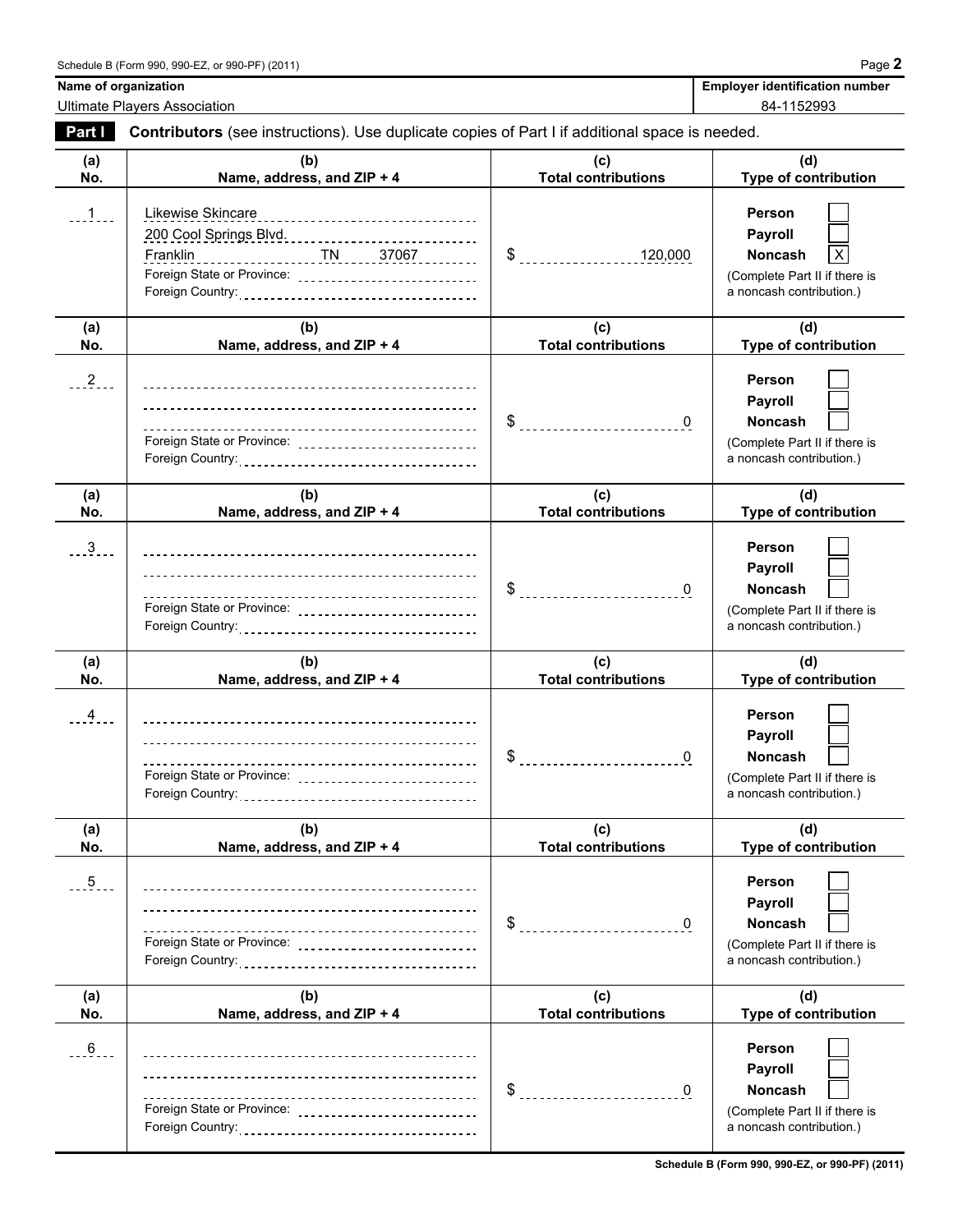**Name of organization**
Ultimate Players Association

**Employer identification number**
84-1152993

**Part I** **Contributors** (see instructions). Use duplicate copies of Part I if additional space is needed.

| (a) No. | (b) Name, address, and ZIP + 4 | (c) Total contributions | (d) Type of contribution |
|---|---|---|---|
| 1 | Likewise Skincare<br>200 Cool Springs Blvd.<br>Franklin TN 37067<br>Foreign State or Province:<br>Foreign Country: | $ 120,000 | Person ☐<br>Payroll ☐<br>Noncash ☒<br>(Complete Part II if there is a noncash contribution.) |
| 2 | Foreign State or Province:<br>Foreign Country: | $ 0 | Person ☐<br>Payroll ☐<br>Noncash ☐<br>(Complete Part II if there is a noncash contribution.) |
| 3 | Foreign State or Province:<br>Foreign Country: | $ 0 | Person ☐<br>Payroll ☐<br>Noncash ☐<br>(Complete Part II if there is a noncash contribution.) |
| 4 | Foreign State or Province:<br>Foreign Country: | $ 0 | Person ☐<br>Payroll ☐<br>Noncash ☐<br>(Complete Part II if there is a noncash contribution.) |
| 5 | Foreign State or Province:<br>Foreign Country: | $ 0 | Person ☐<br>Payroll ☐<br>Noncash ☐<br>(Complete Part II if there is a noncash contribution.) |
| 6 | Foreign State or Province:<br>Foreign Country: | $ 0 | Person ☐<br>Payroll ☐<br>Noncash ☐<br>(Complete Part II if there is a noncash contribution.) |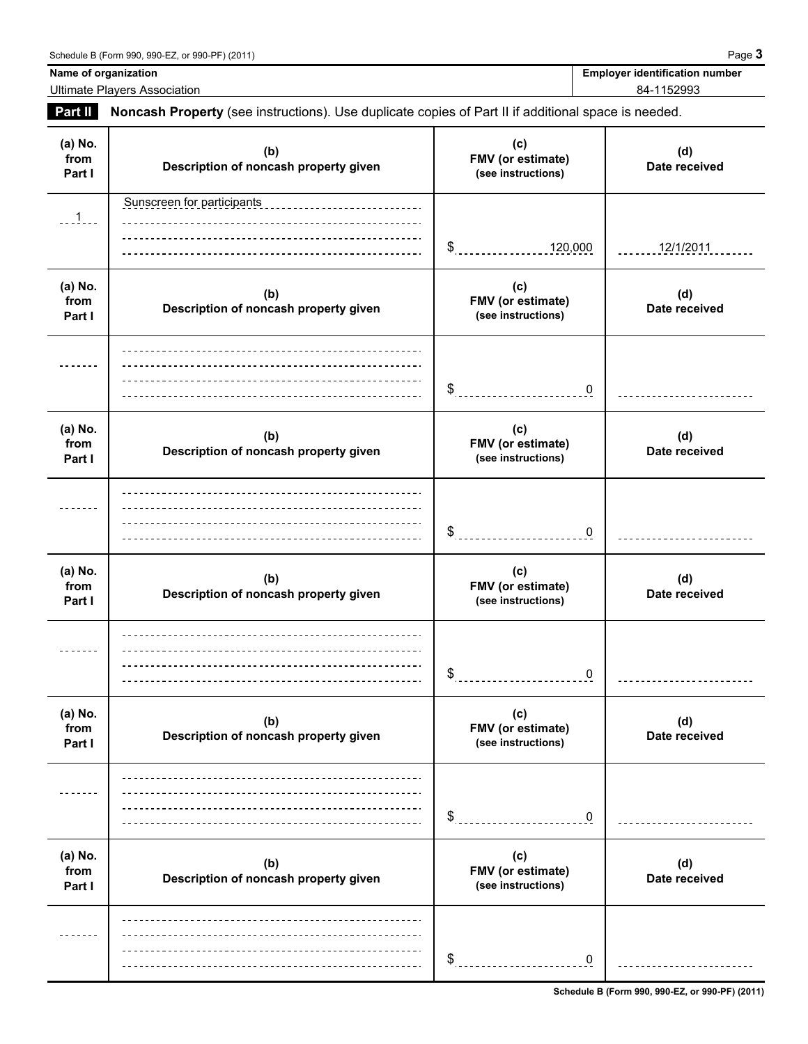Schedule B (Form 990, 990-EZ, or 990-PF) (2011)

| Name of organization | Employer identification number |
|---|---|
| Ultimate Players Association | 84-1152993 |

**Part II** **Noncash Property** (see instructions). Use duplicate copies of Part II if additional space is needed.

| (a) No. from Part I | (b) Description of noncash property given | (c) FMV (or estimate) (see instructions) | (d) Date received |
|---|---|---|---|
| 1 | Sunscreen for participants | $ 120,000 | 12/1/2011 |

| (a) No. from Part I | (b) Description of noncash property given | (c) FMV (or estimate) (see instructions) | (d) Date received |
|---|---|---|---|
| | | $ 0 | |

| (a) No. from Part I | (b) Description of noncash property given | (c) FMV (or estimate) (see instructions) | (d) Date received |
|---|---|---|---|
| | | $ 0 | |

| (a) No. from Part I | (b) Description of noncash property given | (c) FMV (or estimate) (see instructions) | (d) Date received |
|---|---|---|---|
| | | $ 0 | |

| (a) No. from Part I | (b) Description of noncash property given | (c) FMV (or estimate) (see instructions) | (d) Date received |
|---|---|---|---|
| | | $ 0 | |

| (a) No. from Part I | (b) Description of noncash property given | (c) FMV (or estimate) (see instructions) | (d) Date received |
|---|---|---|---|
| | | $ 0 | |

Schedule B (Form 990, 990-EZ, or 990-PF) (2011)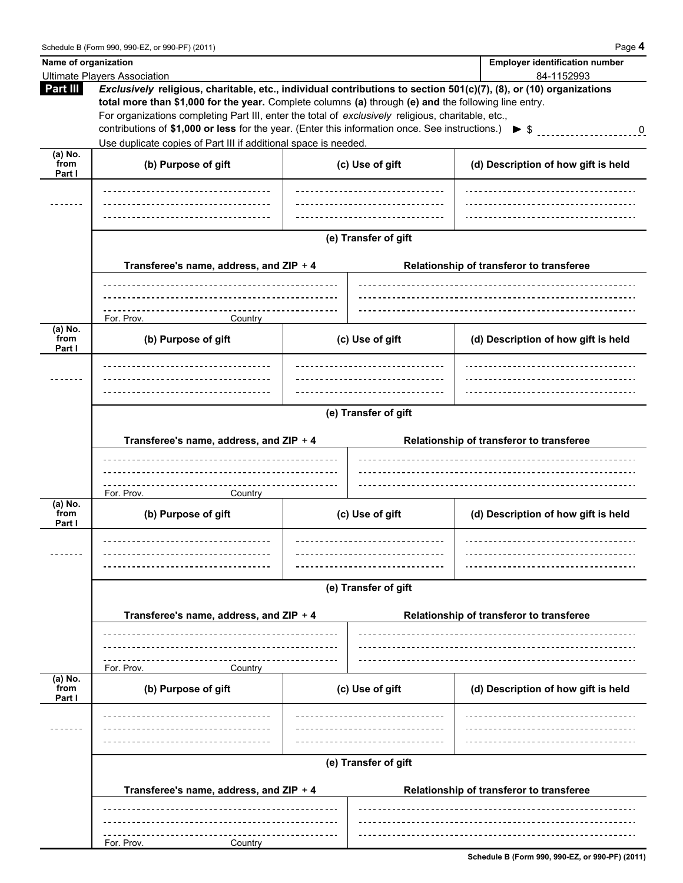Schedule B (Form 990, 990-EZ, or 990-PF) (2011) Page **4**

| **Name of organization** | **Employer identification number** |
|---|---|
| Ultimate Players Association | 84-1152993 |

**Part III** ***Exclusively*** **religious, charitable, etc., individual contributions to section 501(c)(7), (8), or (10) organizations total more than $1,000 for the year.** Complete columns **(a)** through **(e) and** the following line entry.
For organizations completing Part III, enter the total of *exclusively* religious, charitable, etc., contributions of **$1,000 or less** for the year. (Enter this information once. See instructions.) ▶ $ 0
Use duplicate copies of Part III if additional space is needed.

| (a) No. from Part I | (b) Purpose of gift | (c) Use of gift | (d) Description of how gift is held |
|---|---|---|---|
| | | | |

**(e) Transfer of gift**

| Transferee's name, address, and ZIP + 4 | Relationship of transferor to transferee |
|---|---|
| For. Prov. Country | |

| (a) No. from Part I | (b) Purpose of gift | (c) Use of gift | (d) Description of how gift is held |
|---|---|---|---|
| | | | |

**(e) Transfer of gift**

| Transferee's name, address, and ZIP + 4 | Relationship of transferor to transferee |
|---|---|
| For. Prov. Country | |

| (a) No. from Part I | (b) Purpose of gift | (c) Use of gift | (d) Description of how gift is held |
|---|---|---|---|
| | | | |

**(e) Transfer of gift**

| Transferee's name, address, and ZIP + 4 | Relationship of transferor to transferee |
|---|---|
| For. Prov. Country | |

| (a) No. from Part I | (b) Purpose of gift | (c) Use of gift | (d) Description of how gift is held |
|---|---|---|---|
| | | | |

**(e) Transfer of gift**

| Transferee's name, address, and ZIP + 4 | Relationship of transferor to transferee |
|---|---|
| For. Prov. Country | |

**Schedule B (Form 990, 990-EZ, or 990-PF) (2011)**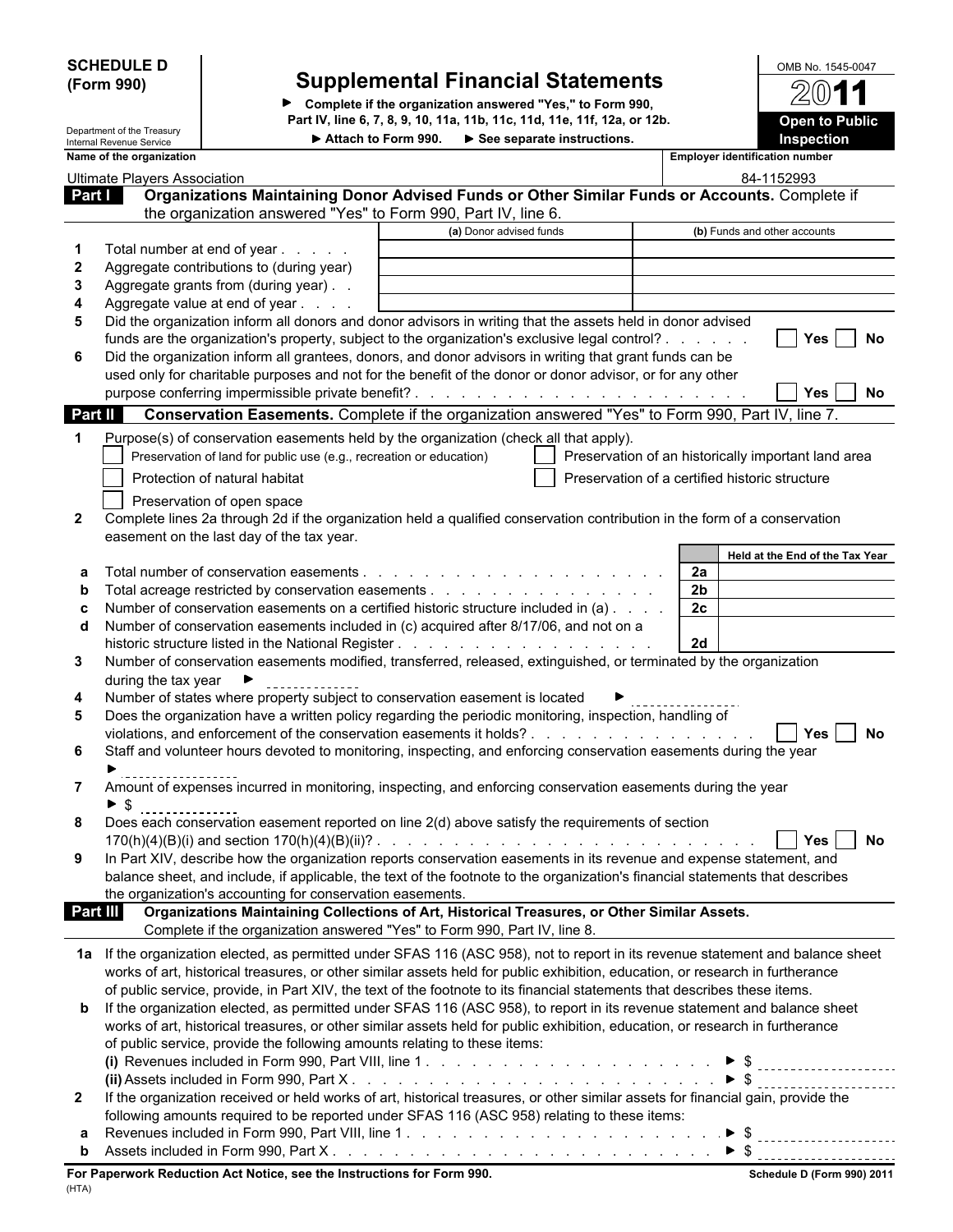# SCHEDULE D (Form 990)

Department of the Treasury
Internal Revenue Service

## Supplemental Financial Statements

▶ Complete if the organization answered "Yes," to Form 990, Part IV, line 6, 7, 8, 9, 10, 11a, 11b, 11c, 11d, 11e, 11f, 12a, or 12b.

▶ Attach to Form 990. ▶ See separate instructions.

OMB No. 1545-0047

2011

Open to Public Inspection

**Name of the organization:** Ultimate Players Association

**Employer identification number:** 84-1152993

### Part I Organizations Maintaining Donor Advised Funds or Other Similar Funds or Accounts. Complete if the organization answered "Yes" to Form 990, Part IV, line 6.

| | | (a) Donor advised funds | (b) Funds and other accounts |
|---|---|---|---|
| 1 | Total number at end of year | | |
| 2 | Aggregate contributions to (during year) | | |
| 3 | Aggregate grants from (during year) | | |
| 4 | Aggregate value at end of year | | |

5 Did the organization inform all donors and donor advisors in writing that the assets held in donor advised funds are the organization's property, subject to the organization's exclusive legal control? ☐ Yes ☐ No

6 Did the organization inform all grantees, donors, and donor advisors in writing that grant funds can be used only for charitable purposes and not for the benefit of the donor or donor advisor, or for any other purpose conferring impermissible private benefit? ☐ Yes ☐ No

### Part II Conservation Easements. Complete if the organization answered "Yes" to Form 990, Part IV, line 7.

1 Purpose(s) of conservation easements held by the organization (check all that apply).

- ☐ Preservation of land for public use (e.g., recreation or education)
- ☐ Preservation of an historically important land area
- ☐ Protection of natural habitat
- ☐ Preservation of a certified historic structure
- ☐ Preservation of open space

2 Complete lines 2a through 2d if the organization held a qualified conservation contribution in the form of a conservation easement on the last day of the tax year.

| | | | Held at the End of the Tax Year |
|---|---|---|---|
| a | Total number of conservation easements | 2a | |
| b | Total acreage restricted by conservation easements | 2b | |
| c | Number of conservation easements on a certified historic structure included in (a) | 2c | |
| d | Number of conservation easements included in (c) acquired after 8/17/06, and not on a historic structure listed in the National Register | 2d | |

3 Number of conservation easements modified, transferred, released, extinguished, or terminated by the organization during the tax year ▶

4 Number of states where property subject to conservation easement is located ▶

5 Does the organization have a written policy regarding the periodic monitoring, inspection, handling of violations, and enforcement of the conservation easements it holds? ☐ Yes ☐ No

6 Staff and volunteer hours devoted to monitoring, inspecting, and enforcing conservation easements during the year ▶

7 Amount of expenses incurred in monitoring, inspecting, and enforcing conservation easements during the year ▶ $

8 Does each conservation easement reported on line 2(d) above satisfy the requirements of section 170(h)(4)(B)(i) and section 170(h)(4)(B)(ii)? ☐ Yes ☐ No

9 In Part XIV, describe how the organization reports conservation easements in its revenue and expense statement, and balance sheet, and include, if applicable, the text of the footnote to the organization's financial statements that describes the organization's accounting for conservation easements.

### Part III Organizations Maintaining Collections of Art, Historical Treasures, or Other Similar Assets. Complete if the organization answered "Yes" to Form 990, Part IV, line 8.

1a If the organization elected, as permitted under SFAS 116 (ASC 958), not to report in its revenue statement and balance sheet works of art, historical treasures, or other similar assets held for public exhibition, education, or research in furtherance of public service, provide, in Part XIV, the text of the footnote to its financial statements that describes these items.

b If the organization elected, as permitted under SFAS 116 (ASC 958), to report in its revenue statement and balance sheet works of art, historical treasures, or other similar assets held for public exhibition, education, or research in furtherance of public service, provide the following amounts relating to these items:

(i) Revenues included in Form 990, Part VIII, line 1 ▶ $

(ii) Assets included in Form 990, Part X ▶ $

2 If the organization received or held works of art, historical treasures, or other similar assets for financial gain, provide the following amounts required to be reported under SFAS 116 (ASC 958) relating to these items:

a Revenues included in Form 990, Part VIII, line 1 ▶ $

b Assets included in Form 990, Part X ▶ $

**For Paperwork Reduction Act Notice, see the Instructions for Form 990.** (HTA) **Schedule D (Form 990) 2011**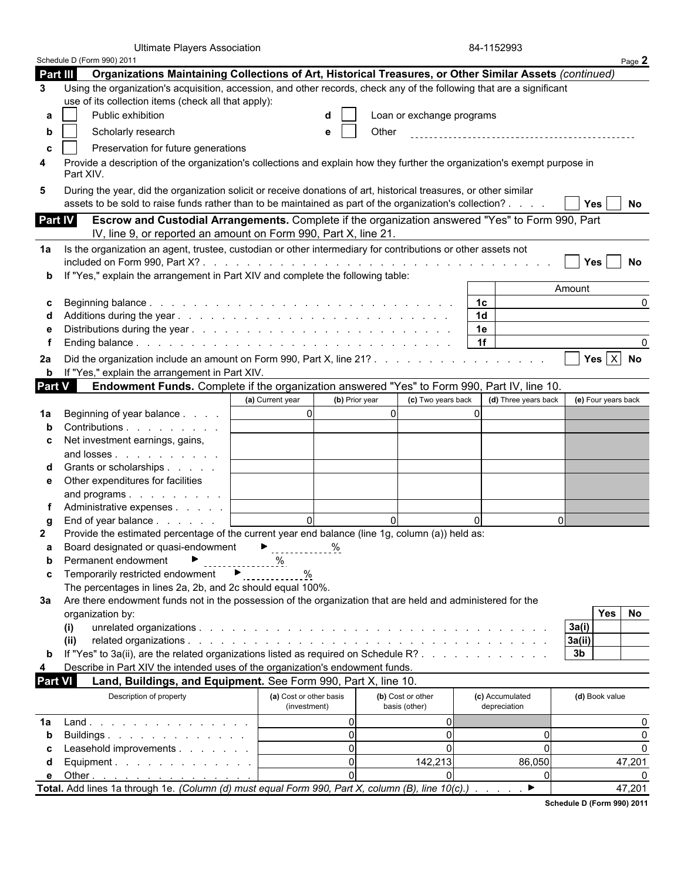Ultimate Players Association 84-1152993

Schedule D (Form 990) 2011 Page **2**

## Part III Organizations Maintaining Collections of Art, Historical Treasures, or Other Similar Assets *(continued)*

**3** Using the organization's acquisition, accession, and other records, check any of the following that are a significant use of its collection items (check all that apply):

- **a** ☐ Public exhibition
- **b** ☐ Scholarly research
- **c** ☐ Preservation for future generations
- **d** ☐ Loan or exchange programs
- **e** ☐ Other

**4** Provide a description of the organization's collections and explain how they further the organization's exempt purpose in Part XIV.

**5** During the year, did the organization solicit or receive donations of art, historical treasures, or other similar assets to be sold to raise funds rather than to be maintained as part of the organization's collection? . . . . ☐ Yes ☐ No

## Part IV Escrow and Custodial Arrangements.

Complete if the organization answered "Yes" to Form 990, Part IV, line 9, or reported an amount on Form 990, Part X, line 21.

**1a** Is the organization an agent, trustee, custodian or other intermediary for contributions or other assets not included on Form 990, Part X? ☐ Yes ☐ No

**b** If "Yes," explain the arrangement in Part XIV and complete the following table:

| | | | Amount |
|---|---|---|---|
| **c** | Beginning balance | 1c | 0 |
| **d** | Additions during the year | 1d | |
| **e** | Distributions during the year | 1e | |
| **f** | Ending balance | 1f | 0 |

**2a** Did the organization include an amount on Form 990, Part X, line 21? ☐ Yes ☒ No

**b** If "Yes," explain the arrangement in Part XIV.

## Part V Endowment Funds.

Complete if the organization answered "Yes" to Form 990, Part IV, line 10.

| | | (a) Current year | (b) Prior year | (c) Two years back | (d) Three years back | (e) Four years back |
|---|---|---|---|---|---|---|
| **1a** | Beginning of year balance | 0 | 0 | 0 | | |
| **b** | Contributions | | | | | |
| **c** | Net investment earnings, gains, and losses | | | | | |
| **d** | Grants or scholarships | | | | | |
| **e** | Other expenditures for facilities and programs | | | | | |
| **f** | Administrative expenses | | | | | |
| **g** | End of year balance | 0 | 0 | 0 | 0 | |

**2** Provide the estimated percentage of the current year end balance (line 1g, column (a)) held as:

- **a** Board designated or quasi-endowment ► %
- **b** Permanent endowment ► %
- **c** Temporarily restricted endowment ► %

The percentages in lines 2a, 2b, and 2c should equal 100%.

**3a** Are there endowment funds not in the possession of the organization that are held and administered for the organization by:

| | | | Yes | No |
|---|---|---|---|---|
| (i) | unrelated organizations | 3a(i) | | |
| (ii) | related organizations | 3a(ii) | | |
| **b** | If "Yes" to 3a(ii), are the related organizations listed as required on Schedule R? | 3b | | |

**4** Describe in Part XIV the intended uses of the organization's endowment funds.

## Part VI Land, Buildings, and Equipment.

See Form 990, Part X, line 10.

| | Description of property | (a) Cost or other basis (investment) | (b) Cost or other basis (other) | (c) Accumulated depreciation | (d) Book value |
|---|---|---|---|---|---|
| **1a** | Land | 0 | 0 | | 0 |
| **b** | Buildings | 0 | 0 | 0 | 0 |
| **c** | Leasehold improvements | 0 | 0 | 0 | 0 |
| **d** | Equipment | 0 | 142,213 | 86,050 | 47,201 |
| **e** | Other | 0 | 0 | 0 | 0 |
| **Total.** | Add lines 1a through 1e. *(Column (d) must equal Form 990, Part X, column (B), line 10(c).)* ► | | | | 47,201 |

Schedule D (Form 990) 2011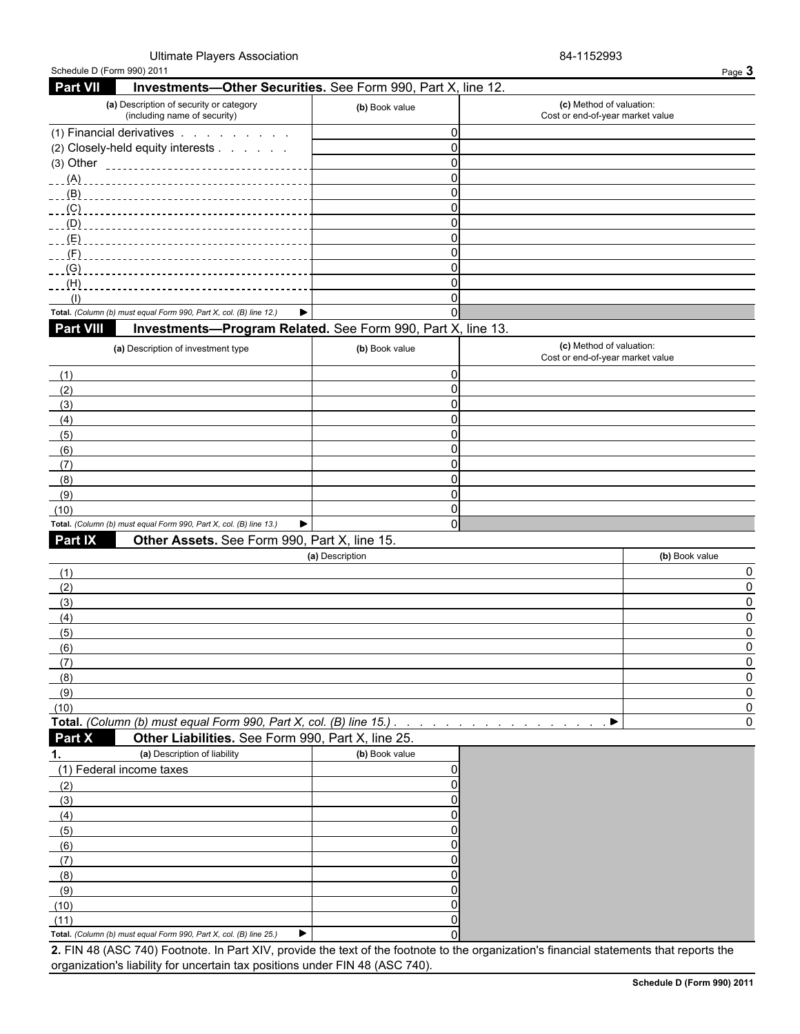Ultimate Players Association

84-1152993

Schedule D (Form 990) 2011

## Part VII Investments—Other Securities. See Form 990, Part X, line 12.

| (a) Description of security or category (including name of security) | (b) Book value | (c) Method of valuation: Cost or end-of-year market value |
|---|---|---|
| (1) Financial derivatives | 0 | |
| (2) Closely-held equity interests | 0 | |
| (3) Other | 0 | |
| (A) | 0 | |
| (B) | 0 | |
| (C) | 0 | |
| (D) | 0 | |
| (E) | 0 | |
| (F) | 0 | |
| (G) | 0 | |
| (H) | 0 | |
| (I) | 0 | |
| **Total.** *(Column (b) must equal Form 990, Part X, col. (B) line 12.)* ▶ | 0 | |

## Part VIII Investments—Program Related. See Form 990, Part X, line 13.

| (a) Description of investment type | (b) Book value | (c) Method of valuation: Cost or end-of-year market value |
|---|---|---|
| (1) | 0 | |
| (2) | 0 | |
| (3) | 0 | |
| (4) | 0 | |
| (5) | 0 | |
| (6) | 0 | |
| (7) | 0 | |
| (8) | 0 | |
| (9) | 0 | |
| (10) | 0 | |
| **Total.** *(Column (b) must equal Form 990, Part X, col. (B) line 13.)* ▶ | 0 | |

## Part IX Other Assets. See Form 990, Part X, line 15.

| (a) Description | (b) Book value |
|---|---|
| (1) | 0 |
| (2) | 0 |
| (3) | 0 |
| (4) | 0 |
| (5) | 0 |
| (6) | 0 |
| (7) | 0 |
| (8) | 0 |
| (9) | 0 |
| (10) | 0 |
| **Total.** *(Column (b) must equal Form 990, Part X, col. (B) line 15.)* ▶ | 0 |

## Part X Other Liabilities. See Form 990, Part X, line 25.

| 1. (a) Description of liability | (b) Book value |
|---|---|
| (1) Federal income taxes | 0 |
| (2) | 0 |
| (3) | 0 |
| (4) | 0 |
| (5) | 0 |
| (6) | 0 |
| (7) | 0 |
| (8) | 0 |
| (9) | 0 |
| (10) | 0 |
| (11) | 0 |
| **Total.** *(Column (b) must equal Form 990, Part X, col. (B) line 25.)* ▶ | 0 |

**2.** FIN 48 (ASC 740) Footnote. In Part XIV, provide the text of the footnote to the organization's financial statements that reports the organization's liability for uncertain tax positions under FIN 48 (ASC 740).

**Schedule D (Form 990) 2011**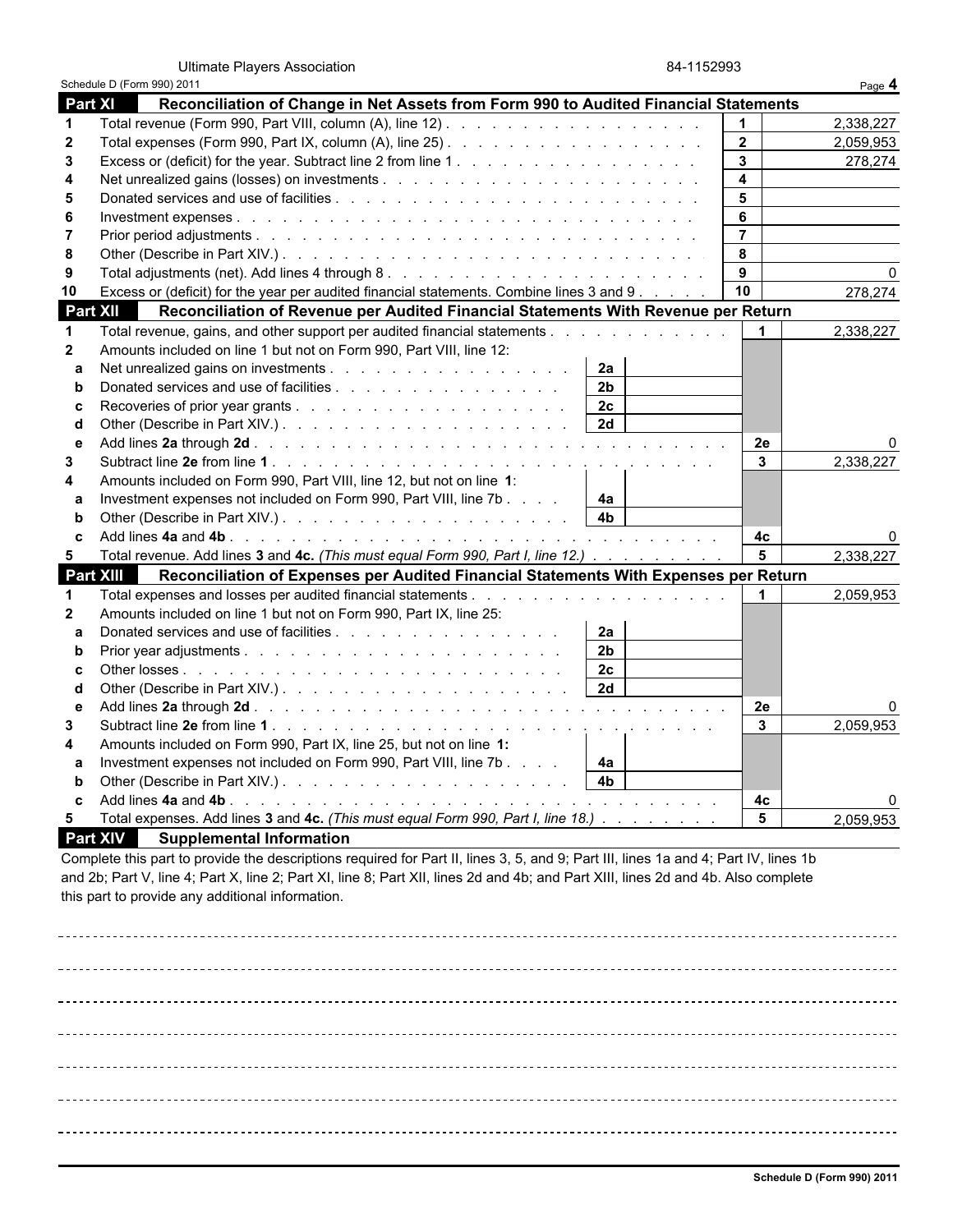Ultimate Players Association 84-1152993

Schedule D (Form 990) 2011

## Part XI Reconciliation of Change in Net Assets from Form 990 to Audited Financial Statements

| | | | |
|---|---|---|---|
| 1 | Total revenue (Form 990, Part VIII, column (A), line 12) | 1 | 2,338,227 |
| 2 | Total expenses (Form 990, Part IX, column (A), line 25) | 2 | 2,059,953 |
| 3 | Excess or (deficit) for the year. Subtract line 2 from line 1 | 3 | 278,274 |
| 4 | Net unrealized gains (losses) on investments | 4 | |
| 5 | Donated services and use of facilities | 5 | |
| 6 | Investment expenses | 6 | |
| 7 | Prior period adjustments | 7 | |
| 8 | Other (Describe in Part XIV.) | 8 | |
| 9 | Total adjustments (net). Add lines 4 through 8 | 9 | 0 |
| 10 | Excess or (deficit) for the year per audited financial statements. Combine lines 3 and 9 | 10 | 278,274 |

## Part XII Reconciliation of Revenue per Audited Financial Statements With Revenue per Return

| | | | | | |
|---|---|---|---|---|---|
| 1 | Total revenue, gains, and other support per audited financial statements | | | 1 | 2,338,227 |
| 2 | Amounts included on line 1 but not on Form 990, Part VIII, line 12: | | | | |
| a | Net unrealized gains on investments | 2a | | | |
| b | Donated services and use of facilities | 2b | | | |
| c | Recoveries of prior year grants | 2c | | | |
| d | Other (Describe in Part XIV.) | 2d | | | |
| e | Add lines **2a** through **2d** | | | 2e | 0 |
| 3 | Subtract line **2e** from line **1** | | | 3 | 2,338,227 |
| 4 | Amounts included on Form 990, Part VIII, line 12, but not on line **1**: | | | | |
| a | Investment expenses not included on Form 990, Part VIII, line 7b | 4a | | | |
| b | Other (Describe in Part XIV.) | 4b | | | |
| c | Add lines **4a** and **4b** | | | 4c | 0 |
| 5 | Total revenue. Add lines **3** and **4c.** *(This must equal Form 990, Part I, line 12.)* | | | 5 | 2,338,227 |

## Part XIII Reconciliation of Expenses per Audited Financial Statements With Expenses per Return

| | | | | | |
|---|---|---|---|---|---|
| 1 | Total expenses and losses per audited financial statements | | | 1 | 2,059,953 |
| 2 | Amounts included on line 1 but not on Form 990, Part IX, line 25: | | | | |
| a | Donated services and use of facilities | 2a | | | |
| b | Prior year adjustments | 2b | | | |
| c | Other losses | 2c | | | |
| d | Other (Describe in Part XIV.) | 2d | | | |
| e | Add lines **2a** through **2d** | | | 2e | 0 |
| 3 | Subtract line **2e** from line **1** | | | 3 | 2,059,953 |
| 4 | Amounts included on Form 990, Part IX, line 25, but not on line **1:** | | | | |
| a | Investment expenses not included on Form 990, Part VIII, line 7b | 4a | | | |
| b | Other (Describe in Part XIV.) | 4b | | | |
| c | Add lines **4a** and **4b** | | | 4c | 0 |
| 5 | Total expenses. Add lines **3** and **4c.** *(This must equal Form 990, Part I, line 18.)* | | | 5 | 2,059,953 |

## Part XIV Supplemental Information

Complete this part to provide the descriptions required for Part II, lines 3, 5, and 9; Part III, lines 1a and 4; Part IV, lines 1b and 2b; Part V, line 4; Part X, line 2; Part XI, line 8; Part XII, lines 2d and 4b; and Part XIII, lines 2d and 4b. Also complete this part to provide any additional information.

Schedule D (Form 990) 2011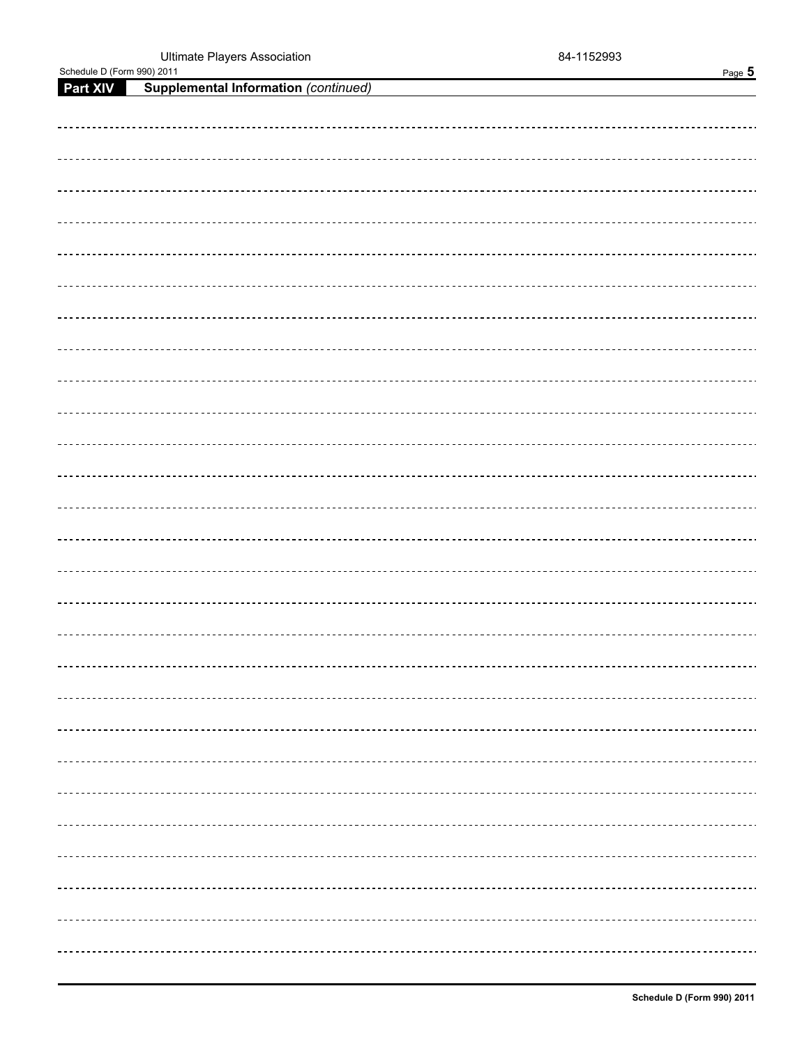Ultimate Players Association 84-1152993

Schedule D (Form 990) 2011

**Part XIV** **Supplemental Information** *(continued)*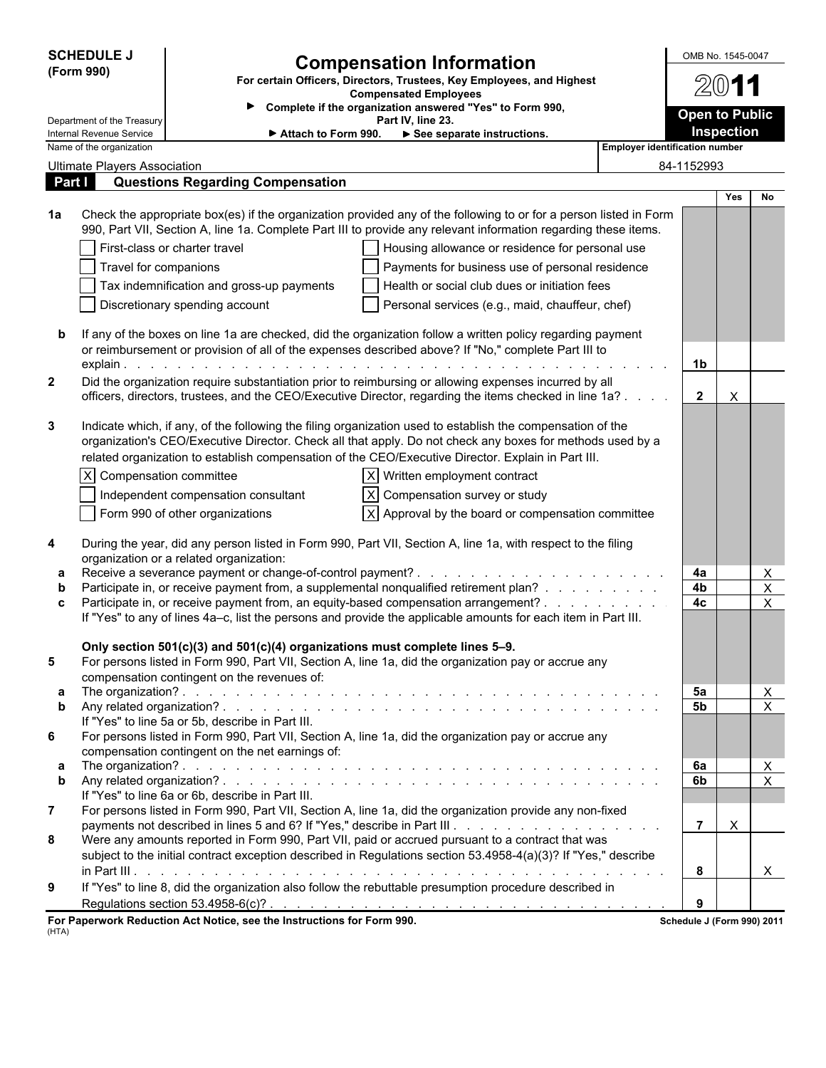**SCHEDULE J (Form 990)**

Department of the Treasury
Internal Revenue Service

# Compensation Information

**For certain Officers, Directors, Trustees, Key Employees, and Highest Compensated Employees**

► **Complete if the organization answered "Yes" to Form 990, Part IV, line 23.**

► **Attach to Form 990.** ► **See separate instructions.**

OMB No. 1545-0047

**2011**

**Open to Public Inspection**

Name of the organization: Ultimate Players Association

Employer identification number: 84-1152993

## Part I Questions Regarding Compensation

| | | | Yes | No |
|---|---|---|---|---|
| **1a** | Check the appropriate box(es) if the organization provided any of the following to or for a person listed in Form 990, Part VII, Section A, line 1a. Complete Part III to provide any relevant information regarding these items. | | | |
| | ☐ First-class or charter travel ☐ Housing allowance or residence for personal use | | | |
| | ☐ Travel for companions ☐ Payments for business use of personal residence | | | |
| | ☐ Tax indemnification and gross-up payments ☐ Health or social club dues or initiation fees | | | |
| | ☐ Discretionary spending account ☐ Personal services (e.g., maid, chauffeur, chef) | | | |
| **b** | If any of the boxes on line 1a are checked, did the organization follow a written policy regarding payment or reimbursement or provision of all of the expenses described above? If "No," complete Part III to explain | 1b | | |
| **2** | Did the organization require substantiation prior to reimbursing or allowing expenses incurred by all officers, directors, trustees, and the CEO/Executive Director, regarding the items checked in line 1a? | 2 | X | |
| **3** | Indicate which, if any, of the following the filing organization used to establish the compensation of the organization's CEO/Executive Director. Check all that apply. Do not check any boxes for methods used by a related organization to establish compensation of the CEO/Executive Director. Explain in Part III. | | | |
| | ☒ Compensation committee ☒ Written employment contract | | | |
| | ☐ Independent compensation consultant ☒ Compensation survey or study | | | |
| | ☐ Form 990 of other organizations ☒ Approval by the board or compensation committee | | | |
| **4** | During the year, did any person listed in Form 990, Part VII, Section A, line 1a, with respect to the filing organization or a related organization: | | | |
| **a** | Receive a severance payment or change-of-control payment? | 4a | | X |
| **b** | Participate in, or receive payment from, a supplemental nonqualified retirement plan? | 4b | | X |
| **c** | Participate in, or receive payment from, an equity-based compensation arrangement? | 4c | | X |
| | If "Yes" to any of lines 4a–c, list the persons and provide the applicable amounts for each item in Part III. | | | |
| | **Only section 501(c)(3) and 501(c)(4) organizations must complete lines 5–9.** | | | |
| **5** | For persons listed in Form 990, Part VII, Section A, line 1a, did the organization pay or accrue any compensation contingent on the revenues of: | | | |
| **a** | The organization? | 5a | | X |
| **b** | Any related organization? | 5b | | X |
| | If "Yes" to line 5a or 5b, describe in Part III. | | | |
| **6** | For persons listed in Form 990, Part VII, Section A, line 1a, did the organization pay or accrue any compensation contingent on the net earnings of: | | | |
| **a** | The organization? | 6a | | X |
| **b** | Any related organization? | 6b | | X |
| | If "Yes" to line 6a or 6b, describe in Part III. | | | |
| **7** | For persons listed in Form 990, Part VII, Section A, line 1a, did the organization provide any non-fixed payments not described in lines 5 and 6? If "Yes," describe in Part III | 7 | X | |
| **8** | Were any amounts reported in Form 990, Part VII, paid or accrued pursuant to a contract that was subject to the initial contract exception described in Regulations section 53.4958-4(a)(3)? If "Yes," describe in Part III | 8 | | X |
| **9** | If "Yes" to line 8, did the organization also follow the rebuttable presumption procedure described in Regulations section 53.4958-6(c)? | 9 | | |

**For Paperwork Reduction Act Notice, see the Instructions for Form 990.** (HTA)

**Schedule J (Form 990) 2011**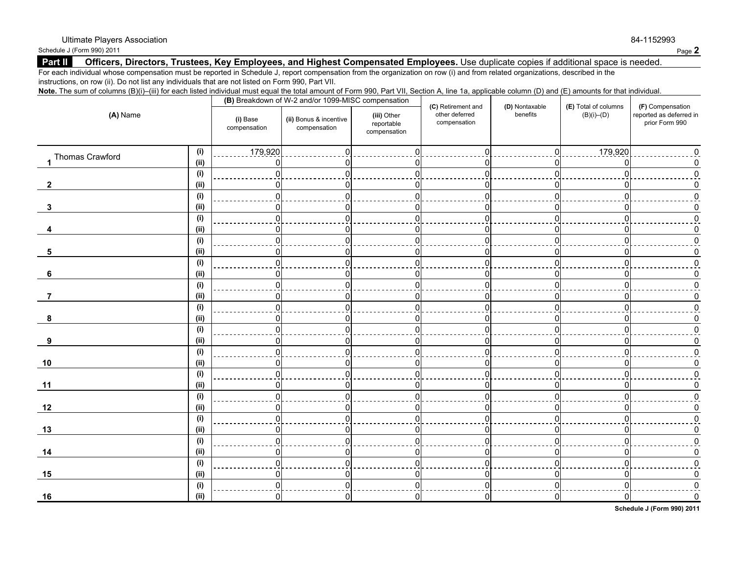Ultimate Players Association 84-1152993

Schedule J (Form 990) 2011

## Part II Officers, Directors, Trustees, Key Employees, and Highest Compensated Employees. Use duplicate copies if additional space is needed.

For each individual whose compensation must be reported in Schedule J, report compensation from the organization on row (i) and from related organizations, described in the instructions, on row (ii). Do not list any individuals that are not listed on Form 990, Part VII.

**Note.** The sum of columns (B)(i)–(iii) for each listed individual must equal the total amount of Form 990, Part VII, Section A, line 1a, applicable column (D) and (E) amounts for that individual.

| (A) Name | | (B) Breakdown of W-2 and/or 1099-MISC compensation | | | (C) Retirement and other deferred compensation | (D) Nontaxable benefits | (E) Total of columns (B)(i)–(D) | (F) Compensation reported as deferred in prior Form 990 |
|---|---|---|---|---|---|---|---|---|
| | | (i) Base compensation | (ii) Bonus & incentive compensation | (iii) Other reportable compensation | | | | |
| 1 Thomas Crawford | (i) | 179,920 | 0 | 0 | 0 | 0 | 179,920 | 0 |
| | (ii) | 0 | 0 | 0 | 0 | 0 | 0 | 0 |
| 2 | (i) | 0 | 0 | 0 | 0 | 0 | 0 | 0 |
| | (ii) | 0 | 0 | 0 | 0 | 0 | 0 | 0 |
| 3 | (i) | 0 | 0 | 0 | 0 | 0 | 0 | 0 |
| | (ii) | 0 | 0 | 0 | 0 | 0 | 0 | 0 |
| 4 | (i) | 0 | 0 | 0 | 0 | 0 | 0 | 0 |
| | (ii) | 0 | 0 | 0 | 0 | 0 | 0 | 0 |
| 5 | (i) | 0 | 0 | 0 | 0 | 0 | 0 | 0 |
| | (ii) | 0 | 0 | 0 | 0 | 0 | 0 | 0 |
| 6 | (i) | 0 | 0 | 0 | 0 | 0 | 0 | 0 |
| | (ii) | 0 | 0 | 0 | 0 | 0 | 0 | 0 |
| 7 | (i) | 0 | 0 | 0 | 0 | 0 | 0 | 0 |
| | (ii) | 0 | 0 | 0 | 0 | 0 | 0 | 0 |
| 8 | (i) | 0 | 0 | 0 | 0 | 0 | 0 | 0 |
| | (ii) | 0 | 0 | 0 | 0 | 0 | 0 | 0 |
| 9 | (i) | 0 | 0 | 0 | 0 | 0 | 0 | 0 |
| | (ii) | 0 | 0 | 0 | 0 | 0 | 0 | 0 |
| 10 | (i) | 0 | 0 | 0 | 0 | 0 | 0 | 0 |
| | (ii) | 0 | 0 | 0 | 0 | 0 | 0 | 0 |
| 11 | (i) | 0 | 0 | 0 | 0 | 0 | 0 | 0 |
| | (ii) | 0 | 0 | 0 | 0 | 0 | 0 | 0 |
| 12 | (i) | 0 | 0 | 0 | 0 | 0 | 0 | 0 |
| | (ii) | 0 | 0 | 0 | 0 | 0 | 0 | 0 |
| 13 | (i) | 0 | 0 | 0 | 0 | 0 | 0 | 0 |
| | (ii) | 0 | 0 | 0 | 0 | 0 | 0 | 0 |
| 14 | (i) | 0 | 0 | 0 | 0 | 0 | 0 | 0 |
| | (ii) | 0 | 0 | 0 | 0 | 0 | 0 | 0 |
| 15 | (i) | 0 | 0 | 0 | 0 | 0 | 0 | 0 |
| | (ii) | 0 | 0 | 0 | 0 | 0 | 0 | 0 |
| 16 | (i) | 0 | 0 | 0 | 0 | 0 | 0 | 0 |
| | (ii) | 0 | 0 | 0 | 0 | 0 | 0 | 0 |

Schedule J (Form 990) 2011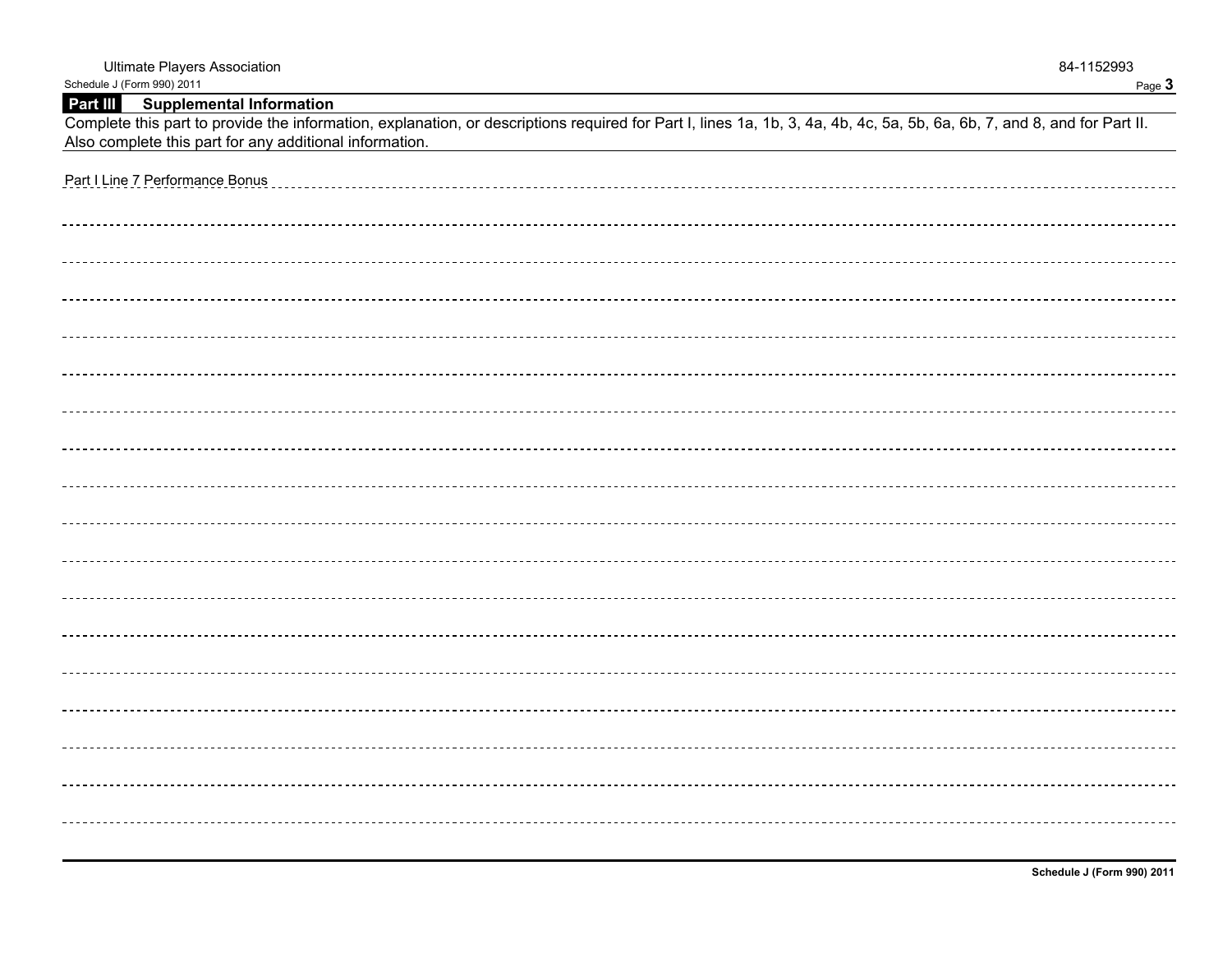Ultimate Players Association 84-1152993

Schedule J (Form 990) 2011

## Part III Supplemental Information

Complete this part to provide the information, explanation, or descriptions required for Part I, lines 1a, 1b, 3, 4a, 4b, 4c, 5a, 5b, 6a, 6b, 7, and 8, and for Part II. Also complete this part for any additional information.

Part I Line 7 Performance Bonus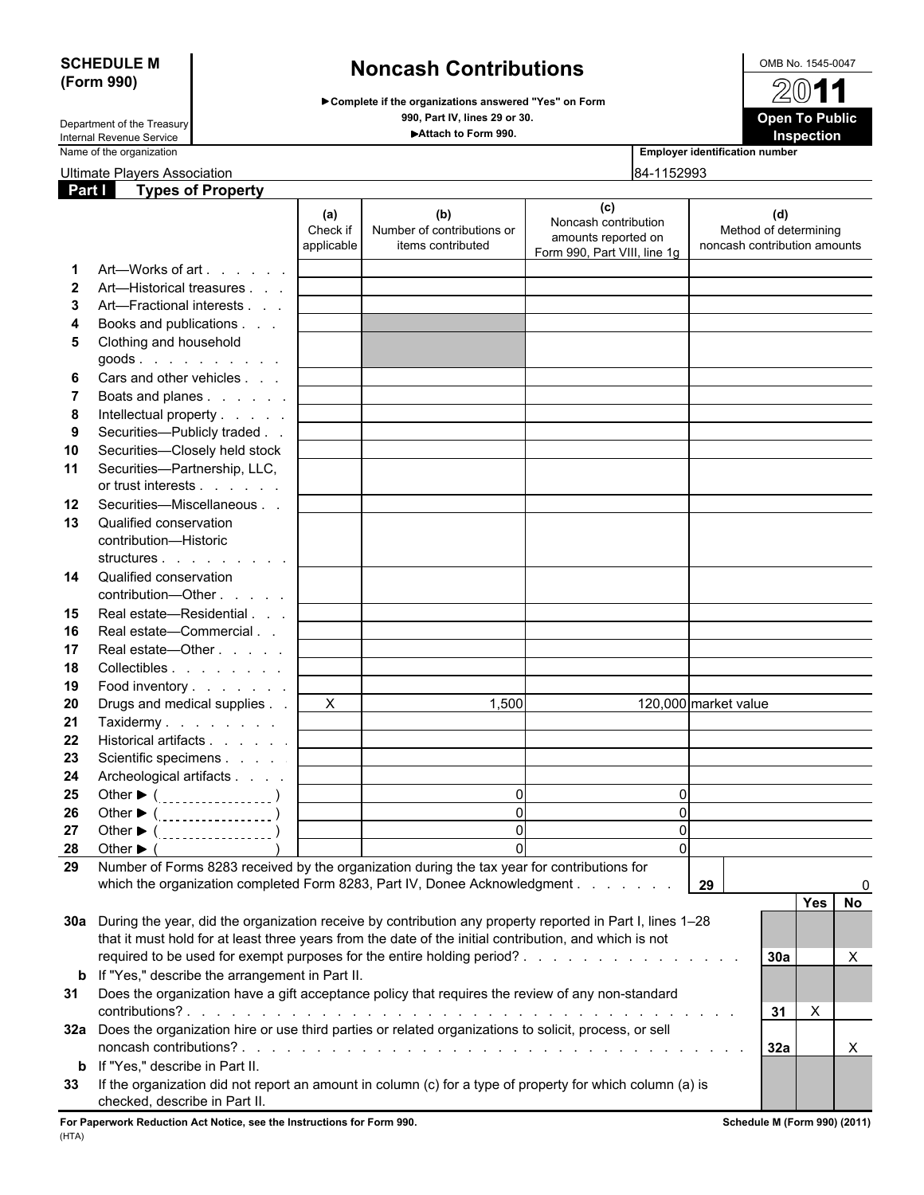# SCHEDULE M (Form 990)

Department of the Treasury
Internal Revenue Service

## Noncash Contributions

▶Complete if the organizations answered "Yes" on Form 990, Part IV, lines 29 or 30.

▶Attach to Form 990.

OMB No. 1545-0047

**2011**

**Open To Public Inspection**

| Name of the organization | Employer identification number |
|---|---|
| Ultimate Players Association | 84-1152993 |

## Part I Types of Property

| | | (a) Check if applicable | (b) Number of contributions or items contributed | (c) Noncash contribution amounts reported on Form 990, Part VIII, line 1g | (d) Method of determining noncash contribution amounts |
|---|---|---|---|---|---|
| 1 | Art—Works of art | | | | |
| 2 | Art—Historical treasures | | | | |
| 3 | Art—Fractional interests | | | | |
| 4 | Books and publications | | | | |
| 5 | Clothing and household goods | | | | |
| 6 | Cars and other vehicles | | | | |
| 7 | Boats and planes | | | | |
| 8 | Intellectual property | | | | |
| 9 | Securities—Publicly traded | | | | |
| 10 | Securities—Closely held stock | | | | |
| 11 | Securities—Partnership, LLC, or trust interests | | | | |
| 12 | Securities—Miscellaneous | | | | |
| 13 | Qualified conservation contribution—Historic structures | | | | |
| 14 | Qualified conservation contribution—Other | | | | |
| 15 | Real estate—Residential | | | | |
| 16 | Real estate—Commercial | | | | |
| 17 | Real estate—Other | | | | |
| 18 | Collectibles | | | | |
| 19 | Food inventory | | | | |
| 20 | Drugs and medical supplies | X | 1,500 | 120,000 | market value |
| 21 | Taxidermy | | | | |
| 22 | Historical artifacts | | | | |
| 23 | Scientific specimens | | | | |
| 24 | Archeological artifacts | | | | |
| 25 | Other ▶ ( ) | | 0 | 0 | |
| 26 | Other ▶ ( ) | | 0 | 0 | |
| 27 | Other ▶ ( ) | | 0 | 0 | |
| 28 | Other ▶ ( ) | | 0 | 0 | |

**29** Number of Forms 8283 received by the organization during the tax year for contributions for which the organization completed Form 8283, Part IV, Donee Acknowledgment . . . . . . . **29** 0

| | | | Yes | No |
|---|---|---|---|---|
| 30a | During the year, did the organization receive by contribution any property reported in Part I, lines 1–28 that it must hold for at least three years from the date of the initial contribution, and which is not required to be used for exempt purposes for the entire holding period? | 30a | | X |
| b | If "Yes," describe the arrangement in Part II. | | | |
| 31 | Does the organization have a gift acceptance policy that requires the review of any non-standard contributions? | 31 | X | |
| 32a | Does the organization hire or use third parties or related organizations to solicit, process, or sell noncash contributions? | 32a | | X |
| b | If "Yes," describe in Part II. | | | |
| 33 | If the organization did not report an amount in column (c) for a type of property for which column (a) is checked, describe in Part II. | | | |

**For Paperwork Reduction Act Notice, see the Instructions for Form 990.** (HTA)

**Schedule M (Form 990) (2011)**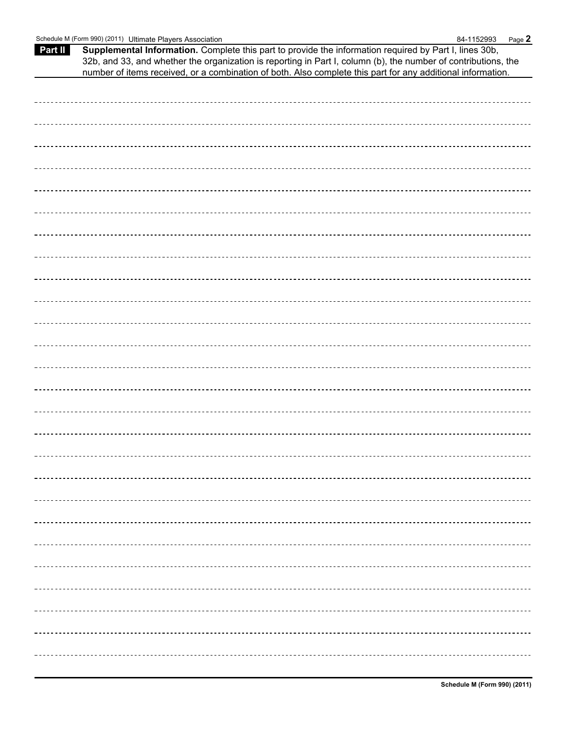**Part II** **Supplemental Information.** Complete this part to provide the information required by Part I, lines 30b, 32b, and 33, and whether the organization is reporting in Part I, column (b), the number of contributions, the number of items received, or a combination of both. Also complete this part for any additional information.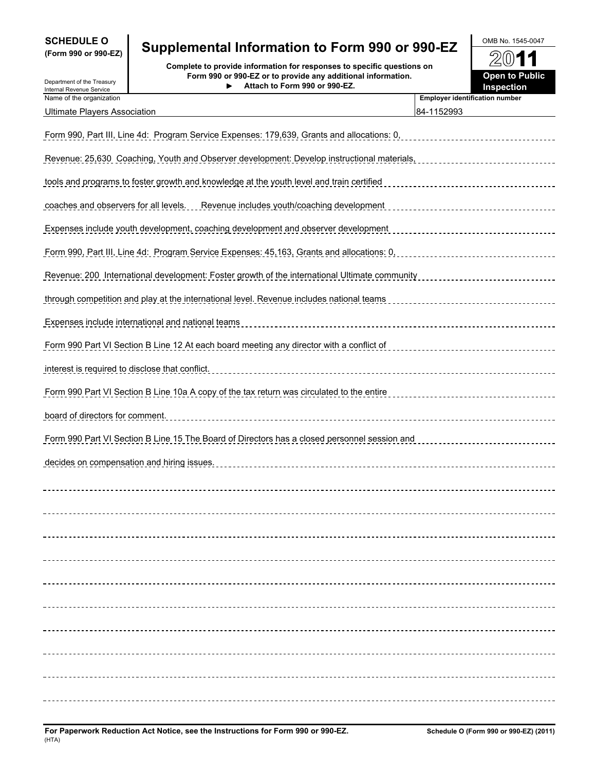**SCHEDULE O**
**(Form 990 or 990-EZ)**

Department of the Treasury
Internal Revenue Service

# Supplemental Information to Form 990 or 990-EZ

**Complete to provide information for responses to specific questions on Form 990 or 990-EZ or to provide any additional information.**
**▶ Attach to Form 990 or 990-EZ.**

OMB No. 1545-0047

**2011**

**Open to Public Inspection**

| Name of the organization | Employer identification number |
|---|---|
| Ultimate Players Association | 84-1152993 |

Form 990, Part III, Line 4d: Program Service Expenses: 179,639, Grants and allocations: 0, Revenue: 25,630 Coaching, Youth and Observer development: Develop instructional materials, tools and programs to foster growth and knowledge at the youth level and train certified coaches and observers for all levels. Revenue includes youth/coaching development Expenses include youth development, coaching development and observer development

Form 990, Part III, Line 4d: Program Service Expenses: 45,163, Grants and allocations: 0, Revenue: 200 International development: Foster growth of the international Ultimate community through competition and play at the international level. Revenue includes national teams Expenses include international and national teams

Form 990 Part VI Section B Line 12 At each board meeting any director with a conflict of interest is required to disclose that conflict.

Form 990 Part VI Section B Line 10a A copy of the tax return was circulated to the entire board of directors for comment.

Form 990 Part VI Section B Line 15 The Board of Directors has a closed personnel session and decides on compensation and hiring issues.

**For Paperwork Reduction Act Notice, see the Instructions for Form 990 or 990-EZ.** (HTA) **Schedule O (Form 990 or 990-EZ) (2011)**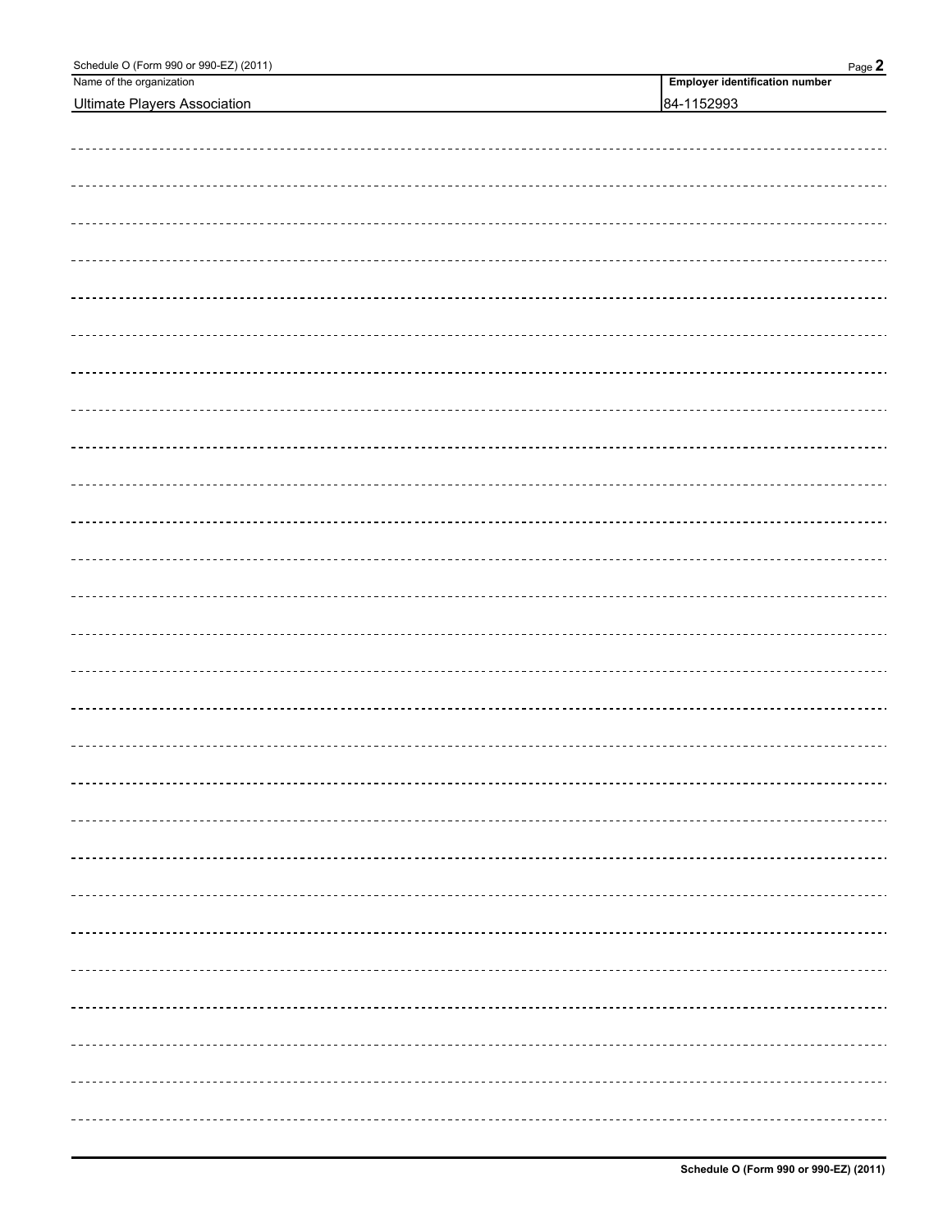| Name of the organization | Employer identification number |
| --- | --- |
| Ultimate Players Association | 84-1152993 |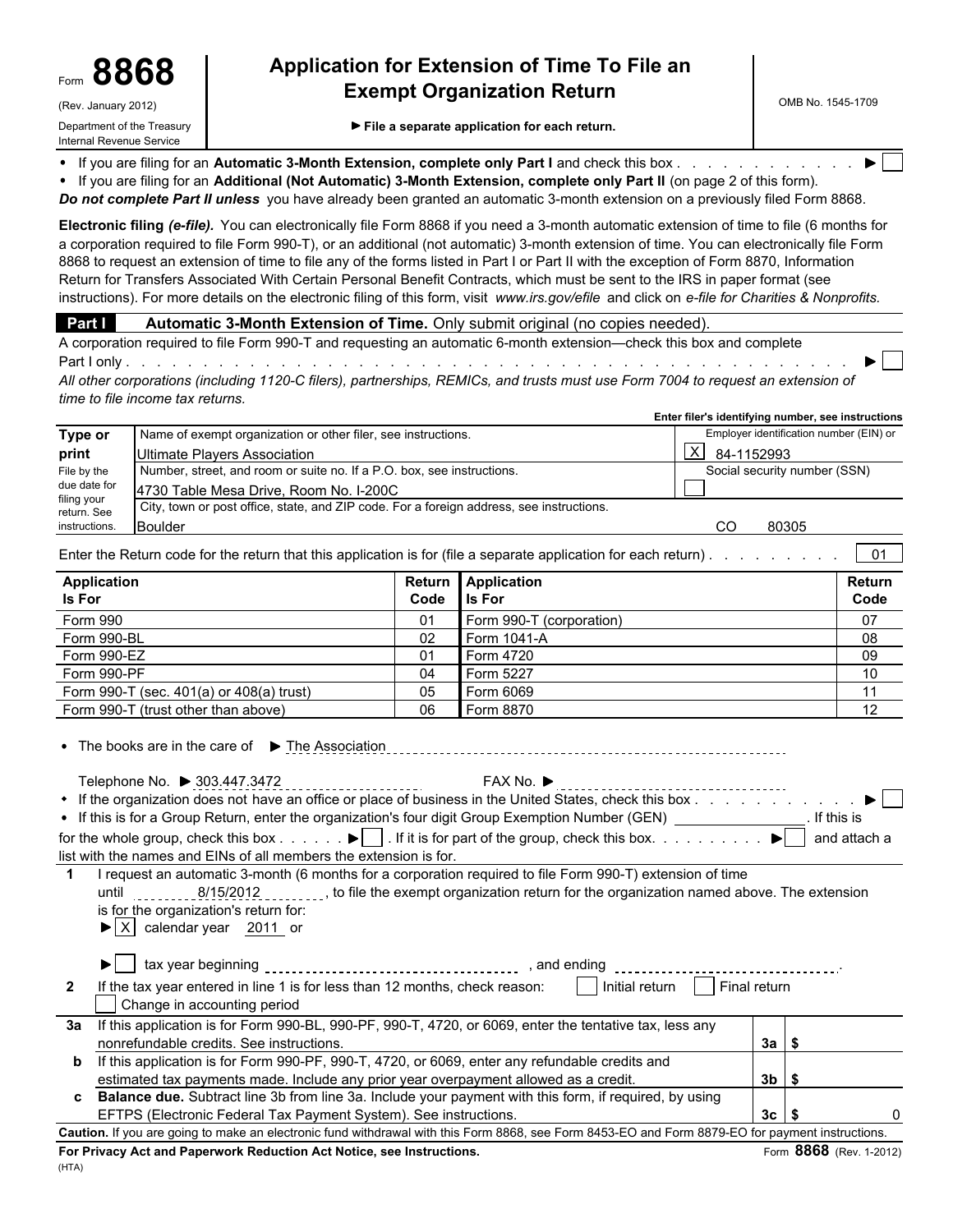Form **8868** (Rev. January 2012)

Department of the Treasury
Internal Revenue Service

# Application for Extension of Time To File an Exempt Organization Return

► File a separate application for each return.

OMB No. 1545-1709

- If you are filing for an **Automatic 3-Month Extension, complete only Part I** and check this box . . . . . . . . . . . . ► ☐
- If you are filing for an **Additional (Not Automatic) 3-Month Extension, complete only Part II** (on page 2 of this form).

***Do not complete Part II unless*** *you have already been granted an automatic 3-month extension on a previously filed Form 8868.*

**Electronic filing *(e-file).*** You can electronically file Form 8868 if you need a 3-month automatic extension of time to file (6 months for a corporation required to file Form 990-T), or an additional (not automatic) 3-month extension of time. You can electronically file Form 8868 to request an extension of time to file any of the forms listed in Part I or Part II with the exception of Form 8870, Information Return for Transfers Associated With Certain Personal Benefit Contracts, which must be sent to the IRS in paper format (see instructions). For more details on the electronic filing of this form, visit *www.irs.gov/efile* and click on *e-file for Charities & Nonprofits.*

## Part I Automatic 3-Month Extension of Time. Only submit original (no copies needed).

A corporation required to file Form 990-T and requesting an automatic 6-month extension—check this box and complete Part I only . . . . . . . . . . . . . . . . . . . . . . . . . . . . . . . . . . . . . . . . . . . ► ☐

*All other corporations (including 1120-C filers), partnerships, REMICs, and trusts must use Form 7004 to request an extension of time to file income tax returns.*

**Enter filer's identifying number, see instructions**

| **Type or print** File by the due date for filing your return. See instructions. | | |
|---|---|---|
| | Name of exempt organization or other filer, see instructions. Ultimate Players Association | Employer identification number (EIN) or ☒ 84-1152993 |
| | Number, street, and room or suite no. If a P.O. box, see instructions. 4730 Table Mesa Drive, Room No. I-200C | Social security number (SSN) ☐ |
| | City, town or post office, state, and ZIP code. For a foreign address, see instructions. Boulder CO 80305 | |

Enter the Return code for the return that this application is for (file a separate application for each return) . . . . . . . . . 01

| Application Is For | Return Code | Application Is For | Return Code |
|---|---|---|---|
| Form 990 | 01 | Form 990-T (corporation) | 07 |
| Form 990-BL | 02 | Form 1041-A | 08 |
| Form 990-EZ | 01 | Form 4720 | 09 |
| Form 990-PF | 04 | Form 5227 | 10 |
| Form 990-T (sec. 401(a) or 408(a) trust) | 05 | Form 6069 | 11 |
| Form 990-T (trust other than above) | 06 | Form 8870 | 12 |

- The books are in the care of ► The Association

Telephone No. ► 303.447.3472 FAX No. ►

- If the organization does not have an office or place of business in the United States, check this box . . . . . . . . . . . . ► ☐
- If this is for a Group Return, enter the organization's four digit Group Exemption Number (GEN) \_\_\_\_\_\_\_\_ . If this is for the whole group, check this box . . . . . . ► ☐ . If it is for part of the group, check this box. . . . . . . . . . ► ☐ and attach a list with the names and EINs of all members the extension is for.

**1** I request an automatic 3-month (6 months for a corporation required to file Form 990-T) extension of time until 8/15/2012, to file the exempt organization return for the organization named above. The extension is for the organization's return for:

► ☒ calendar year 2011 or

► ☐ tax year beginning \_\_\_\_\_\_\_\_, and ending \_\_\_\_\_\_\_\_.

**2** If the tax year entered in line 1 is for less than 12 months, check reason: ☐ Initial return ☐ Final return ☐ Change in accounting period

| | | | |
|---|---|---|---|
| **3a** | If this application is for Form 990-BL, 990-PF, 990-T, 4720, or 6069, enter the tentative tax, less any nonrefundable credits. See instructions. | **3a** | $ |
| **b** | If this application is for Form 990-PF, 990-T, 4720, or 6069, enter any refundable credits and estimated tax payments made. Include any prior year overpayment allowed as a credit. | **3b** | $ |
| **c** | **Balance due.** Subtract line 3b from line 3a. Include your payment with this form, if required, by using EFTPS (Electronic Federal Tax Payment System). See instructions. | **3c** | $ 0 |

**Caution.** If you are going to make an electronic fund withdrawal with this Form 8868, see Form 8453-EO and Form 8879-EO for payment instructions.

**For Privacy Act and Paperwork Reduction Act Notice, see Instructions.** Form **8868** (Rev. 1-2012)

(HTA)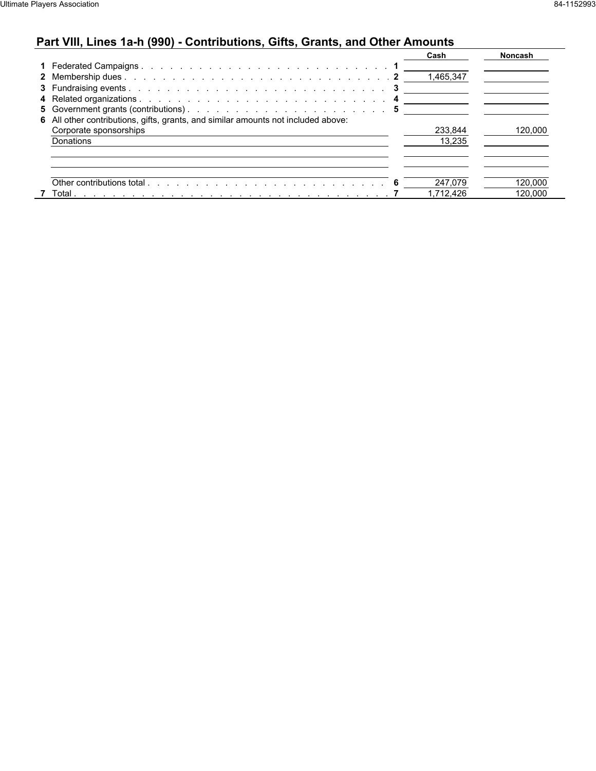## Part VIII, Lines 1a-h (990) - Contributions, Gifts, Grants, and Other Amounts

| | | Line | Cash | Noncash |
|---|---|---|---|---|
| 1 | Federated Campaigns | 1 | | |
| 2 | Membership dues | 2 | 1,465,347 | |
| 3 | Fundraising events | 3 | | |
| 4 | Related organizations | 4 | | |
| 5 | Government grants (contributions) | 5 | | |
| 6 | All other contributions, gifts, grants, and similar amounts not included above: | | | |
| | Corporate sponsorships | | 233,844 | 120,000 |
| | Donations | | 13,235 | |
| | Other contributions total | 6 | 247,079 | 120,000 |
| 7 | Total | 7 | 1,712,426 | 120,000 |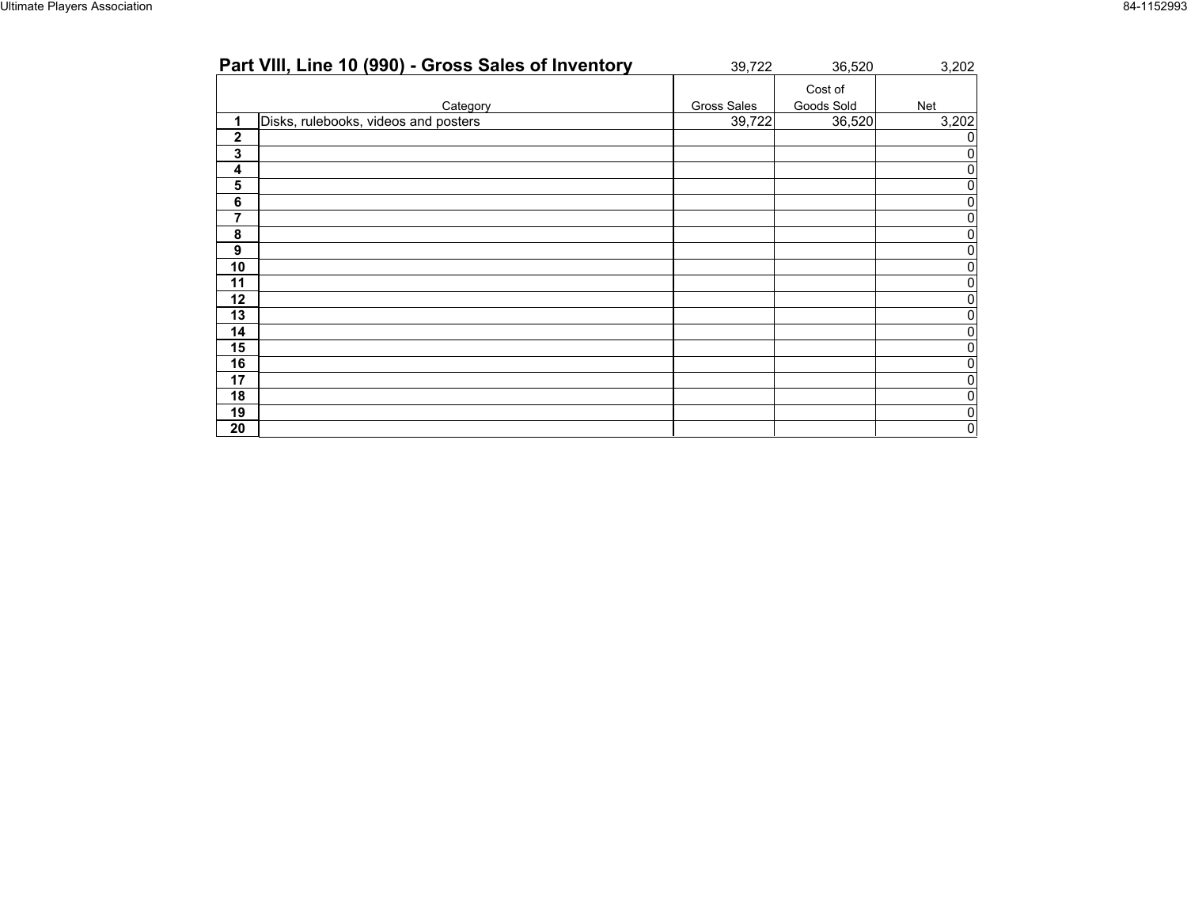## Part VIII, Line 10 (990) - Gross Sales of Inventory

| | Category | Gross Sales | Cost of Goods Sold | Net |
|---|---|---|---|---|
| | | 39,722 | 36,520 | 3,202 |
| 1 | Disks, rulebooks, videos and posters | 39,722 | 36,520 | 3,202 |
| 2 | | | | 0 |
| 3 | | | | 0 |
| 4 | | | | 0 |
| 5 | | | | 0 |
| 6 | | | | 0 |
| 7 | | | | 0 |
| 8 | | | | 0 |
| 9 | | | | 0 |
| 10 | | | | 0 |
| 11 | | | | 0 |
| 12 | | | | 0 |
| 13 | | | | 0 |
| 14 | | | | 0 |
| 15 | | | | 0 |
| 16 | | | | 0 |
| 17 | | | | 0 |
| 18 | | | | 0 |
| 19 | | | | 0 |
| 20 | | | | 0 |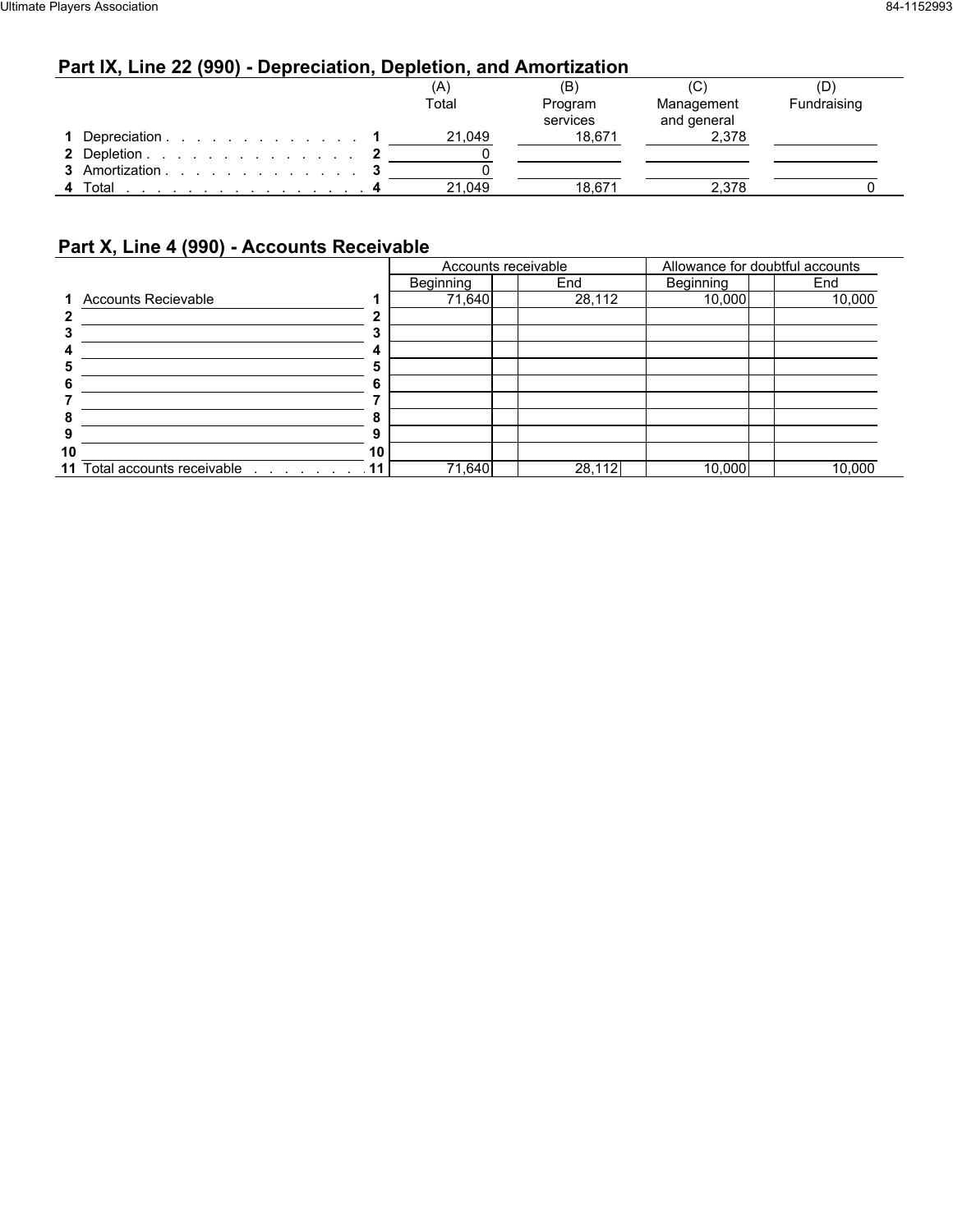## Part IX, Line 22 (990) - Depreciation, Depletion, and Amortization

| | | (A) Total | (B) Program services | (C) Management and general | (D) Fundraising |
|---|---|---|---|---|---|
| 1 Depreciation | 1 | 21,049 | 18,671 | 2,378 | |
| 2 Depletion | 2 | 0 | | | |
| 3 Amortization | 3 | 0 | | | |
| 4 Total | 4 | 21,049 | 18,671 | 2,378 | 0 |

## Part X, Line 4 (990) - Accounts Receivable

| | | Accounts receivable | | Allowance for doubtful accounts | |
|---|---|---|---|---|---|
| | | Beginning | End | Beginning | End |
| 1 Accounts Recievable | 1 | 71,640 | 28,112 | 10,000 | 10,000 |
| 2 | 2 | | | | |
| 3 | 3 | | | | |
| 4 | 4 | | | | |
| 5 | 5 | | | | |
| 6 | 6 | | | | |
| 7 | 7 | | | | |
| 8 | 8 | | | | |
| 9 | 9 | | | | |
| 10 | 10 | | | | |
| 11 Total accounts receivable | 11 | 71,640 | 28,112 | 10,000 | 10,000 |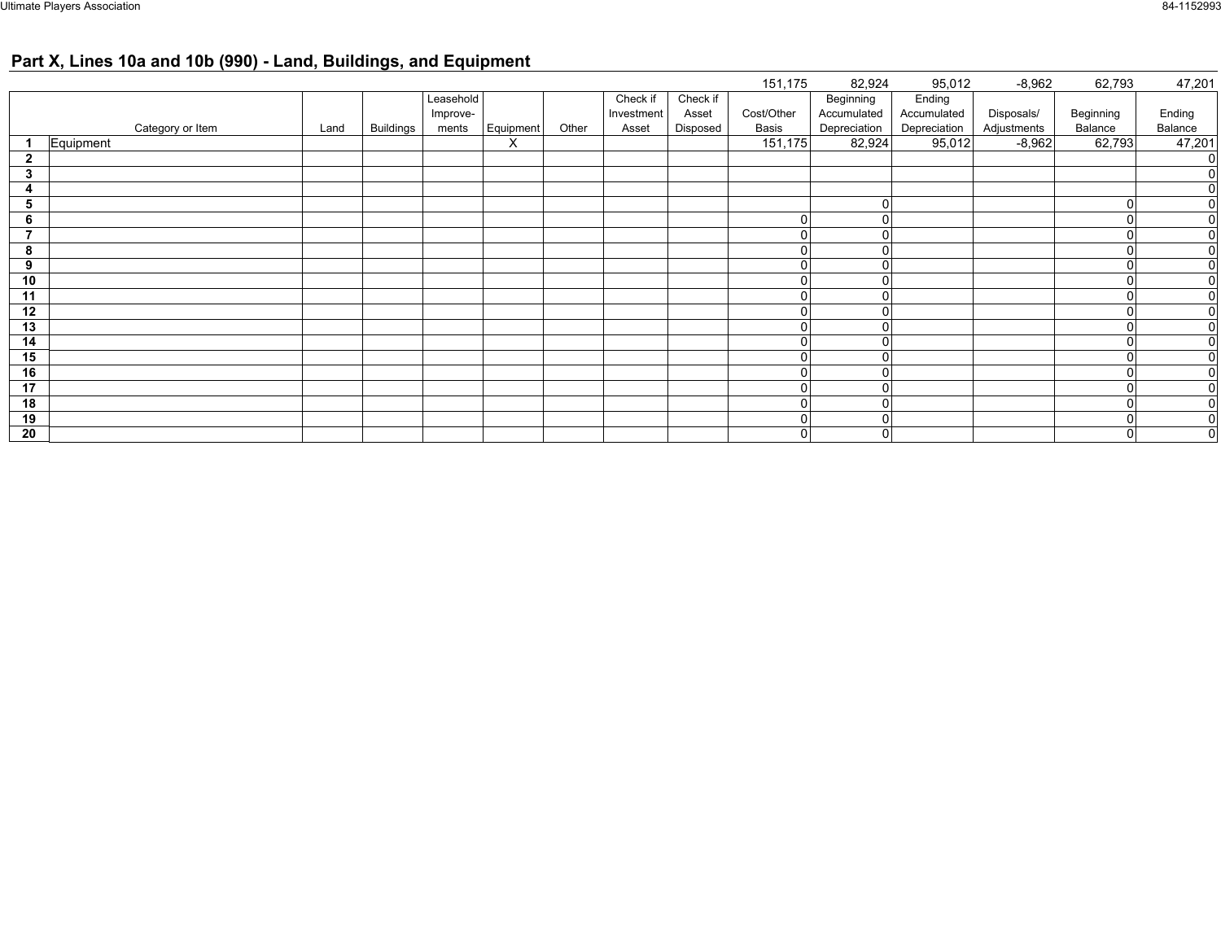## Part X, Lines 10a and 10b (990) - Land, Buildings, and Equipment

| | Category or Item | Land | Buildings | Leasehold Improve-ments | Equipment | Other | Check if Investment Asset | Check if Asset Disposed | Cost/Other Basis | Beginning Accumulated Depreciation | Ending Accumulated Depreciation | Disposals/ Adjustments | Beginning Balance | Ending Balance |
|---|---|---|---|---|---|---|---|---|---|---|---|---|---|---|
| | | | | | | | | | 151,175 | 82,924 | 95,012 | -8,962 | 62,793 | 47,201 |
| 1 | Equipment | | | | X | | | | 151,175 | 82,924 | 95,012 | -8,962 | 62,793 | 47,201 |
| 2 | | | | | | | | | | | | | | 0 |
| 3 | | | | | | | | | | | | | | 0 |
| 4 | | | | | | | | | | | | | | 0 |
| 5 | | | | | | | | | | 0 | | | 0 | 0 |
| 6 | | | | | | | | | 0 | 0 | | | 0 | 0 |
| 7 | | | | | | | | | 0 | 0 | | | 0 | 0 |
| 8 | | | | | | | | | 0 | 0 | | | 0 | 0 |
| 9 | | | | | | | | | 0 | 0 | | | 0 | 0 |
| 10 | | | | | | | | | 0 | 0 | | | 0 | 0 |
| 11 | | | | | | | | | 0 | 0 | | | 0 | 0 |
| 12 | | | | | | | | | 0 | 0 | | | 0 | 0 |
| 13 | | | | | | | | | 0 | 0 | | | 0 | 0 |
| 14 | | | | | | | | | 0 | 0 | | | 0 | 0 |
| 15 | | | | | | | | | 0 | 0 | | | 0 | 0 |
| 16 | | | | | | | | | 0 | 0 | | | 0 | 0 |
| 17 | | | | | | | | | 0 | 0 | | | 0 | 0 |
| 18 | | | | | | | | | 0 | 0 | | | 0 | 0 |
| 19 | | | | | | | | | 0 | 0 | | | 0 | 0 |
| 20 | | | | | | | | | 0 | 0 | | | 0 | 0 |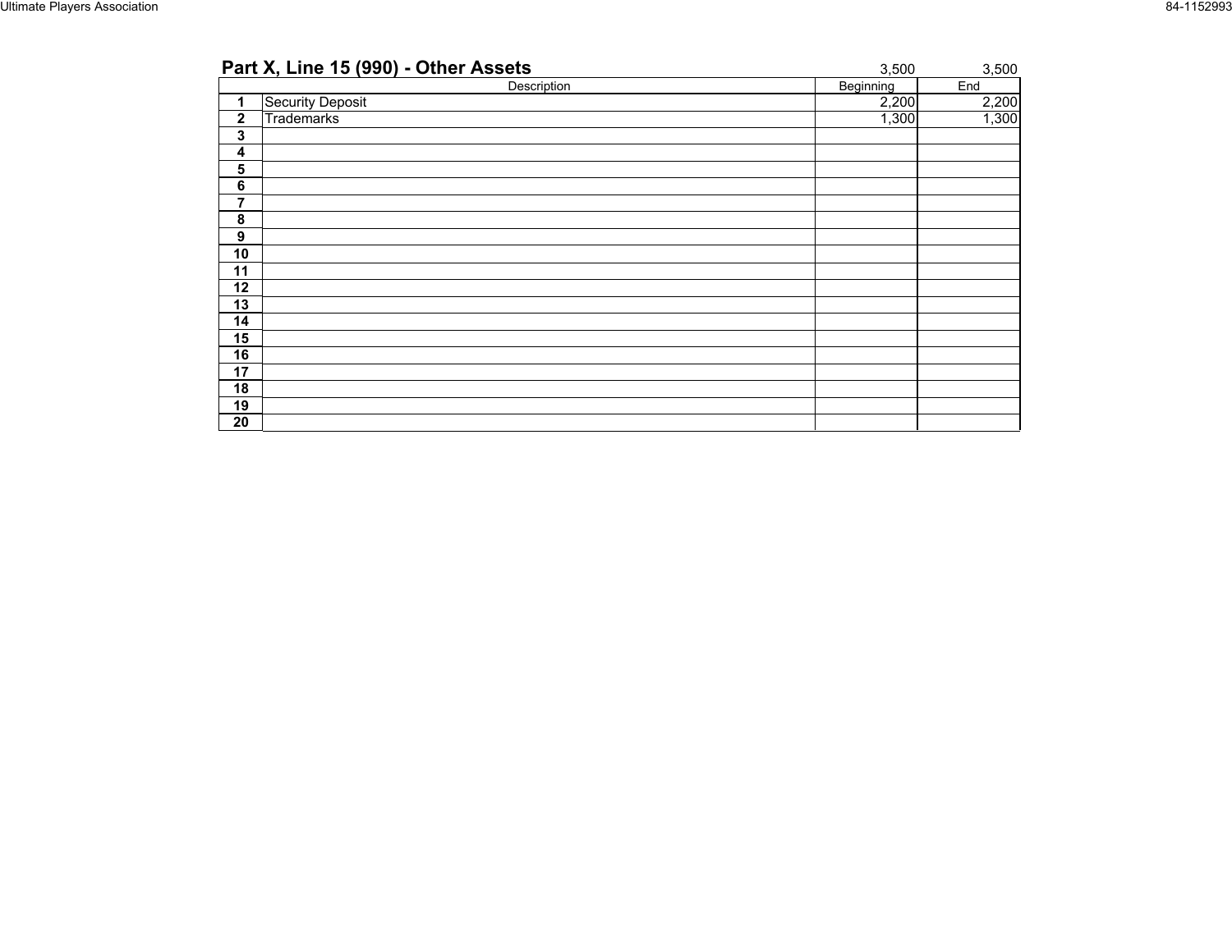## Part X, Line 15 (990) - Other Assets

| | Description | Beginning | End |
|---|---|---|---|
| | | 3,500 | 3,500 |
| 1 | Security Deposit | 2,200 | 2,200 |
| 2 | Trademarks | 1,300 | 1,300 |
| 3 | | | |
| 4 | | | |
| 5 | | | |
| 6 | | | |
| 7 | | | |
| 8 | | | |
| 9 | | | |
| 10 | | | |
| 11 | | | |
| 12 | | | |
| 13 | | | |
| 14 | | | |
| 15 | | | |
| 16 | | | |
| 17 | | | |
| 18 | | | |
| 19 | | | |
| 20 | | | |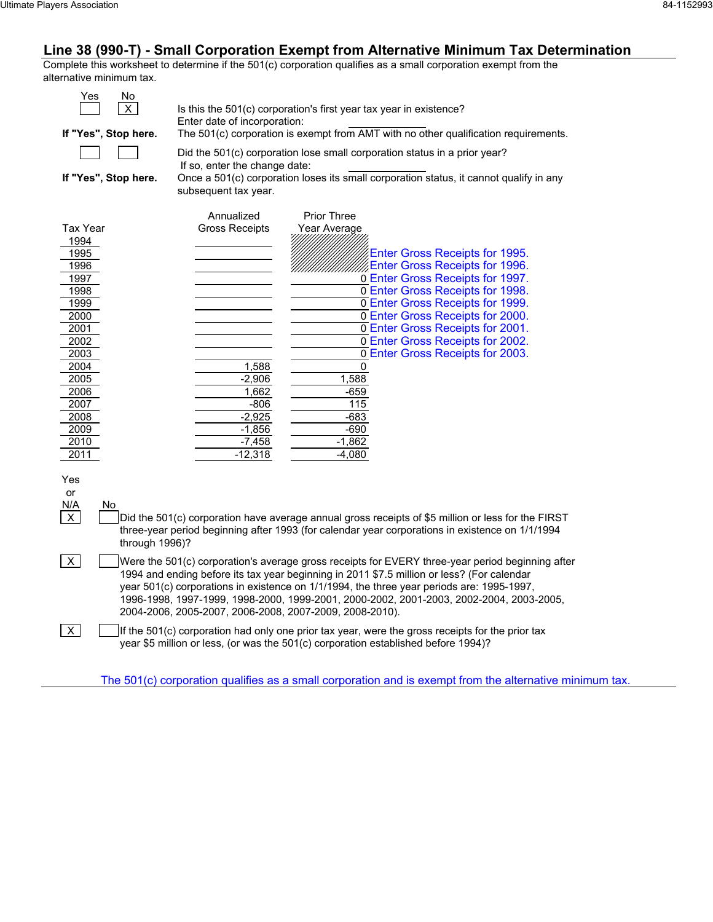## Line 38 (990-T) - Small Corporation Exempt from Alternative Minimum Tax Determination

Complete this worksheet to determine if the 501(c) corporation qualifies as a small corporation exempt from the alternative minimum tax.

| Yes | No | |
|---|---|---|
| | X | Is this the 501(c) corporation's first year tax year in existence? Enter date of incorporation: |

**If "Yes", Stop here.** The 501(c) corporation is exempt from AMT with no other qualification requirements.

| Yes | No | |
|---|---|---|
| | | Did the 501(c) corporation lose small corporation status in a prior year? If so, enter the change date: |

**If "Yes", Stop here.** Once a 501(c) corporation loses its small corporation status, it cannot qualify in any subsequent tax year.

| Tax Year | Annualized Gross Receipts | Prior Three Year Average | |
|---|---|---|---|
| 1994 | | | |
| 1995 | | | Enter Gross Receipts for 1995. |
| 1996 | | | Enter Gross Receipts for 1996. |
| 1997 | | 0 | Enter Gross Receipts for 1997. |
| 1998 | | 0 | Enter Gross Receipts for 1998. |
| 1999 | | 0 | Enter Gross Receipts for 1999. |
| 2000 | | 0 | Enter Gross Receipts for 2000. |
| 2001 | | 0 | Enter Gross Receipts for 2001. |
| 2002 | | 0 | Enter Gross Receipts for 2002. |
| 2003 | | 0 | Enter Gross Receipts for 2003. |
| 2004 | 1,588 | 0 | |
| 2005 | -2,906 | 1,588 | |
| 2006 | 1,662 | -659 | |
| 2007 | -806 | 115 | |
| 2008 | -2,925 | -683 | |
| 2009 | -1,856 | -690 | |
| 2010 | -7,458 | -1,862 | |
| 2011 | -12,318 | -4,080 | |

| Yes or N/A | No | |
|---|---|---|
| X | | Did the 501(c) corporation have average annual gross receipts of $5 million or less for the FIRST three-year period beginning after 1993 (for calendar year corporations in existence on 1/1/1994 through 1996)? |
| X | | Were the 501(c) corporation's average gross receipts for EVERY three-year period beginning after 1994 and ending before its tax year beginning in 2011 $7.5 million or less? (For calendar year 501(c) corporations in existence on 1/1/1994, the three year periods are: 1995-1997, 1996-1998, 1997-1999, 1998-2000, 1999-2001, 2000-2002, 2001-2003, 2002-2004, 2003-2005, 2004-2006, 2005-2007, 2006-2008, 2007-2009, 2008-2010). |
| X | | If the 501(c) corporation had only one prior tax year, were the gross receipts for the prior tax year $5 million or less, (or was the 501(c) corporation established before 1994)? |

The 501(c) corporation qualifies as a small corporation and is exempt from the alternative minimum tax.